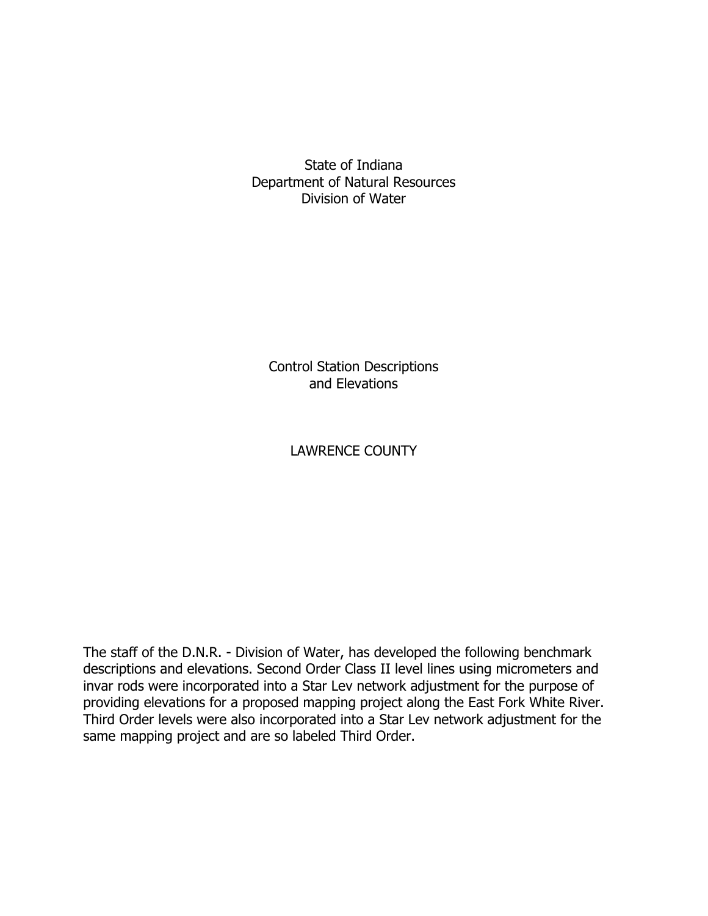State of Indiana
Department of Natural Resources
Division of Water

# Control Station Descriptions and Elevations

## LAWRENCE COUNTY

The staff of the D.N.R. - Division of Water, has developed the following benchmark descriptions and elevations. Second Order Class II level lines using micrometers and invar rods were incorporated into a Star Lev network adjustment for the purpose of providing elevations for a proposed mapping project along the East Fork White River. Third Order levels were also incorporated into a Star Lev network adjustment for the same mapping project and are so labeled Third Order.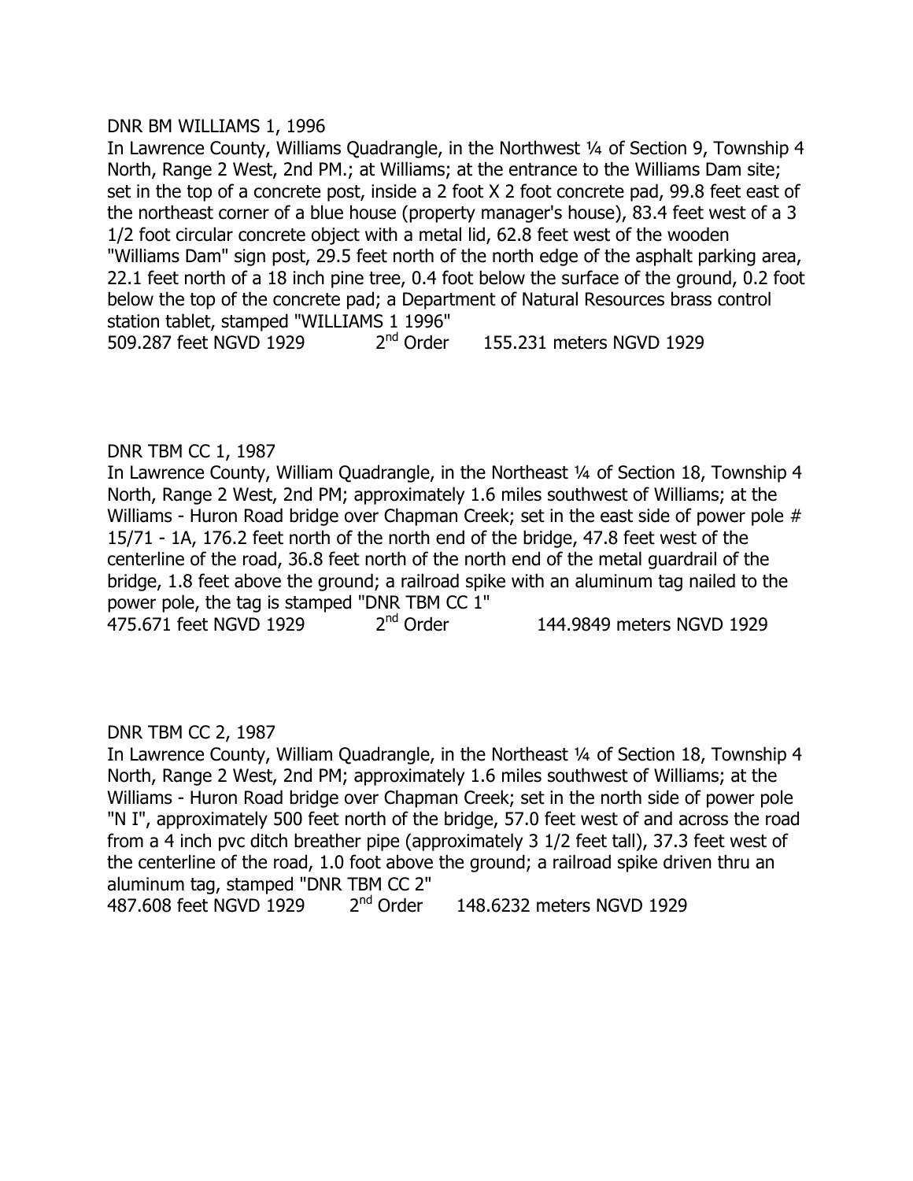DNR BM WILLIAMS 1, 1996

In Lawrence County, Williams Quadrangle, in the Northwest ¼ of Section 9, Township 4 North, Range 2 West, 2nd PM.; at Williams; at the entrance to the Williams Dam site; set in the top of a concrete post, inside a 2 foot X 2 foot concrete pad, 99.8 feet east of the northeast corner of a blue house (property manager's house), 83.4 feet west of a 3 1/2 foot circular concrete object with a metal lid, 62.8 feet west of the wooden "Williams Dam" sign post, 29.5 feet north of the north edge of the asphalt parking area, 22.1 feet north of a 18 inch pine tree, 0.4 foot below the surface of the ground, 0.2 foot below the top of the concrete pad; a Department of Natural Resources brass control station tablet, stamped "WILLIAMS 1 1996"

509.287 feet NGVD 1929 2nd Order 155.231 meters NGVD 1929

DNR TBM CC 1, 1987

In Lawrence County, William Quadrangle, in the Northeast ¼ of Section 18, Township 4 North, Range 2 West, 2nd PM; approximately 1.6 miles southwest of Williams; at the Williams - Huron Road bridge over Chapman Creek; set in the east side of power pole # 15/71 - 1A, 176.2 feet north of the north end of the bridge, 47.8 feet west of the centerline of the road, 36.8 feet north of the north end of the metal guardrail of the bridge, 1.8 feet above the ground; a railroad spike with an aluminum tag nailed to the power pole, the tag is stamped "DNR TBM CC 1"

475.671 feet NGVD 1929 2nd Order 144.9849 meters NGVD 1929

DNR TBM CC 2, 1987

In Lawrence County, William Quadrangle, in the Northeast ¼ of Section 18, Township 4 North, Range 2 West, 2nd PM; approximately 1.6 miles southwest of Williams; at the Williams - Huron Road bridge over Chapman Creek; set in the north side of power pole "N I", approximately 500 feet north of the bridge, 57.0 feet west of and across the road from a 4 inch pvc ditch breather pipe (approximately 3 1/2 feet tall), 37.3 feet west of the centerline of the road, 1.0 foot above the ground; a railroad spike driven thru an aluminum tag, stamped "DNR TBM CC 2"

487.608 feet NGVD 1929 2nd Order 148.6232 meters NGVD 1929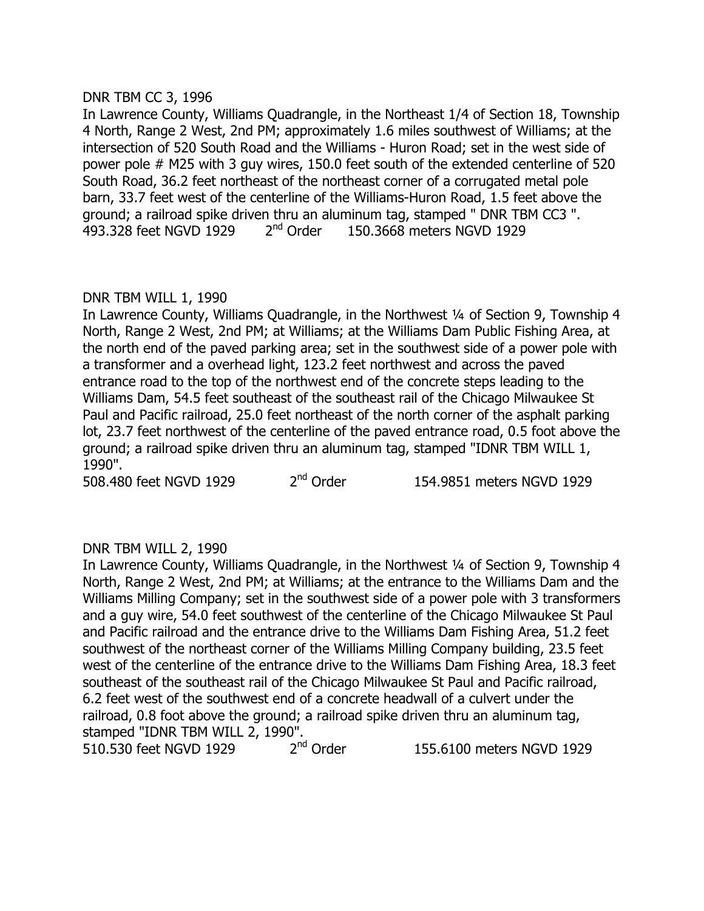DNR TBM CC 3, 1996

In Lawrence County, Williams Quadrangle, in the Northeast 1/4 of Section 18, Township 4 North, Range 2 West, 2nd PM; approximately 1.6 miles southwest of Williams; at the intersection of 520 South Road and the Williams - Huron Road; set in the west side of power pole # M25 with 3 guy wires, 150.0 feet south of the extended centerline of 520 South Road, 36.2 feet northeast of the northeast corner of a corrugated metal pole barn, 33.7 feet west of the centerline of the Williams-Huron Road, 1.5 feet above the ground; a railroad spike driven thru an aluminum tag, stamped " DNR TBM CC3 ".

493.328 feet NGVD 1929 2nd Order 150.3668 meters NGVD 1929

DNR TBM WILL 1, 1990

In Lawrence County, Williams Quadrangle, in the Northwest ¼ of Section 9, Township 4 North, Range 2 West, 2nd PM; at Williams; at the Williams Dam Public Fishing Area, at the north end of the paved parking area; set in the southwest side of a power pole with a transformer and a overhead light, 123.2 feet northwest and across the paved entrance road to the top of the northwest end of the concrete steps leading to the Williams Dam, 54.5 feet southeast of the southeast rail of the Chicago Milwaukee St Paul and Pacific railroad, 25.0 feet northeast of the north corner of the asphalt parking lot, 23.7 feet northwest of the centerline of the paved entrance road, 0.5 foot above the ground; a railroad spike driven thru an aluminum tag, stamped "IDNR TBM WILL 1, 1990".

508.480 feet NGVD 1929 2nd Order 154.9851 meters NGVD 1929

DNR TBM WILL 2, 1990

In Lawrence County, Williams Quadrangle, in the Northwest ¼ of Section 9, Township 4 North, Range 2 West, 2nd PM; at Williams; at the entrance to the Williams Dam and the Williams Milling Company; set in the southwest side of a power pole with 3 transformers and a guy wire, 54.0 feet southwest of the centerline of the Chicago Milwaukee St Paul and Pacific railroad and the entrance drive to the Williams Dam Fishing Area, 51.2 feet southwest of the northeast corner of the Williams Milling Company building, 23.5 feet west of the centerline of the entrance drive to the Williams Dam Fishing Area, 18.3 feet southeast of the southeast rail of the Chicago Milwaukee St Paul and Pacific railroad, 6.2 feet west of the southwest end of a concrete headwall of a culvert under the railroad, 0.8 foot above the ground; a railroad spike driven thru an aluminum tag, stamped "IDNR TBM WILL 2, 1990".

510.530 feet NGVD 1929 2nd Order 155.6100 meters NGVD 1929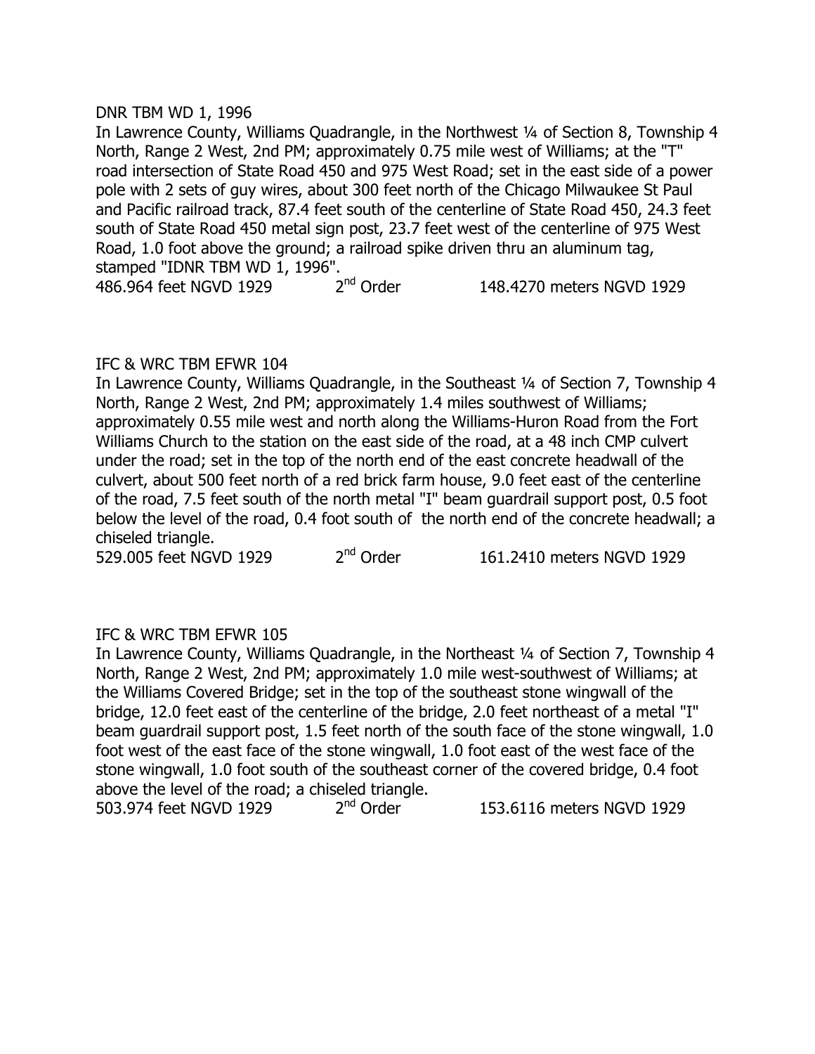DNR TBM WD 1, 1996

In Lawrence County, Williams Quadrangle, in the Northwest ¼ of Section 8, Township 4 North, Range 2 West, 2nd PM; approximately 0.75 mile west of Williams; at the "T" road intersection of State Road 450 and 975 West Road; set in the east side of a power pole with 2 sets of guy wires, about 300 feet north of the Chicago Milwaukee St Paul and Pacific railroad track, 87.4 feet south of the centerline of State Road 450, 24.3 feet south of State Road 450 metal sign post, 23.7 feet west of the centerline of 975 West Road, 1.0 foot above the ground; a railroad spike driven thru an aluminum tag, stamped "IDNR TBM WD 1, 1996".

486.964 feet NGVD 1929 2nd Order 148.4270 meters NGVD 1929

IFC & WRC TBM EFWR 104

In Lawrence County, Williams Quadrangle, in the Southeast ¼ of Section 7, Township 4 North, Range 2 West, 2nd PM; approximately 1.4 miles southwest of Williams; approximately 0.55 mile west and north along the Williams-Huron Road from the Fort Williams Church to the station on the east side of the road, at a 48 inch CMP culvert under the road; set in the top of the north end of the east concrete headwall of the culvert, about 500 feet north of a red brick farm house, 9.0 feet east of the centerline of the road, 7.5 feet south of the north metal "I" beam guardrail support post, 0.5 foot below the level of the road, 0.4 foot south of the north end of the concrete headwall; a chiseled triangle.

529.005 feet NGVD 1929 2nd Order 161.2410 meters NGVD 1929

IFC & WRC TBM EFWR 105

In Lawrence County, Williams Quadrangle, in the Northeast ¼ of Section 7, Township 4 North, Range 2 West, 2nd PM; approximately 1.0 mile west-southwest of Williams; at the Williams Covered Bridge; set in the top of the southeast stone wingwall of the bridge, 12.0 feet east of the centerline of the bridge, 2.0 feet northeast of a metal "I" beam guardrail support post, 1.5 feet north of the south face of the stone wingwall, 1.0 foot west of the east face of the stone wingwall, 1.0 foot east of the west face of the stone wingwall, 1.0 foot south of the southeast corner of the covered bridge, 0.4 foot above the level of the road; a chiseled triangle.

503.974 feet NGVD 1929 2nd Order 153.6116 meters NGVD 1929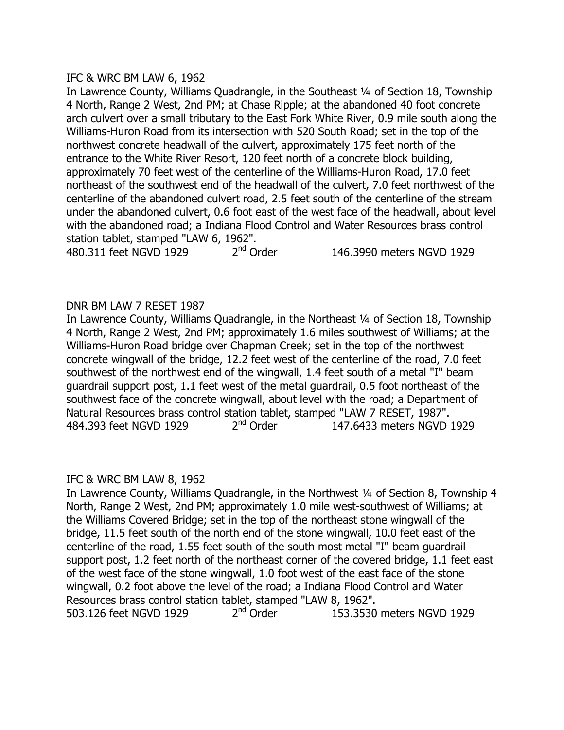IFC & WRC BM LAW 6, 1962

In Lawrence County, Williams Quadrangle, in the Southeast ¼ of Section 18, Township 4 North, Range 2 West, 2nd PM; at Chase Ripple; at the abandoned 40 foot concrete arch culvert over a small tributary to the East Fork White River, 0.9 mile south along the Williams-Huron Road from its intersection with 520 South Road; set in the top of the northwest concrete headwall of the culvert, approximately 175 feet north of the entrance to the White River Resort, 120 feet north of a concrete block building, approximately 70 feet west of the centerline of the Williams-Huron Road, 17.0 feet northeast of the southwest end of the headwall of the culvert, 7.0 feet northwest of the centerline of the abandoned culvert road, 2.5 feet south of the centerline of the stream under the abandoned culvert, 0.6 foot east of the west face of the headwall, about level with the abandoned road; a Indiana Flood Control and Water Resources brass control station tablet, stamped "LAW 6, 1962".

480.311 feet NGVD 1929    2nd Order    146.3990 meters NGVD 1929

DNR BM LAW 7 RESET 1987

In Lawrence County, Williams Quadrangle, in the Northeast ¼ of Section 18, Township 4 North, Range 2 West, 2nd PM; approximately 1.6 miles southwest of Williams; at the Williams-Huron Road bridge over Chapman Creek; set in the top of the northwest concrete wingwall of the bridge, 12.2 feet west of the centerline of the road, 7.0 feet southwest of the northwest end of the wingwall, 1.4 feet south of a metal "I" beam guardrail support post, 1.1 feet west of the metal guardrail, 0.5 foot northeast of the southwest face of the concrete wingwall, about level with the road; a Department of Natural Resources brass control station tablet, stamped "LAW 7 RESET, 1987".

484.393 feet NGVD 1929    2nd Order    147.6433 meters NGVD 1929

IFC & WRC BM LAW 8, 1962

In Lawrence County, Williams Quadrangle, in the Northwest ¼ of Section 8, Township 4 North, Range 2 West, 2nd PM; approximately 1.0 mile west-southwest of Williams; at the Williams Covered Bridge; set in the top of the northeast stone wingwall of the bridge, 11.5 feet south of the north end of the stone wingwall, 10.0 feet east of the centerline of the road, 1.55 feet south of the south most metal "I" beam guardrail support post, 1.2 feet north of the northeast corner of the covered bridge, 1.1 feet east of the west face of the stone wingwall, 1.0 foot west of the east face of the stone wingwall, 0.2 foot above the level of the road; a Indiana Flood Control and Water Resources brass control station tablet, stamped "LAW 8, 1962".

503.126 feet NGVD 1929    2nd Order    153.3530 meters NGVD 1929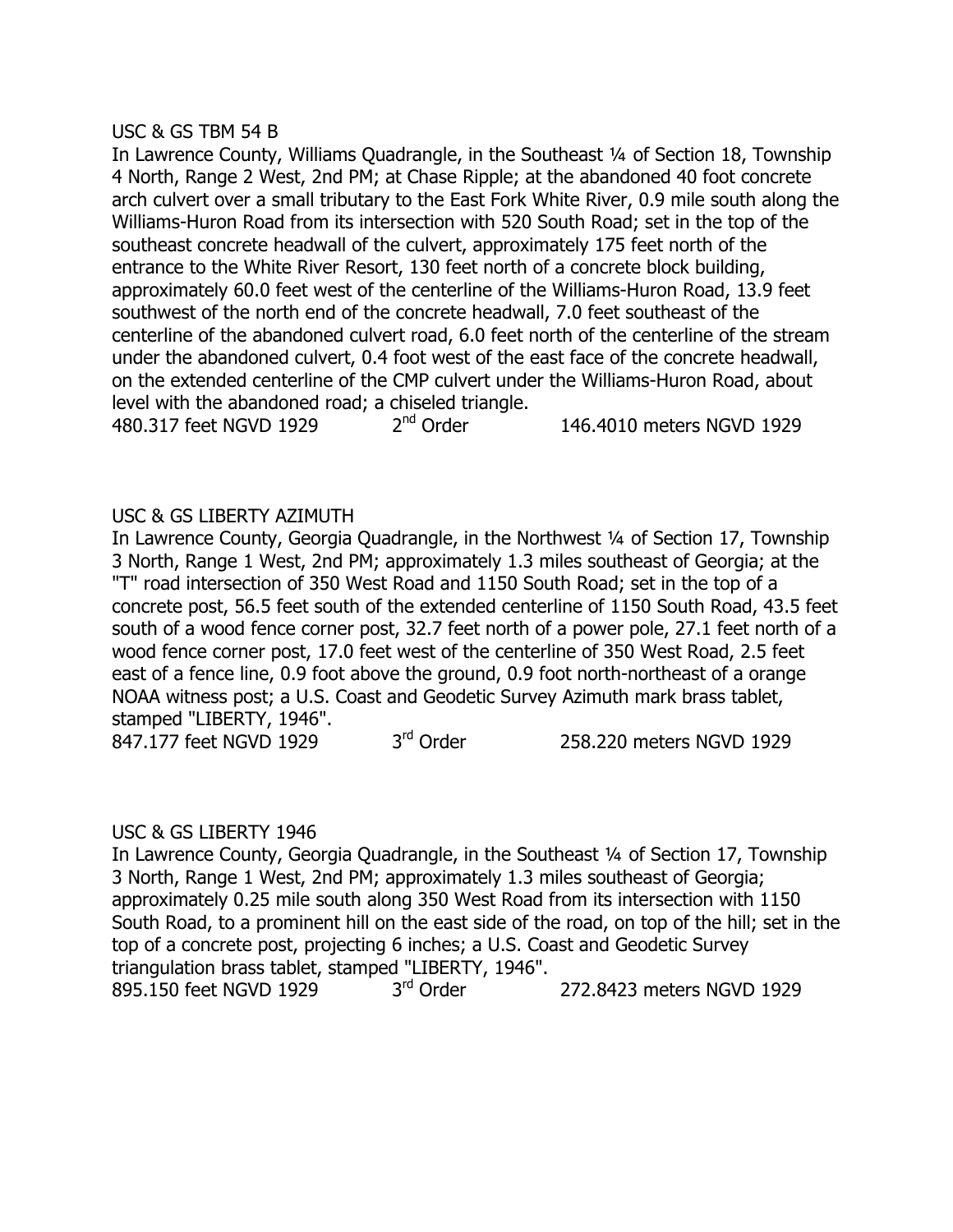USC & GS TBM 54 B

In Lawrence County, Williams Quadrangle, in the Southeast ¼ of Section 18, Township 4 North, Range 2 West, 2nd PM; at Chase Ripple; at the abandoned 40 foot concrete arch culvert over a small tributary to the East Fork White River, 0.9 mile south along the Williams-Huron Road from its intersection with 520 South Road; set in the top of the southeast concrete headwall of the culvert, approximately 175 feet north of the entrance to the White River Resort, 130 feet north of a concrete block building, approximately 60.0 feet west of the centerline of the Williams-Huron Road, 13.9 feet southwest of the north end of the concrete headwall, 7.0 feet southeast of the centerline of the abandoned culvert road, 6.0 feet north of the centerline of the stream under the abandoned culvert, 0.4 foot west of the east face of the concrete headwall, on the extended centerline of the CMP culvert under the Williams-Huron Road, about level with the abandoned road; a chiseled triangle.

480.317 feet NGVD 1929 2nd Order 146.4010 meters NGVD 1929

USC & GS LIBERTY AZIMUTH

In Lawrence County, Georgia Quadrangle, in the Northwest ¼ of Section 17, Township 3 North, Range 1 West, 2nd PM; approximately 1.3 miles southeast of Georgia; at the "T" road intersection of 350 West Road and 1150 South Road; set in the top of a concrete post, 56.5 feet south of the extended centerline of 1150 South Road, 43.5 feet south of a wood fence corner post, 32.7 feet north of a power pole, 27.1 feet north of a wood fence corner post, 17.0 feet west of the centerline of 350 West Road, 2.5 feet east of a fence line, 0.9 foot above the ground, 0.9 foot north-northeast of a orange NOAA witness post; a U.S. Coast and Geodetic Survey Azimuth mark brass tablet, stamped "LIBERTY, 1946".

847.177 feet NGVD 1929 3rd Order 258.220 meters NGVD 1929

USC & GS LIBERTY 1946

In Lawrence County, Georgia Quadrangle, in the Southeast ¼ of Section 17, Township 3 North, Range 1 West, 2nd PM; approximately 1.3 miles southeast of Georgia; approximately 0.25 mile south along 350 West Road from its intersection with 1150 South Road, to a prominent hill on the east side of the road, on top of the hill; set in the top of a concrete post, projecting 6 inches; a U.S. Coast and Geodetic Survey triangulation brass tablet, stamped "LIBERTY, 1946".

895.150 feet NGVD 1929 3rd Order 272.8423 meters NGVD 1929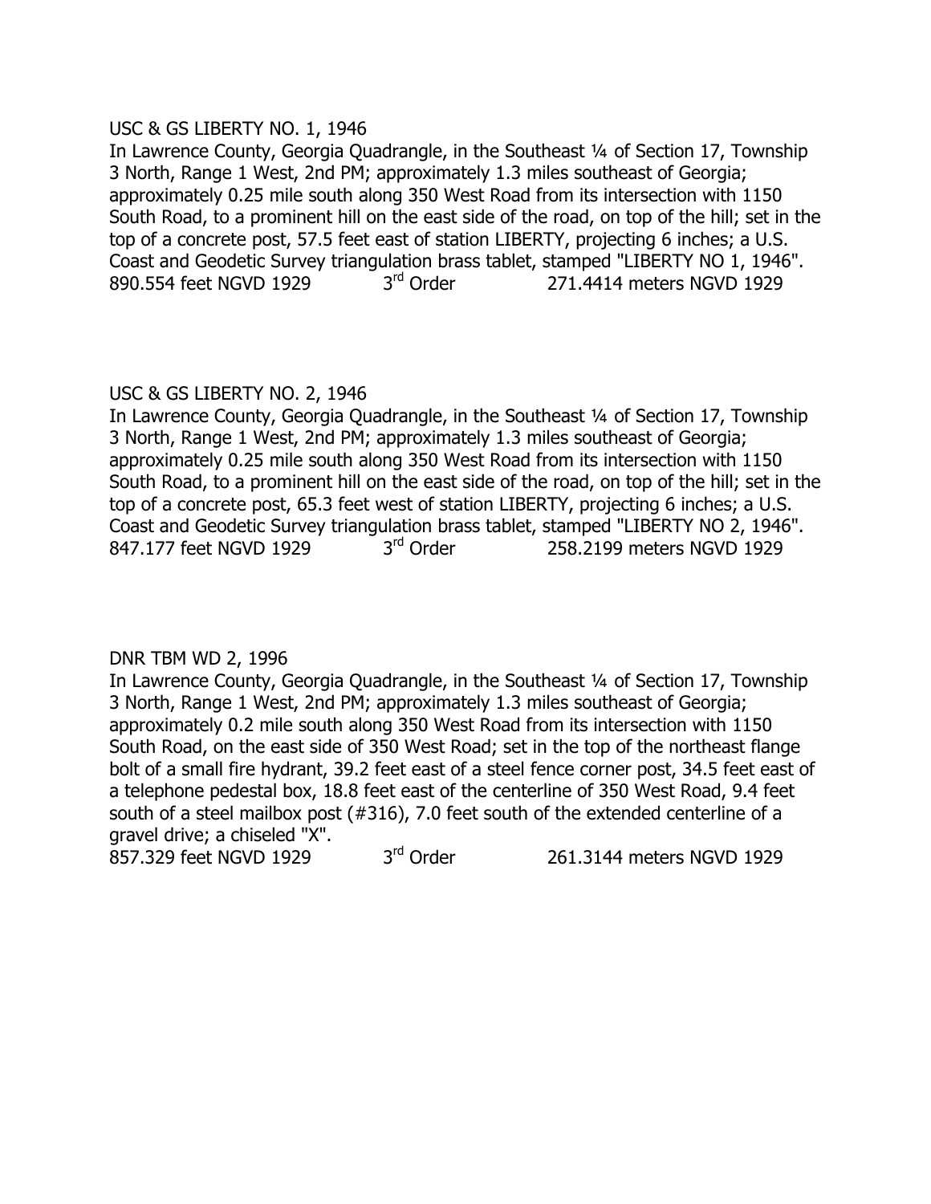USC & GS LIBERTY NO. 1, 1946

In Lawrence County, Georgia Quadrangle, in the Southeast ¼ of Section 17, Township 3 North, Range 1 West, 2nd PM; approximately 1.3 miles southeast of Georgia; approximately 0.25 mile south along 350 West Road from its intersection with 1150 South Road, to a prominent hill on the east side of the road, on top of the hill; set in the top of a concrete post, 57.5 feet east of station LIBERTY, projecting 6 inches; a U.S. Coast and Geodetic Survey triangulation brass tablet, stamped "LIBERTY NO 1, 1946".

890.554 feet NGVD 1929    3rd Order    271.4414 meters NGVD 1929

USC & GS LIBERTY NO. 2, 1946

In Lawrence County, Georgia Quadrangle, in the Southeast ¼ of Section 17, Township 3 North, Range 1 West, 2nd PM; approximately 1.3 miles southeast of Georgia; approximately 0.25 mile south along 350 West Road from its intersection with 1150 South Road, to a prominent hill on the east side of the road, on top of the hill; set in the top of a concrete post, 65.3 feet west of station LIBERTY, projecting 6 inches; a U.S. Coast and Geodetic Survey triangulation brass tablet, stamped "LIBERTY NO 2, 1946".

847.177 feet NGVD 1929    3rd Order    258.2199 meters NGVD 1929

DNR TBM WD 2, 1996

In Lawrence County, Georgia Quadrangle, in the Southeast ¼ of Section 17, Township 3 North, Range 1 West, 2nd PM; approximately 1.3 miles southeast of Georgia; approximately 0.2 mile south along 350 West Road from its intersection with 1150 South Road, on the east side of 350 West Road; set in the top of the northeast flange bolt of a small fire hydrant, 39.2 feet east of a steel fence corner post, 34.5 feet east of a telephone pedestal box, 18.8 feet east of the centerline of 350 West Road, 9.4 feet south of a steel mailbox post (#316), 7.0 feet south of the extended centerline of a gravel drive; a chiseled "X".

857.329 feet NGVD 1929    3rd Order    261.3144 meters NGVD 1929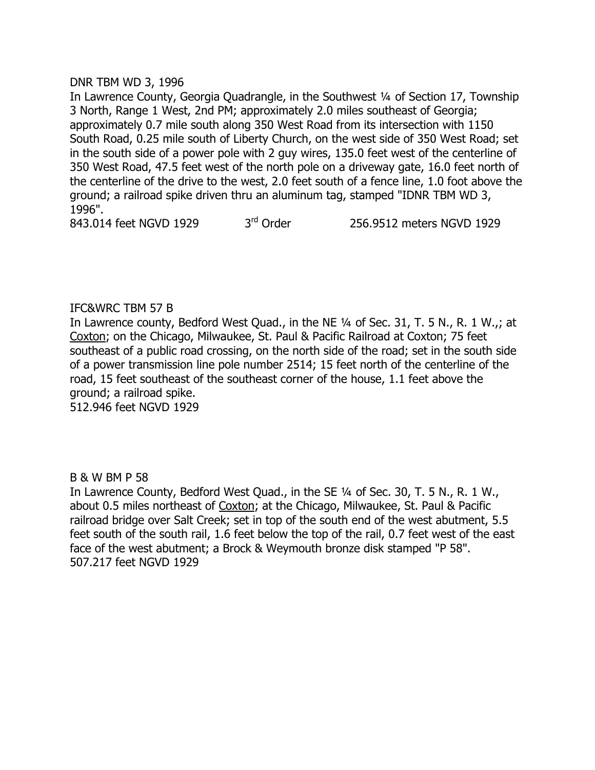DNR TBM WD 3, 1996

In Lawrence County, Georgia Quadrangle, in the Southwest ¼ of Section 17, Township 3 North, Range 1 West, 2nd PM; approximately 2.0 miles southeast of Georgia; approximately 0.7 mile south along 350 West Road from its intersection with 1150 South Road, 0.25 mile south of Liberty Church, on the west side of 350 West Road; set in the south side of a power pole with 2 guy wires, 135.0 feet west of the centerline of 350 West Road, 47.5 feet west of the north pole on a driveway gate, 16.0 feet north of the centerline of the drive to the west, 2.0 feet south of a fence line, 1.0 foot above the ground; a railroad spike driven thru an aluminum tag, stamped "IDNR TBM WD 3, 1996".

843.014 feet NGVD 1929 3rd Order 256.9512 meters NGVD 1929

IFC&WRC TBM 57 B

In Lawrence county, Bedford West Quad., in the NE ¼ of Sec. 31, T. 5 N., R. 1 W.,; at Coxton; on the Chicago, Milwaukee, St. Paul & Pacific Railroad at Coxton; 75 feet southeast of a public road crossing, on the north side of the road; set in the south side of a power transmission line pole number 2514; 15 feet north of the centerline of the road, 15 feet southeast of the southeast corner of the house, 1.1 feet above the ground; a railroad spike.

512.946 feet NGVD 1929

B & W BM P 58

In Lawrence County, Bedford West Quad., in the SE ¼ of Sec. 30, T. 5 N., R. 1 W., about 0.5 miles northeast of Coxton; at the Chicago, Milwaukee, St. Paul & Pacific railroad bridge over Salt Creek; set in top of the south end of the west abutment, 5.5 feet south of the south rail, 1.6 feet below the top of the rail, 0.7 feet west of the east face of the west abutment; a Brock & Weymouth bronze disk stamped "P 58".

507.217 feet NGVD 1929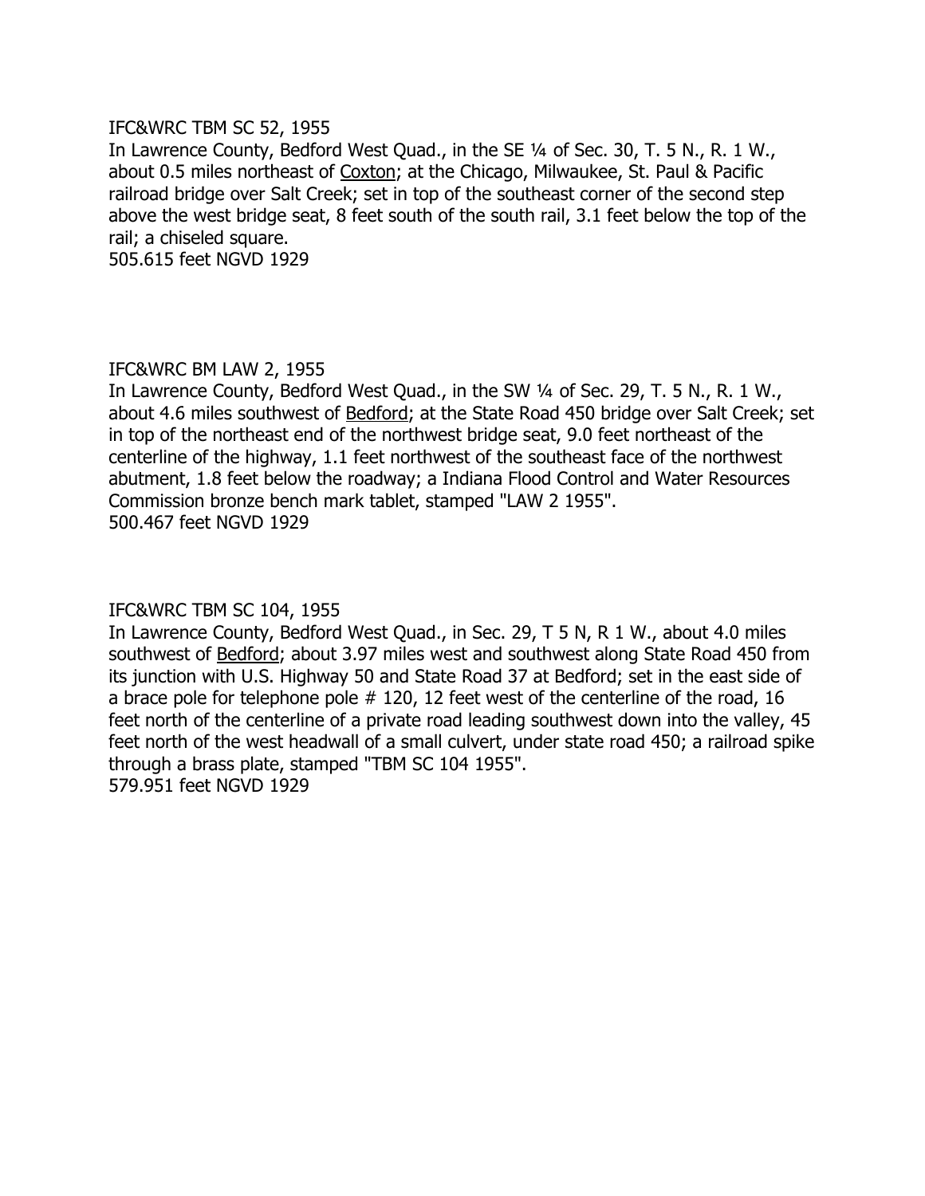IFC&WRC TBM SC 52, 1955
In Lawrence County, Bedford West Quad., in the SE ¼ of Sec. 30, T. 5 N., R. 1 W., about 0.5 miles northeast of Coxton; at the Chicago, Milwaukee, St. Paul & Pacific railroad bridge over Salt Creek; set in top of the southeast corner of the second step above the west bridge seat, 8 feet south of the south rail, 3.1 feet below the top of the rail; a chiseled square.
505.615 feet NGVD 1929

IFC&WRC BM LAW 2, 1955
In Lawrence County, Bedford West Quad., in the SW ¼ of Sec. 29, T. 5 N., R. 1 W., about 4.6 miles southwest of Bedford; at the State Road 450 bridge over Salt Creek; set in top of the northeast end of the northwest bridge seat, 9.0 feet northeast of the centerline of the highway, 1.1 feet northwest of the southeast face of the northwest abutment, 1.8 feet below the roadway; a Indiana Flood Control and Water Resources Commission bronze bench mark tablet, stamped "LAW 2 1955".
500.467 feet NGVD 1929

IFC&WRC TBM SC 104, 1955
In Lawrence County, Bedford West Quad., in Sec. 29, T 5 N, R 1 W., about 4.0 miles southwest of Bedford; about 3.97 miles west and southwest along State Road 450 from its junction with U.S. Highway 50 and State Road 37 at Bedford; set in the east side of a brace pole for telephone pole # 120, 12 feet west of the centerline of the road, 16 feet north of the centerline of a private road leading southwest down into the valley, 45 feet north of the west headwall of a small culvert, under state road 450; a railroad spike through a brass plate, stamped "TBM SC 104 1955".
579.951 feet NGVD 1929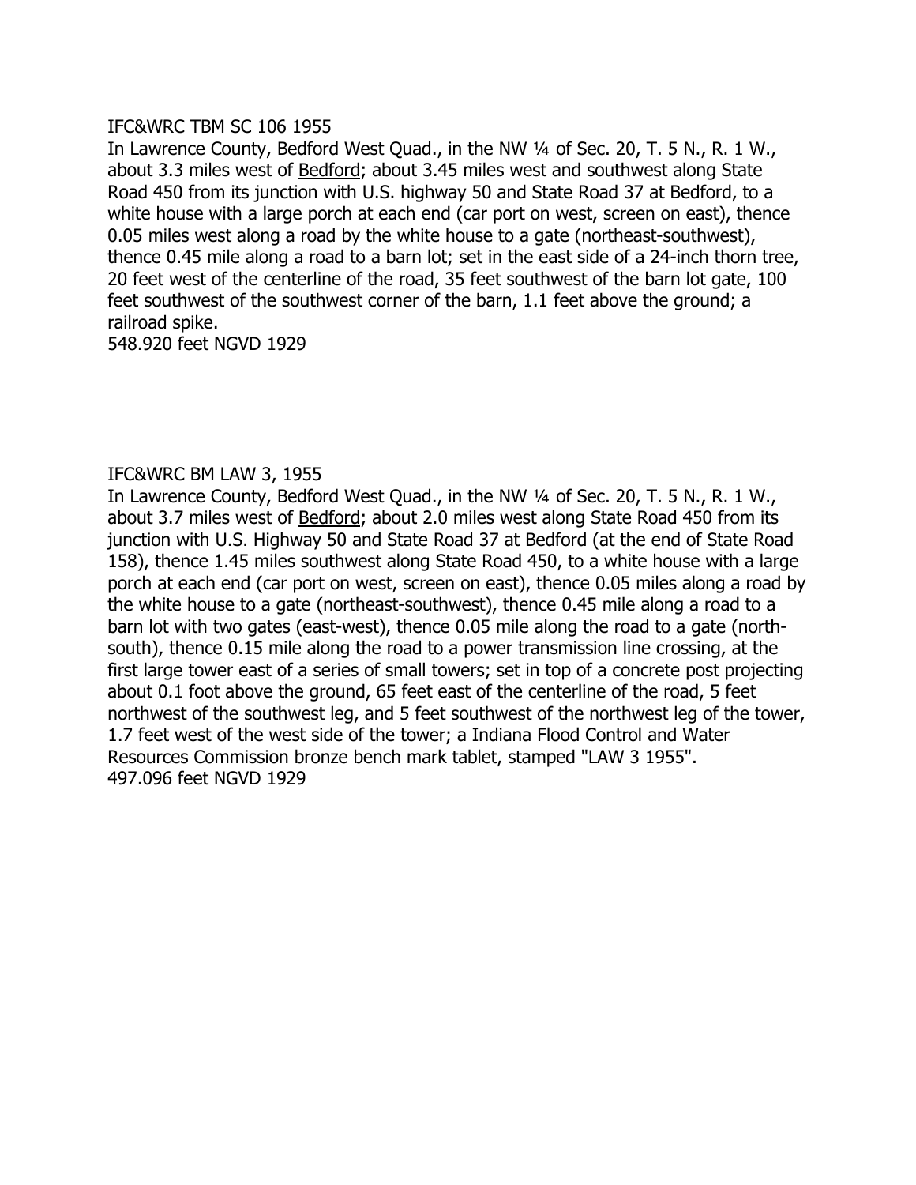IFC&WRC TBM SC 106 1955

In Lawrence County, Bedford West Quad., in the NW ¼ of Sec. 20, T. 5 N., R. 1 W., about 3.3 miles west of Bedford; about 3.45 miles west and southwest along State Road 450 from its junction with U.S. highway 50 and State Road 37 at Bedford, to a white house with a large porch at each end (car port on west, screen on east), thence 0.05 miles west along a road by the white house to a gate (northeast-southwest), thence 0.45 mile along a road to a barn lot; set in the east side of a 24-inch thorn tree, 20 feet west of the centerline of the road, 35 feet southwest of the barn lot gate, 100 feet southwest of the southwest corner of the barn, 1.1 feet above the ground; a railroad spike.

548.920 feet NGVD 1929

IFC&WRC BM LAW 3, 1955

In Lawrence County, Bedford West Quad., in the NW ¼ of Sec. 20, T. 5 N., R. 1 W., about 3.7 miles west of Bedford; about 2.0 miles west along State Road 450 from its junction with U.S. Highway 50 and State Road 37 at Bedford (at the end of State Road 158), thence 1.45 miles southwest along State Road 450, to a white house with a large porch at each end (car port on west, screen on east), thence 0.05 miles along a road by the white house to a gate (northeast-southwest), thence 0.45 mile along a road to a barn lot with two gates (east-west), thence 0.05 mile along the road to a gate (north-south), thence 0.15 mile along the road to a power transmission line crossing, at the first large tower east of a series of small towers; set in top of a concrete post projecting about 0.1 foot above the ground, 65 feet east of the centerline of the road, 5 feet northwest of the southwest leg, and 5 feet southwest of the northwest leg of the tower, 1.7 feet west of the west side of the tower; a Indiana Flood Control and Water Resources Commission bronze bench mark tablet, stamped "LAW 3 1955".

497.096 feet NGVD 1929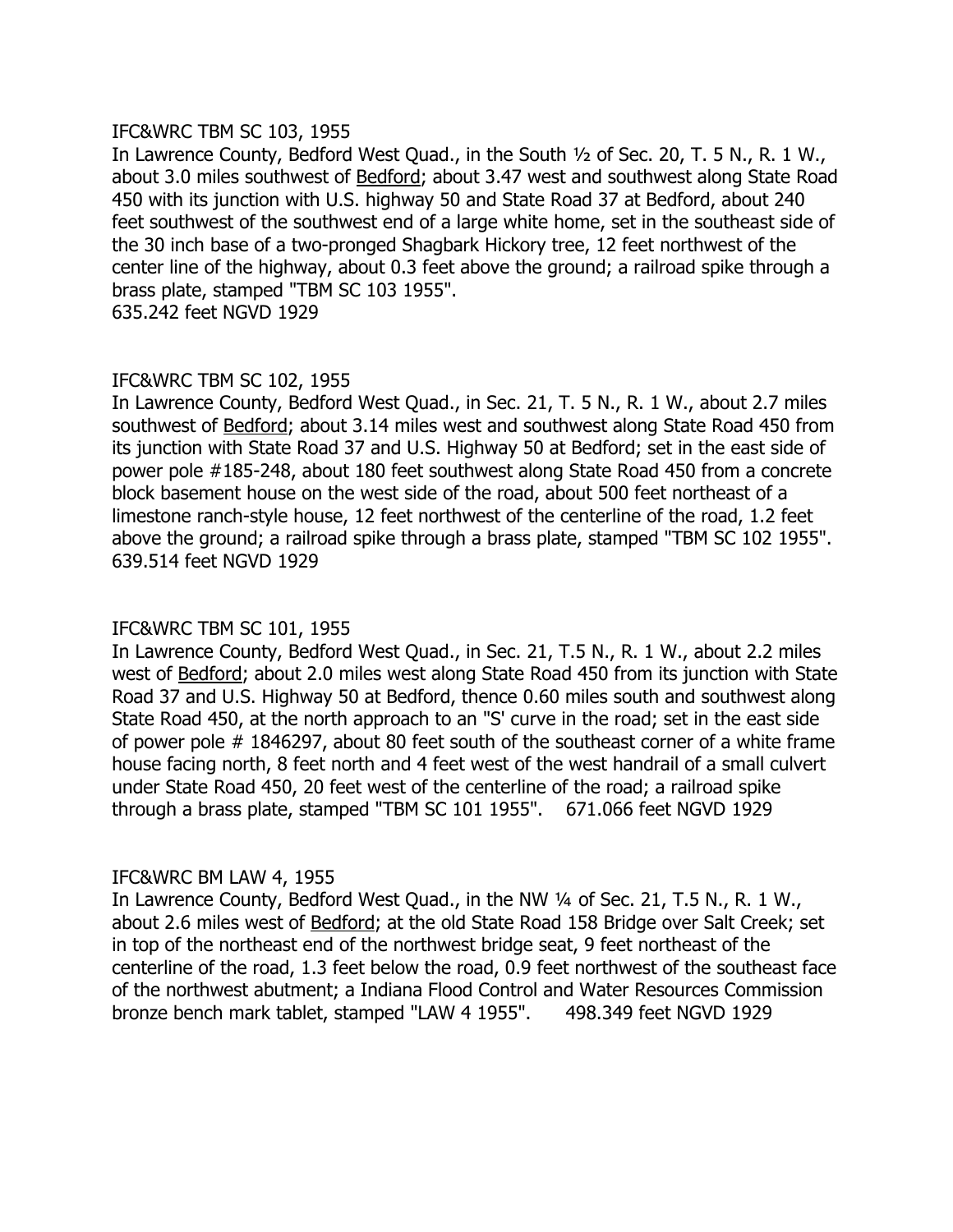IFC&WRC TBM SC 103, 1955

In Lawrence County, Bedford West Quad., in the South ½ of Sec. 20, T. 5 N., R. 1 W., about 3.0 miles southwest of Bedford; about 3.47 west and southwest along State Road 450 with its junction with U.S. highway 50 and State Road 37 at Bedford, about 240 feet southwest of the southwest end of a large white home, set in the southeast side of the 30 inch base of a two-pronged Shagbark Hickory tree, 12 feet northwest of the center line of the highway, about 0.3 feet above the ground; a railroad spike through a brass plate, stamped "TBM SC 103 1955".

635.242 feet NGVD 1929

IFC&WRC TBM SC 102, 1955

In Lawrence County, Bedford West Quad., in Sec. 21, T. 5 N., R. 1 W., about 2.7 miles southwest of Bedford; about 3.14 miles west and southwest along State Road 450 from its junction with State Road 37 and U.S. Highway 50 at Bedford; set in the east side of power pole #185-248, about 180 feet southwest along State Road 450 from a concrete block basement house on the west side of the road, about 500 feet northeast of a limestone ranch-style house, 12 feet northwest of the centerline of the road, 1.2 feet above the ground; a railroad spike through a brass plate, stamped "TBM SC 102 1955".

639.514 feet NGVD 1929

IFC&WRC TBM SC 101, 1955

In Lawrence County, Bedford West Quad., in Sec. 21, T.5 N., R. 1 W., about 2.2 miles west of Bedford; about 2.0 miles west along State Road 450 from its junction with State Road 37 and U.S. Highway 50 at Bedford, thence 0.60 miles south and southwest along State Road 450, at the north approach to an "S' curve in the road; set in the east side of power pole # 1846297, about 80 feet south of the southeast corner of a white frame house facing north, 8 feet north and 4 feet west of the west handrail of a small culvert under State Road 450, 20 feet west of the centerline of the road; a railroad spike through a brass plate, stamped "TBM SC 101 1955". 671.066 feet NGVD 1929

IFC&WRC BM LAW 4, 1955

In Lawrence County, Bedford West Quad., in the NW ¼ of Sec. 21, T.5 N., R. 1 W., about 2.6 miles west of Bedford; at the old State Road 158 Bridge over Salt Creek; set in top of the northeast end of the northwest bridge seat, 9 feet northeast of the centerline of the road, 1.3 feet below the road, 0.9 feet northwest of the southeast face of the northwest abutment; a Indiana Flood Control and Water Resources Commission bronze bench mark tablet, stamped "LAW 4 1955". 498.349 feet NGVD 1929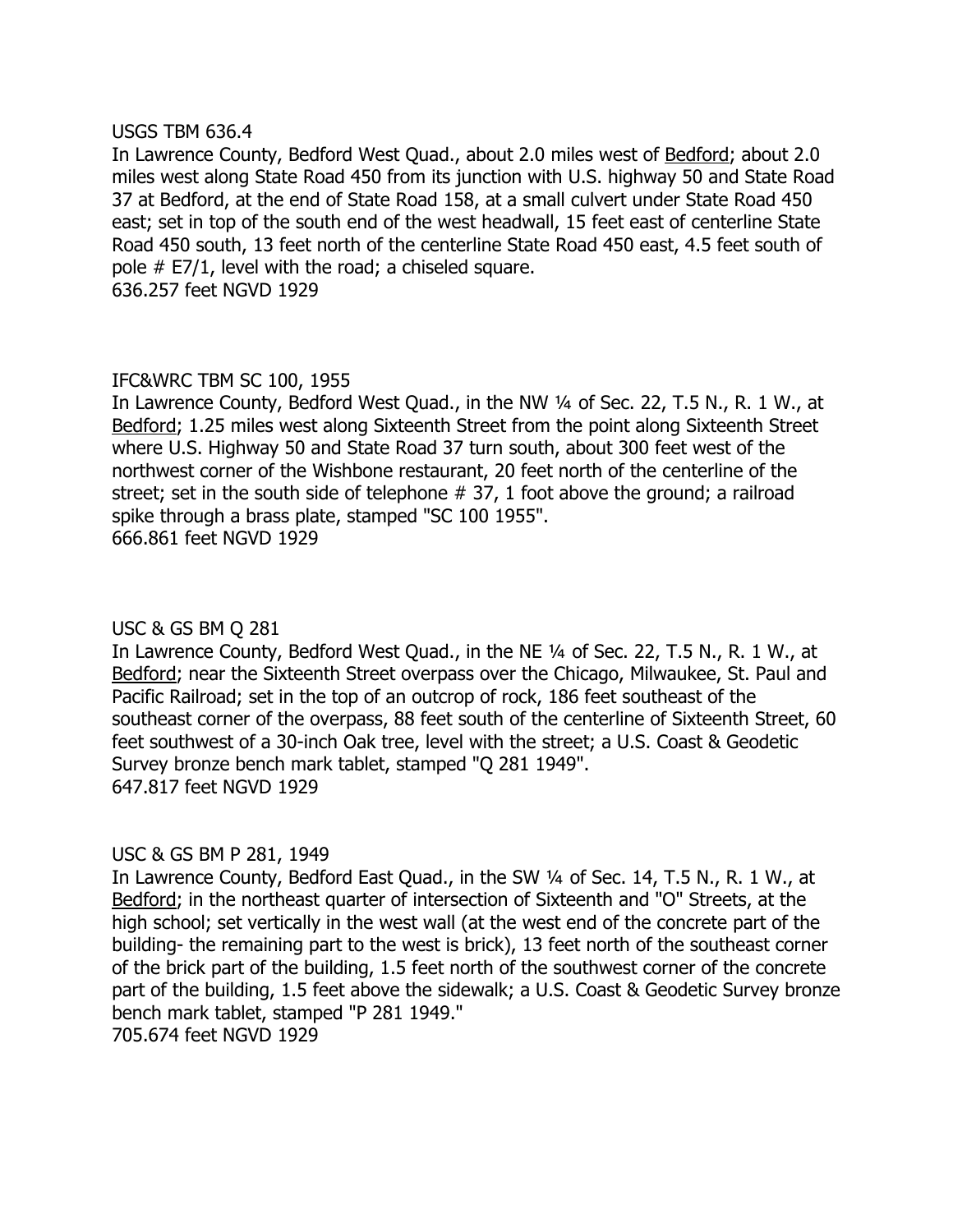USGS TBM 636.4

In Lawrence County, Bedford West Quad., about 2.0 miles west of Bedford; about 2.0 miles west along State Road 450 from its junction with U.S. highway 50 and State Road 37 at Bedford, at the end of State Road 158, at a small culvert under State Road 450 east; set in top of the south end of the west headwall, 15 feet east of centerline State Road 450 south, 13 feet north of the centerline State Road 450 east, 4.5 feet south of pole # E7/1, level with the road; a chiseled square.

636.257 feet NGVD 1929

IFC&WRC TBM SC 100, 1955

In Lawrence County, Bedford West Quad., in the NW ¼ of Sec. 22, T.5 N., R. 1 W., at Bedford; 1.25 miles west along Sixteenth Street from the point along Sixteenth Street where U.S. Highway 50 and State Road 37 turn south, about 300 feet west of the northwest corner of the Wishbone restaurant, 20 feet north of the centerline of the street; set in the south side of telephone # 37, 1 foot above the ground; a railroad spike through a brass plate, stamped "SC 100 1955".

666.861 feet NGVD 1929

USC & GS BM Q 281

In Lawrence County, Bedford West Quad., in the NE ¼ of Sec. 22, T.5 N., R. 1 W., at Bedford; near the Sixteenth Street overpass over the Chicago, Milwaukee, St. Paul and Pacific Railroad; set in the top of an outcrop of rock, 186 feet southeast of the southeast corner of the overpass, 88 feet south of the centerline of Sixteenth Street, 60 feet southwest of a 30-inch Oak tree, level with the street; a U.S. Coast & Geodetic Survey bronze bench mark tablet, stamped "Q 281 1949".

647.817 feet NGVD 1929

USC & GS BM P 281, 1949

In Lawrence County, Bedford East Quad., in the SW ¼ of Sec. 14, T.5 N., R. 1 W., at Bedford; in the northeast quarter of intersection of Sixteenth and "O" Streets, at the high school; set vertically in the west wall (at the west end of the concrete part of the building- the remaining part to the west is brick), 13 feet north of the southeast corner of the brick part of the building, 1.5 feet north of the southwest corner of the concrete part of the building, 1.5 feet above the sidewalk; a U.S. Coast & Geodetic Survey bronze bench mark tablet, stamped "P 281 1949."

705.674 feet NGVD 1929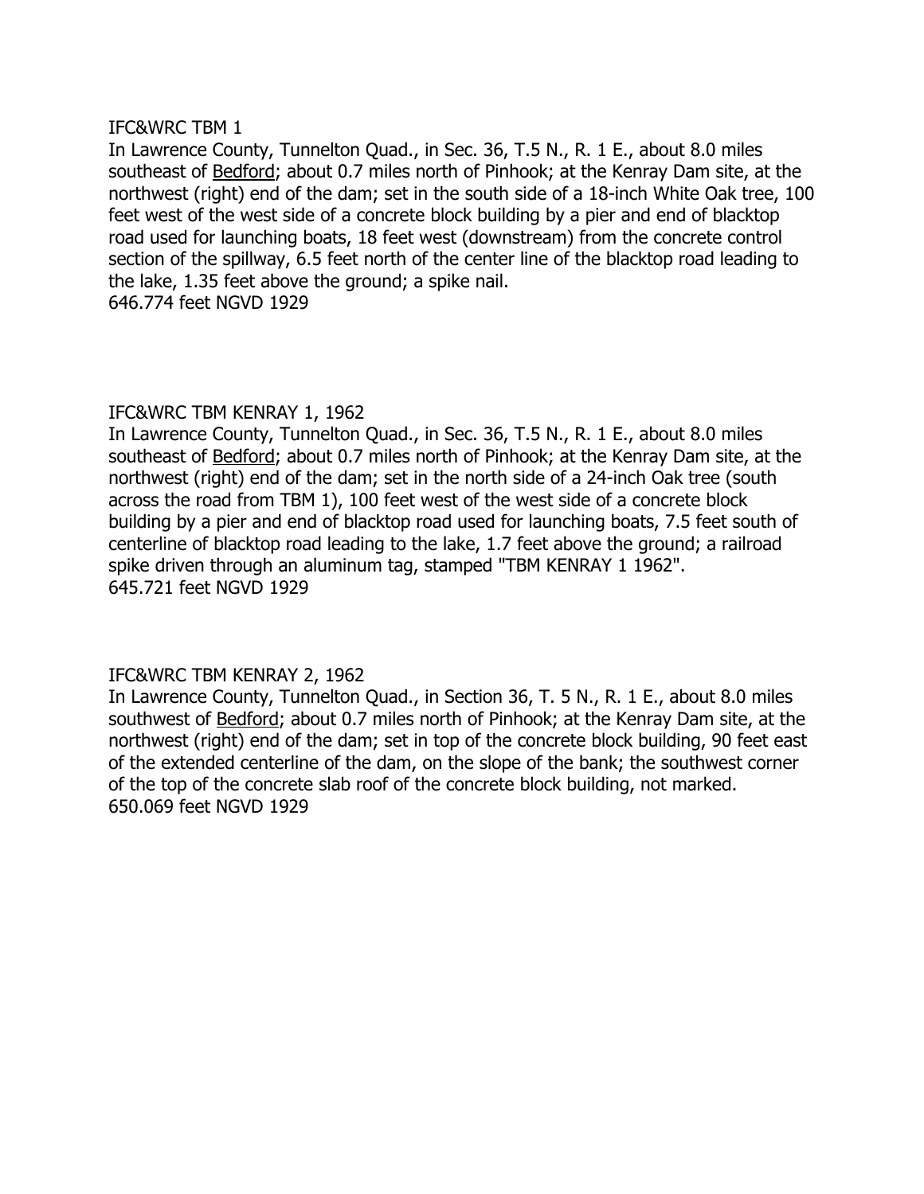IFC&WRC TBM 1

In Lawrence County, Tunnelton Quad., in Sec. 36, T.5 N., R. 1 E., about 8.0 miles southeast of Bedford; about 0.7 miles north of Pinhook; at the Kenray Dam site, at the northwest (right) end of the dam; set in the south side of a 18-inch White Oak tree, 100 feet west of the west side of a concrete block building by a pier and end of blacktop road used for launching boats, 18 feet west (downstream) from the concrete control section of the spillway, 6.5 feet north of the center line of the blacktop road leading to the lake, 1.35 feet above the ground; a spike nail.
646.774 feet NGVD 1929

IFC&WRC TBM KENRAY 1, 1962

In Lawrence County, Tunnelton Quad., in Sec. 36, T.5 N., R. 1 E., about 8.0 miles southeast of Bedford; about 0.7 miles north of Pinhook; at the Kenray Dam site, at the northwest (right) end of the dam; set in the north side of a 24-inch Oak tree (south across the road from TBM 1), 100 feet west of the west side of a concrete block building by a pier and end of blacktop road used for launching boats, 7.5 feet south of centerline of blacktop road leading to the lake, 1.7 feet above the ground; a railroad spike driven through an aluminum tag, stamped "TBM KENRAY 1 1962".
645.721 feet NGVD 1929

IFC&WRC TBM KENRAY 2, 1962

In Lawrence County, Tunnelton Quad., in Section 36, T. 5 N., R. 1 E., about 8.0 miles southwest of Bedford; about 0.7 miles north of Pinhook; at the Kenray Dam site, at the northwest (right) end of the dam; set in top of the concrete block building, 90 feet east of the extended centerline of the dam, on the slope of the bank; the southwest corner of the top of the concrete slab roof of the concrete block building, not marked.
650.069 feet NGVD 1929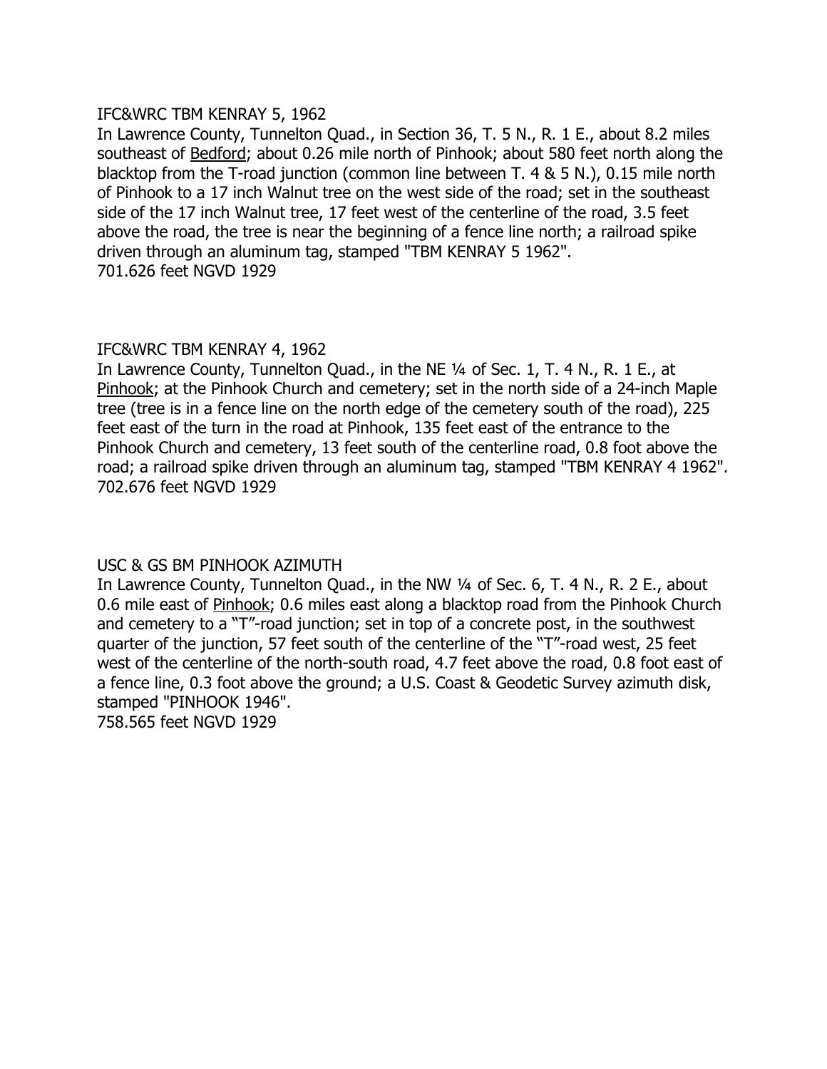IFC&WRC TBM KENRAY 5, 1962

In Lawrence County, Tunnelton Quad., in Section 36, T. 5 N., R. 1 E., about 8.2 miles southeast of Bedford; about 0.26 mile north of Pinhook; about 580 feet north along the blacktop from the T-road junction (common line between T. 4 & 5 N.), 0.15 mile north of Pinhook to a 17 inch Walnut tree on the west side of the road; set in the southeast side of the 17 inch Walnut tree, 17 feet west of the centerline of the road, 3.5 feet above the road, the tree is near the beginning of a fence line north; a railroad spike driven through an aluminum tag, stamped "TBM KENRAY 5 1962".
701.626 feet NGVD 1929

IFC&WRC TBM KENRAY 4, 1962

In Lawrence County, Tunnelton Quad., in the NE ¼ of Sec. 1, T. 4 N., R. 1 E., at Pinhook; at the Pinhook Church and cemetery; set in the north side of a 24-inch Maple tree (tree is in a fence line on the north edge of the cemetery south of the road), 225 feet east of the turn in the road at Pinhook, 135 feet east of the entrance to the Pinhook Church and cemetery, 13 feet south of the centerline road, 0.8 foot above the road; a railroad spike driven through an aluminum tag, stamped "TBM KENRAY 4 1962".
702.676 feet NGVD 1929

USC & GS BM PINHOOK AZIMUTH

In Lawrence County, Tunnelton Quad., in the NW ¼ of Sec. 6, T. 4 N., R. 2 E., about 0.6 mile east of Pinhook; 0.6 miles east along a blacktop road from the Pinhook Church and cemetery to a "T"-road junction; set in top of a concrete post, in the southwest quarter of the junction, 57 feet south of the centerline of the "T"-road west, 25 feet west of the centerline of the north-south road, 4.7 feet above the road, 0.8 foot east of a fence line, 0.3 foot above the ground; a U.S. Coast & Geodetic Survey azimuth disk, stamped "PINHOOK 1946".
758.565 feet NGVD 1929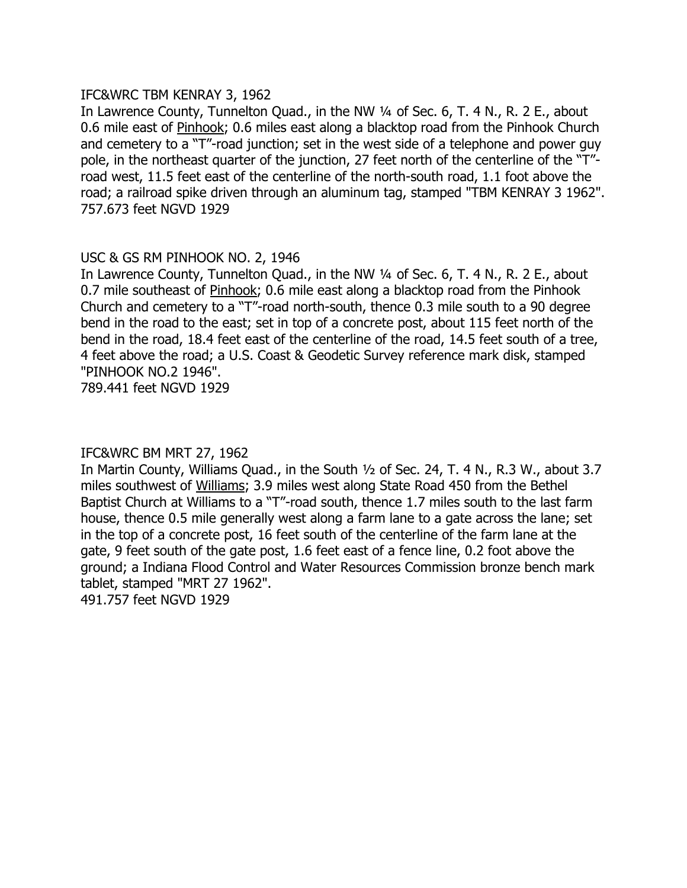IFC&WRC TBM KENRAY 3, 1962

In Lawrence County, Tunnelton Quad., in the NW ¼ of Sec. 6, T. 4 N., R. 2 E., about 0.6 mile east of Pinhook; 0.6 miles east along a blacktop road from the Pinhook Church and cemetery to a “T”-road junction; set in the west side of a telephone and power guy pole, in the northeast quarter of the junction, 27 feet north of the centerline of the “T”-road west, 11.5 feet east of the centerline of the north-south road, 1.1 foot above the road; a railroad spike driven through an aluminum tag, stamped "TBM KENRAY 3 1962".
757.673 feet NGVD 1929

USC & GS RM PINHOOK NO. 2, 1946

In Lawrence County, Tunnelton Quad., in the NW ¼ of Sec. 6, T. 4 N., R. 2 E., about 0.7 mile southeast of Pinhook; 0.6 mile east along a blacktop road from the Pinhook Church and cemetery to a “T”-road north-south, thence 0.3 mile south to a 90 degree bend in the road to the east; set in top of a concrete post, about 115 feet north of the bend in the road, 18.4 feet east of the centerline of the road, 14.5 feet south of a tree, 4 feet above the road; a U.S. Coast & Geodetic Survey reference mark disk, stamped "PINHOOK NO.2 1946".
789.441 feet NGVD 1929

IFC&WRC BM MRT 27, 1962

In Martin County, Williams Quad., in the South ½ of Sec. 24, T. 4 N., R.3 W., about 3.7 miles southwest of Williams; 3.9 miles west along State Road 450 from the Bethel Baptist Church at Williams to a “T”-road south, thence 1.7 miles south to the last farm house, thence 0.5 mile generally west along a farm lane to a gate across the lane; set in the top of a concrete post, 16 feet south of the centerline of the farm lane at the gate, 9 feet south of the gate post, 1.6 feet east of a fence line, 0.2 foot above the ground; a Indiana Flood Control and Water Resources Commission bronze bench mark tablet, stamped "MRT 27 1962".
491.757 feet NGVD 1929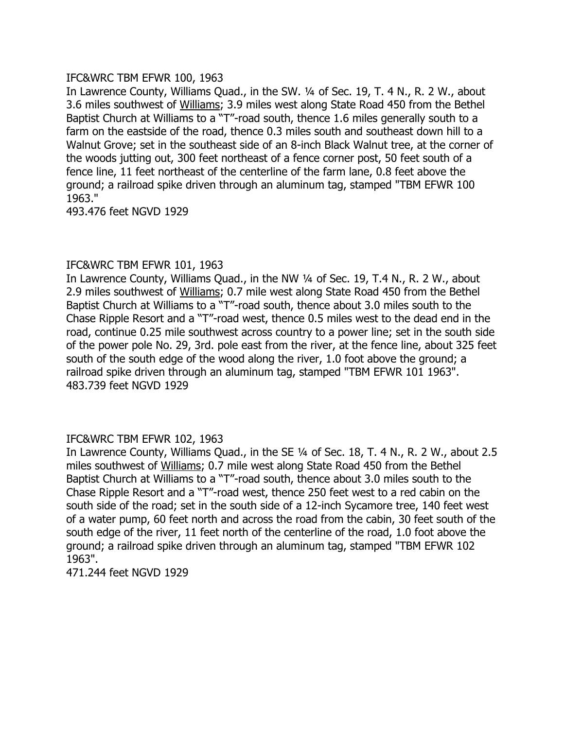IFC&WRC TBM EFWR 100, 1963

In Lawrence County, Williams Quad., in the SW. ¼ of Sec. 19, T. 4 N., R. 2 W., about 3.6 miles southwest of Williams; 3.9 miles west along State Road 450 from the Bethel Baptist Church at Williams to a "T"-road south, thence 1.6 miles generally south to a farm on the eastside of the road, thence 0.3 miles south and southeast down hill to a Walnut Grove; set in the southeast side of an 8-inch Black Walnut tree, at the corner of the woods jutting out, 300 feet northeast of a fence corner post, 50 feet south of a fence line, 11 feet northeast of the centerline of the farm lane, 0.8 feet above the ground; a railroad spike driven through an aluminum tag, stamped "TBM EFWR 100 1963."

493.476 feet NGVD 1929

IFC&WRC TBM EFWR 101, 1963

In Lawrence County, Williams Quad., in the NW ¼ of Sec. 19, T.4 N., R. 2 W., about 2.9 miles southwest of Williams; 0.7 mile west along State Road 450 from the Bethel Baptist Church at Williams to a "T"-road south, thence about 3.0 miles south to the Chase Ripple Resort and a "T"-road west, thence 0.5 miles west to the dead end in the road, continue 0.25 mile southwest across country to a power line; set in the south side of the power pole No. 29, 3rd. pole east from the river, at the fence line, about 325 feet south of the south edge of the wood along the river, 1.0 foot above the ground; a railroad spike driven through an aluminum tag, stamped "TBM EFWR 101 1963".

483.739 feet NGVD 1929

IFC&WRC TBM EFWR 102, 1963

In Lawrence County, Williams Quad., in the SE ¼ of Sec. 18, T. 4 N., R. 2 W., about 2.5 miles southwest of Williams; 0.7 mile west along State Road 450 from the Bethel Baptist Church at Williams to a "T"-road south, thence about 3.0 miles south to the Chase Ripple Resort and a "T"-road west, thence 250 feet west to a red cabin on the south side of the road; set in the south side of a 12-inch Sycamore tree, 140 feet west of a water pump, 60 feet north and across the road from the cabin, 30 feet south of the south edge of the river, 11 feet north of the centerline of the road, 1.0 foot above the ground; a railroad spike driven through an aluminum tag, stamped "TBM EFWR 102 1963".

471.244 feet NGVD 1929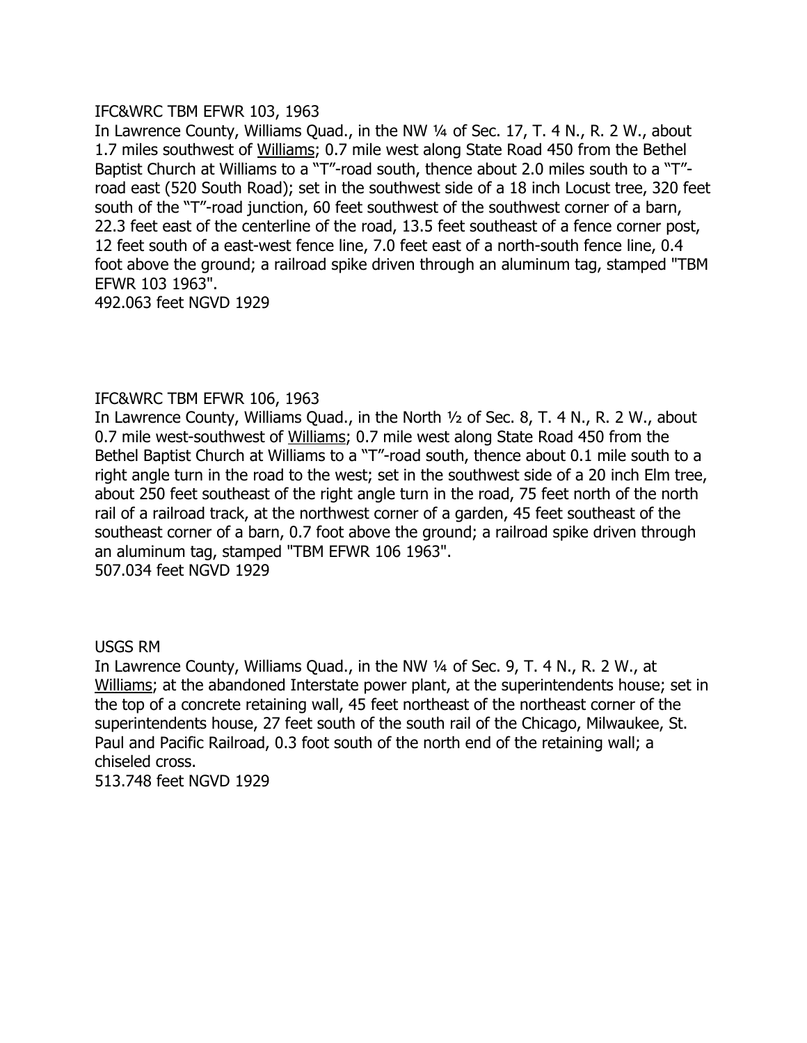IFC&WRC TBM EFWR 103, 1963

In Lawrence County, Williams Quad., in the NW ¼ of Sec. 17, T. 4 N., R. 2 W., about 1.7 miles southwest of Williams; 0.7 mile west along State Road 450 from the Bethel Baptist Church at Williams to a "T"-road south, thence about 2.0 miles south to a "T"-road east (520 South Road); set in the southwest side of a 18 inch Locust tree, 320 feet south of the "T"-road junction, 60 feet southwest of the southwest corner of a barn, 22.3 feet east of the centerline of the road, 13.5 feet southeast of a fence corner post, 12 feet south of a east-west fence line, 7.0 feet east of a north-south fence line, 0.4 foot above the ground; a railroad spike driven through an aluminum tag, stamped "TBM EFWR 103 1963".

492.063 feet NGVD 1929

IFC&WRC TBM EFWR 106, 1963

In Lawrence County, Williams Quad., in the North ½ of Sec. 8, T. 4 N., R. 2 W., about 0.7 mile west-southwest of Williams; 0.7 mile west along State Road 450 from the Bethel Baptist Church at Williams to a "T"-road south, thence about 0.1 mile south to a right angle turn in the road to the west; set in the southwest side of a 20 inch Elm tree, about 250 feet southeast of the right angle turn in the road, 75 feet north of the north rail of a railroad track, at the northwest corner of a garden, 45 feet southeast of the southeast corner of a barn, 0.7 foot above the ground; a railroad spike driven through an aluminum tag, stamped "TBM EFWR 106 1963".

507.034 feet NGVD 1929

USGS RM

In Lawrence County, Williams Quad., in the NW ¼ of Sec. 9, T. 4 N., R. 2 W., at Williams; at the abandoned Interstate power plant, at the superintendents house; set in the top of a concrete retaining wall, 45 feet northeast of the northeast corner of the superintendents house, 27 feet south of the south rail of the Chicago, Milwaukee, St. Paul and Pacific Railroad, 0.3 foot south of the north end of the retaining wall; a chiseled cross.

513.748 feet NGVD 1929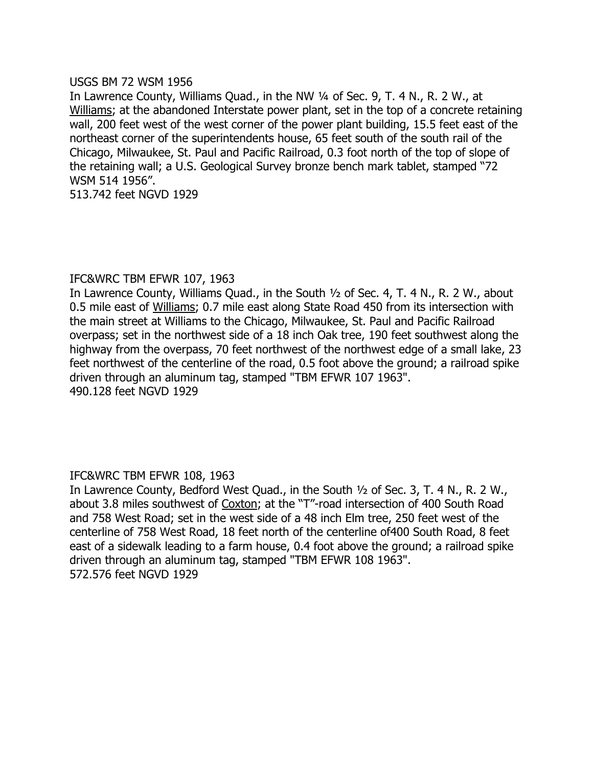USGS BM 72 WSM 1956

In Lawrence County, Williams Quad., in the NW ¼ of Sec. 9, T. 4 N., R. 2 W., at Williams; at the abandoned Interstate power plant, set in the top of a concrete retaining wall, 200 feet west of the west corner of the power plant building, 15.5 feet east of the northeast corner of the superintendents house, 65 feet south of the south rail of the Chicago, Milwaukee, St. Paul and Pacific Railroad, 0.3 foot north of the top of slope of the retaining wall; a U.S. Geological Survey bronze bench mark tablet, stamped "72 WSM 514 1956".

513.742 feet NGVD 1929

IFC&WRC TBM EFWR 107, 1963

In Lawrence County, Williams Quad., in the South ½ of Sec. 4, T. 4 N., R. 2 W., about 0.5 mile east of Williams; 0.7 mile east along State Road 450 from its intersection with the main street at Williams to the Chicago, Milwaukee, St. Paul and Pacific Railroad overpass; set in the northwest side of a 18 inch Oak tree, 190 feet southwest along the highway from the overpass, 70 feet northwest of the northwest edge of a small lake, 23 feet northwest of the centerline of the road, 0.5 foot above the ground; a railroad spike driven through an aluminum tag, stamped "TBM EFWR 107 1963".

490.128 feet NGVD 1929

IFC&WRC TBM EFWR 108, 1963

In Lawrence County, Bedford West Quad., in the South ½ of Sec. 3, T. 4 N., R. 2 W., about 3.8 miles southwest of Coxton; at the "T"-road intersection of 400 South Road and 758 West Road; set in the west side of a 48 inch Elm tree, 250 feet west of the centerline of 758 West Road, 18 feet north of the centerline of400 South Road, 8 feet east of a sidewalk leading to a farm house, 0.4 foot above the ground; a railroad spike driven through an aluminum tag, stamped "TBM EFWR 108 1963".

572.576 feet NGVD 1929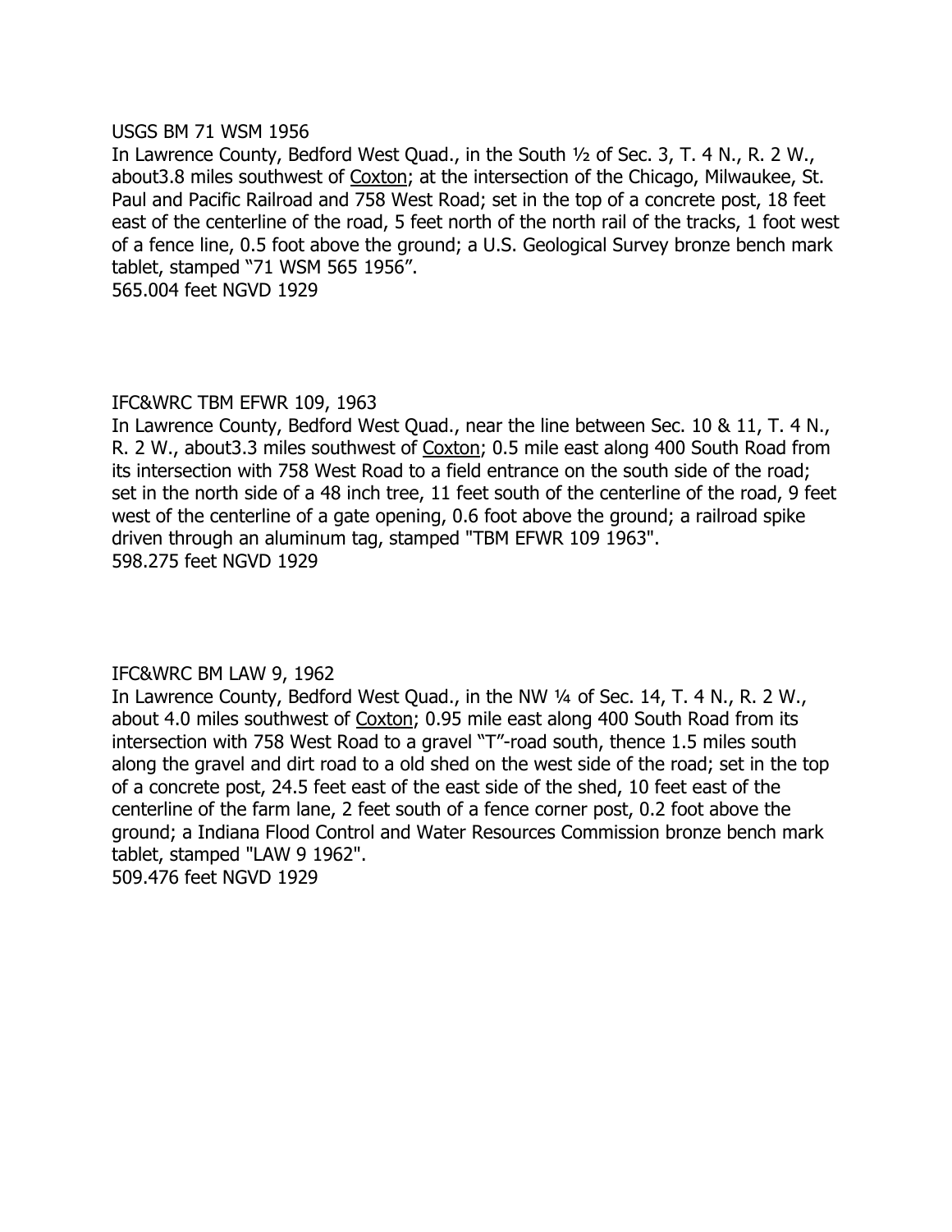USGS BM 71 WSM 1956

In Lawrence County, Bedford West Quad., in the South ½ of Sec. 3, T. 4 N., R. 2 W., about3.8 miles southwest of Coxton; at the intersection of the Chicago, Milwaukee, St. Paul and Pacific Railroad and 758 West Road; set in the top of a concrete post, 18 feet east of the centerline of the road, 5 feet north of the north rail of the tracks, 1 foot west of a fence line, 0.5 foot above the ground; a U.S. Geological Survey bronze bench mark tablet, stamped "71 WSM 565 1956".

565.004 feet NGVD 1929

IFC&WRC TBM EFWR 109, 1963

In Lawrence County, Bedford West Quad., near the line between Sec. 10 & 11, T. 4 N., R. 2 W., about3.3 miles southwest of Coxton; 0.5 mile east along 400 South Road from its intersection with 758 West Road to a field entrance on the south side of the road; set in the north side of a 48 inch tree, 11 feet south of the centerline of the road, 9 feet west of the centerline of a gate opening, 0.6 foot above the ground; a railroad spike driven through an aluminum tag, stamped "TBM EFWR 109 1963".

598.275 feet NGVD 1929

IFC&WRC BM LAW 9, 1962

In Lawrence County, Bedford West Quad., in the NW ¼ of Sec. 14, T. 4 N., R. 2 W., about 4.0 miles southwest of Coxton; 0.95 mile east along 400 South Road from its intersection with 758 West Road to a gravel "T"-road south, thence 1.5 miles south along the gravel and dirt road to a old shed on the west side of the road; set in the top of a concrete post, 24.5 feet east of the east side of the shed, 10 feet east of the centerline of the farm lane, 2 feet south of a fence corner post, 0.2 foot above the ground; a Indiana Flood Control and Water Resources Commission bronze bench mark tablet, stamped "LAW 9 1962".

509.476 feet NGVD 1929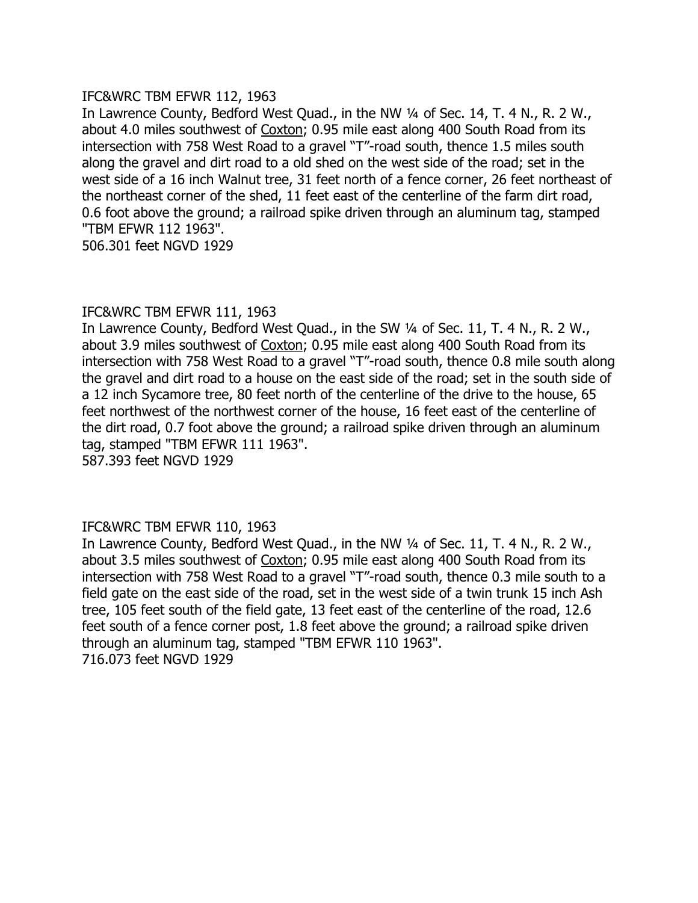IFC&WRC TBM EFWR 112, 1963

In Lawrence County, Bedford West Quad., in the NW ¼ of Sec. 14, T. 4 N., R. 2 W., about 4.0 miles southwest of Coxton; 0.95 mile east along 400 South Road from its intersection with 758 West Road to a gravel "T"-road south, thence 1.5 miles south along the gravel and dirt road to a old shed on the west side of the road; set in the west side of a 16 inch Walnut tree, 31 feet north of a fence corner, 26 feet northeast of the northeast corner of the shed, 11 feet east of the centerline of the farm dirt road, 0.6 foot above the ground; a railroad spike driven through an aluminum tag, stamped "TBM EFWR 112 1963".

506.301 feet NGVD 1929

IFC&WRC TBM EFWR 111, 1963

In Lawrence County, Bedford West Quad., in the SW ¼ of Sec. 11, T. 4 N., R. 2 W., about 3.9 miles southwest of Coxton; 0.95 mile east along 400 South Road from its intersection with 758 West Road to a gravel "T"-road south, thence 0.8 mile south along the gravel and dirt road to a house on the east side of the road; set in the south side of a 12 inch Sycamore tree, 80 feet north of the centerline of the drive to the house, 65 feet northwest of the northwest corner of the house, 16 feet east of the centerline of the dirt road, 0.7 foot above the ground; a railroad spike driven through an aluminum tag, stamped "TBM EFWR 111 1963".

587.393 feet NGVD 1929

IFC&WRC TBM EFWR 110, 1963

In Lawrence County, Bedford West Quad., in the NW ¼ of Sec. 11, T. 4 N., R. 2 W., about 3.5 miles southwest of Coxton; 0.95 mile east along 400 South Road from its intersection with 758 West Road to a gravel "T"-road south, thence 0.3 mile south to a field gate on the east side of the road, set in the west side of a twin trunk 15 inch Ash tree, 105 feet south of the field gate, 13 feet east of the centerline of the road, 12.6 feet south of a fence corner post, 1.8 feet above the ground; a railroad spike driven through an aluminum tag, stamped "TBM EFWR 110 1963".

716.073 feet NGVD 1929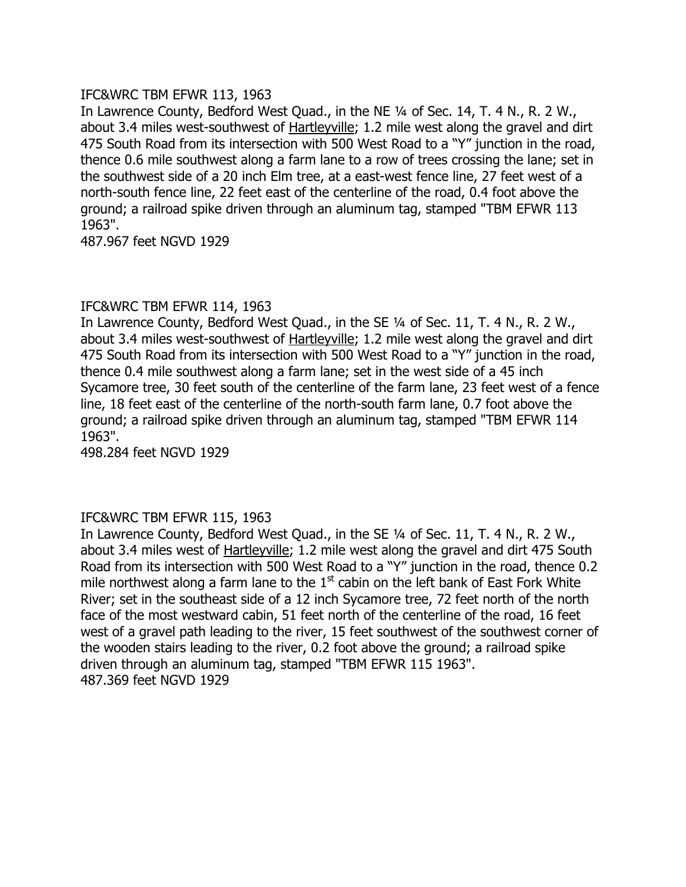IFC&WRC TBM EFWR 113, 1963
In Lawrence County, Bedford West Quad., in the NE ¼ of Sec. 14, T. 4 N., R. 2 W., about 3.4 miles west-southwest of Hartleyville; 1.2 mile west along the gravel and dirt 475 South Road from its intersection with 500 West Road to a "Y" junction in the road, thence 0.6 mile southwest along a farm lane to a row of trees crossing the lane; set in the southwest side of a 20 inch Elm tree, at a east-west fence line, 27 feet west of a north-south fence line, 22 feet east of the centerline of the road, 0.4 foot above the ground; a railroad spike driven through an aluminum tag, stamped "TBM EFWR 113 1963".
487.967 feet NGVD 1929

IFC&WRC TBM EFWR 114, 1963
In Lawrence County, Bedford West Quad., in the SE ¼ of Sec. 11, T. 4 N., R. 2 W., about 3.4 miles west-southwest of Hartleyville; 1.2 mile west along the gravel and dirt 475 South Road from its intersection with 500 West Road to a "Y" junction in the road, thence 0.4 mile southwest along a farm lane; set in the west side of a 45 inch Sycamore tree, 30 feet south of the centerline of the farm lane, 23 feet west of a fence line, 18 feet east of the centerline of the north-south farm lane, 0.7 foot above the ground; a railroad spike driven through an aluminum tag, stamped "TBM EFWR 114 1963".
498.284 feet NGVD 1929

IFC&WRC TBM EFWR 115, 1963
In Lawrence County, Bedford West Quad., in the SE ¼ of Sec. 11, T. 4 N., R. 2 W., about 3.4 miles west of Hartleyville; 1.2 mile west along the gravel and dirt 475 South Road from its intersection with 500 West Road to a "Y" junction in the road, thence 0.2 mile northwest along a farm lane to the 1st cabin on the left bank of East Fork White River; set in the southeast side of a 12 inch Sycamore tree, 72 feet north of the north face of the most westward cabin, 51 feet north of the centerline of the road, 16 feet west of a gravel path leading to the river, 15 feet southwest of the southwest corner of the wooden stairs leading to the river, 0.2 foot above the ground; a railroad spike driven through an aluminum tag, stamped "TBM EFWR 115 1963".
487.369 feet NGVD 1929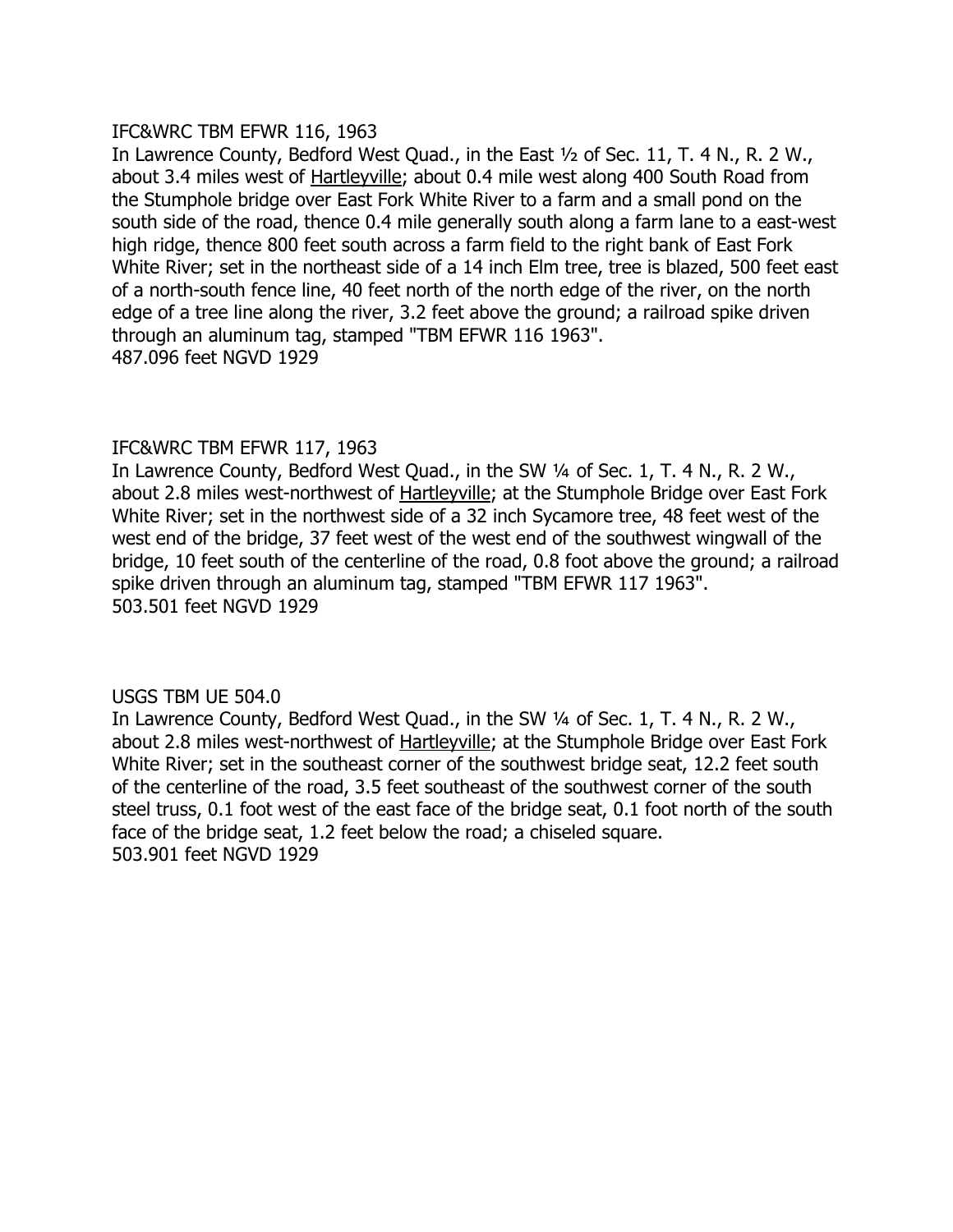IFC&WRC TBM EFWR 116, 1963

In Lawrence County, Bedford West Quad., in the East ½ of Sec. 11, T. 4 N., R. 2 W., about 3.4 miles west of Hartleyville; about 0.4 mile west along 400 South Road from the Stumphole bridge over East Fork White River to a farm and a small pond on the south side of the road, thence 0.4 mile generally south along a farm lane to a east-west high ridge, thence 800 feet south across a farm field to the right bank of East Fork White River; set in the northeast side of a 14 inch Elm tree, tree is blazed, 500 feet east of a north-south fence line, 40 feet north of the north edge of the river, on the north edge of a tree line along the river, 3.2 feet above the ground; a railroad spike driven through an aluminum tag, stamped "TBM EFWR 116 1963".

487.096 feet NGVD 1929

IFC&WRC TBM EFWR 117, 1963

In Lawrence County, Bedford West Quad., in the SW ¼ of Sec. 1, T. 4 N., R. 2 W., about 2.8 miles west-northwest of Hartleyville; at the Stumphole Bridge over East Fork White River; set in the northwest side of a 32 inch Sycamore tree, 48 feet west of the west end of the bridge, 37 feet west of the west end of the southwest wingwall of the bridge, 10 feet south of the centerline of the road, 0.8 foot above the ground; a railroad spike driven through an aluminum tag, stamped "TBM EFWR 117 1963".

503.501 feet NGVD 1929

USGS TBM UE 504.0

In Lawrence County, Bedford West Quad., in the SW ¼ of Sec. 1, T. 4 N., R. 2 W., about 2.8 miles west-northwest of Hartleyville; at the Stumphole Bridge over East Fork White River; set in the southeast corner of the southwest bridge seat, 12.2 feet south of the centerline of the road, 3.5 feet southeast of the southwest corner of the south steel truss, 0.1 foot west of the east face of the bridge seat, 0.1 foot north of the south face of the bridge seat, 1.2 feet below the road; a chiseled square.

503.901 feet NGVD 1929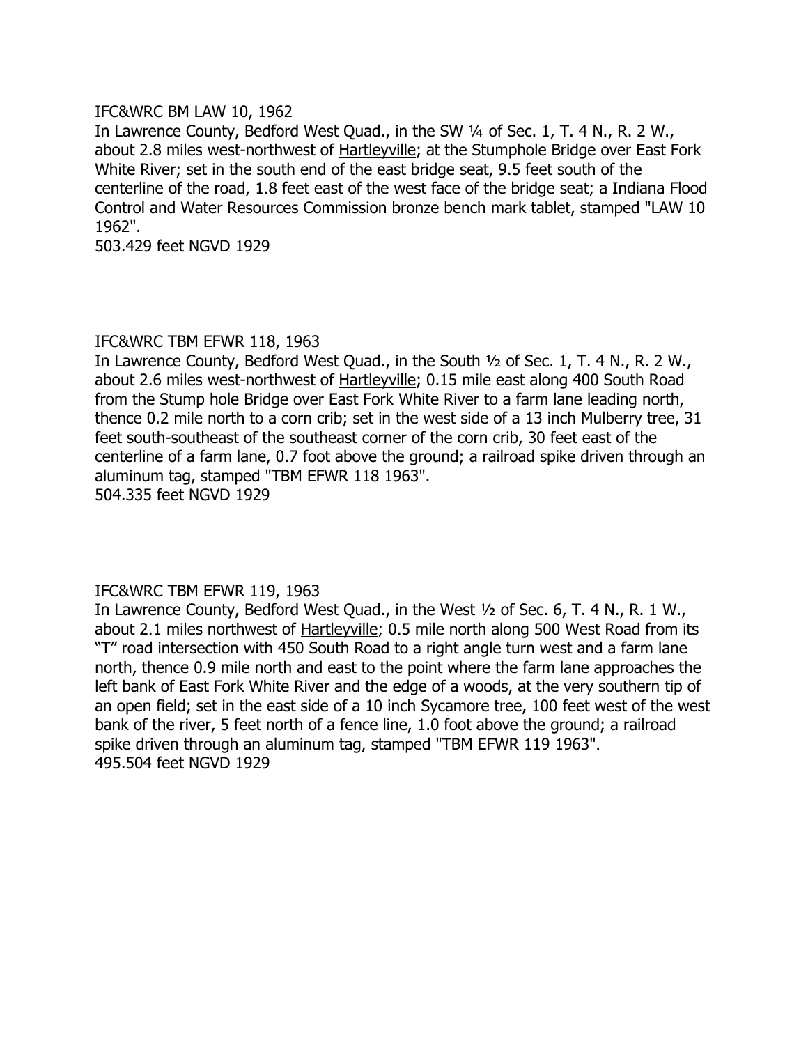IFC&WRC BM LAW 10, 1962

In Lawrence County, Bedford West Quad., in the SW ¼ of Sec. 1, T. 4 N., R. 2 W., about 2.8 miles west-northwest of Hartleyville; at the Stumphole Bridge over East Fork White River; set in the south end of the east bridge seat, 9.5 feet south of the centerline of the road, 1.8 feet east of the west face of the bridge seat; a Indiana Flood Control and Water Resources Commission bronze bench mark tablet, stamped "LAW 10 1962".

503.429 feet NGVD 1929

IFC&WRC TBM EFWR 118, 1963

In Lawrence County, Bedford West Quad., in the South ½ of Sec. 1, T. 4 N., R. 2 W., about 2.6 miles west-northwest of Hartleyville; 0.15 mile east along 400 South Road from the Stump hole Bridge over East Fork White River to a farm lane leading north, thence 0.2 mile north to a corn crib; set in the west side of a 13 inch Mulberry tree, 31 feet south-southeast of the southeast corner of the corn crib, 30 feet east of the centerline of a farm lane, 0.7 foot above the ground; a railroad spike driven through an aluminum tag, stamped "TBM EFWR 118 1963".

504.335 feet NGVD 1929

IFC&WRC TBM EFWR 119, 1963

In Lawrence County, Bedford West Quad., in the West ½ of Sec. 6, T. 4 N., R. 1 W., about 2.1 miles northwest of Hartleyville; 0.5 mile north along 500 West Road from its "T" road intersection with 450 South Road to a right angle turn west and a farm lane north, thence 0.9 mile north and east to the point where the farm lane approaches the left bank of East Fork White River and the edge of a woods, at the very southern tip of an open field; set in the east side of a 10 inch Sycamore tree, 100 feet west of the west bank of the river, 5 feet north of a fence line, 1.0 foot above the ground; a railroad spike driven through an aluminum tag, stamped "TBM EFWR 119 1963".

495.504 feet NGVD 1929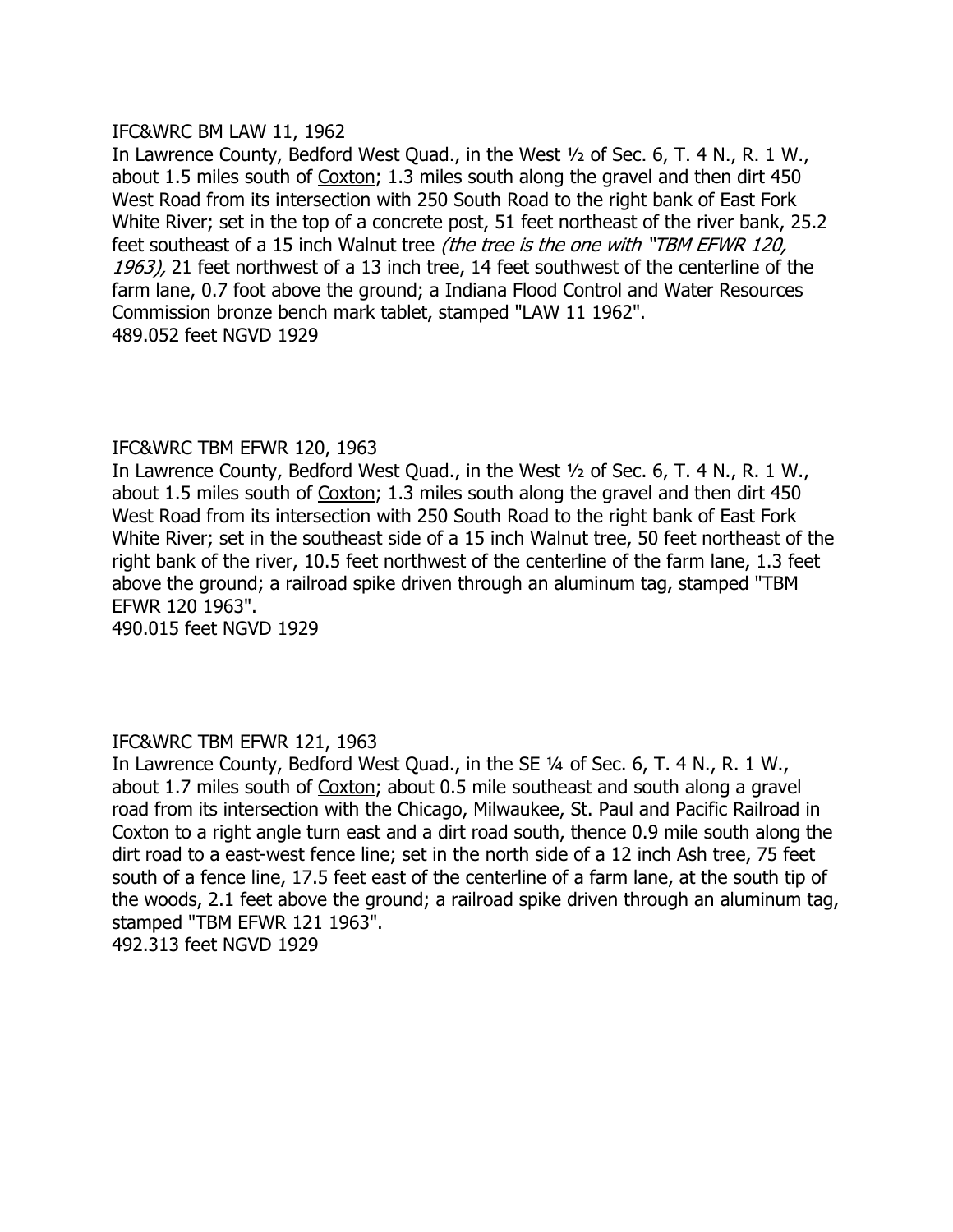IFC&WRC BM LAW 11, 1962

In Lawrence County, Bedford West Quad., in the West ½ of Sec. 6, T. 4 N., R. 1 W., about 1.5 miles south of Coxton; 1.3 miles south along the gravel and then dirt 450 West Road from its intersection with 250 South Road to the right bank of East Fork White River; set in the top of a concrete post, 51 feet northeast of the river bank, 25.2 feet southeast of a 15 inch Walnut tree *(the tree is the one with "TBM EFWR 120, 1963),* 21 feet northwest of a 13 inch tree, 14 feet southwest of the centerline of the farm lane, 0.7 foot above the ground; a Indiana Flood Control and Water Resources Commission bronze bench mark tablet, stamped "LAW 11 1962".
489.052 feet NGVD 1929

IFC&WRC TBM EFWR 120, 1963

In Lawrence County, Bedford West Quad., in the West ½ of Sec. 6, T. 4 N., R. 1 W., about 1.5 miles south of Coxton; 1.3 miles south along the gravel and then dirt 450 West Road from its intersection with 250 South Road to the right bank of East Fork White River; set in the southeast side of a 15 inch Walnut tree, 50 feet northeast of the right bank of the river, 10.5 feet northwest of the centerline of the farm lane, 1.3 feet above the ground; a railroad spike driven through an aluminum tag, stamped "TBM EFWR 120 1963".
490.015 feet NGVD 1929

IFC&WRC TBM EFWR 121, 1963

In Lawrence County, Bedford West Quad., in the SE ¼ of Sec. 6, T. 4 N., R. 1 W., about 1.7 miles south of Coxton; about 0.5 mile southeast and south along a gravel road from its intersection with the Chicago, Milwaukee, St. Paul and Pacific Railroad in Coxton to a right angle turn east and a dirt road south, thence 0.9 mile south along the dirt road to a east-west fence line; set in the north side of a 12 inch Ash tree, 75 feet south of a fence line, 17.5 feet east of the centerline of a farm lane, at the south tip of the woods, 2.1 feet above the ground; a railroad spike driven through an aluminum tag, stamped "TBM EFWR 121 1963".
492.313 feet NGVD 1929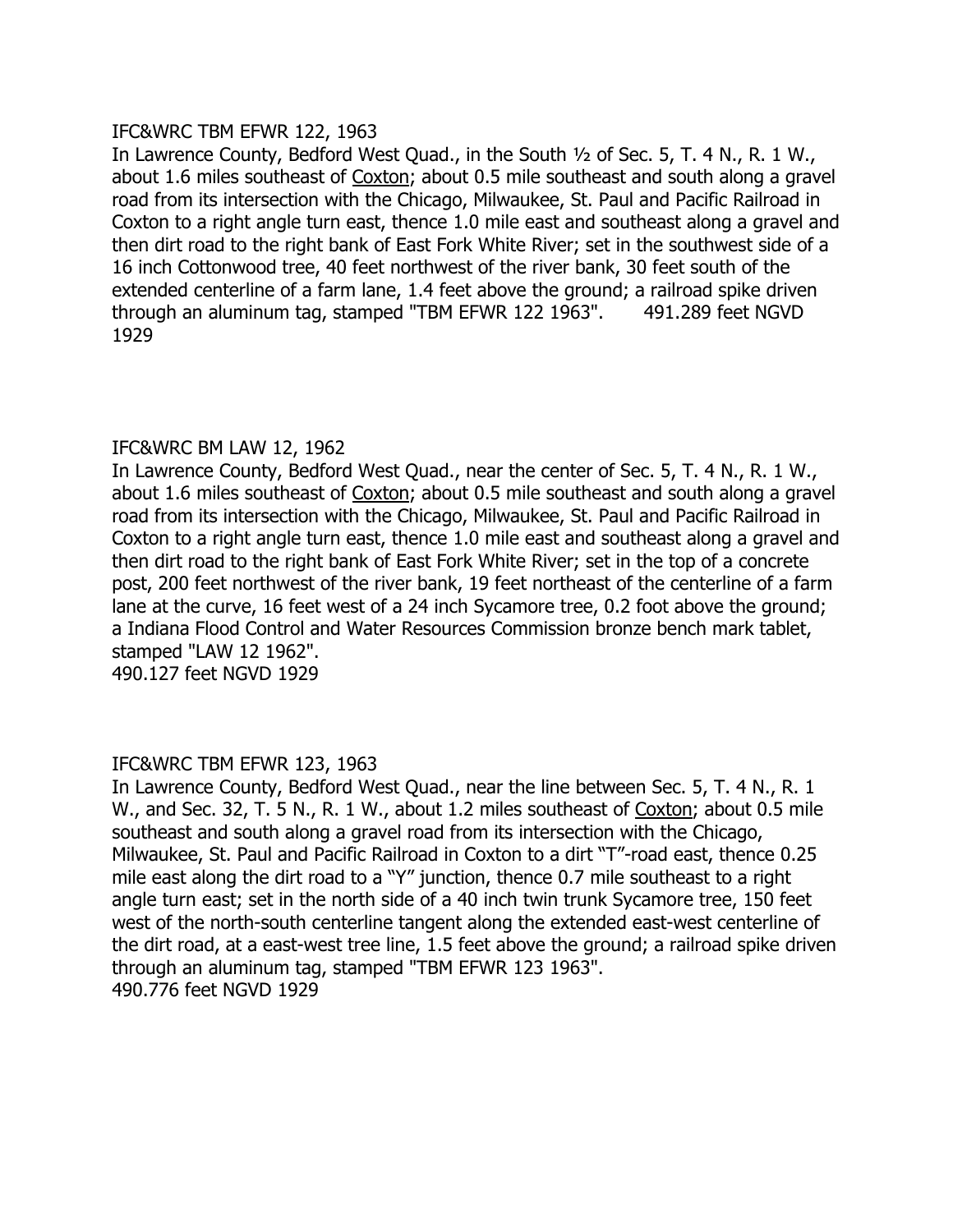IFC&WRC TBM EFWR 122, 1963

In Lawrence County, Bedford West Quad., in the South ½ of Sec. 5, T. 4 N., R. 1 W., about 1.6 miles southeast of Coxton; about 0.5 mile southeast and south along a gravel road from its intersection with the Chicago, Milwaukee, St. Paul and Pacific Railroad in Coxton to a right angle turn east, thence 1.0 mile east and southeast along a gravel and then dirt road to the right bank of East Fork White River; set in the southwest side of a 16 inch Cottonwood tree, 40 feet northwest of the river bank, 30 feet south of the extended centerline of a farm lane, 1.4 feet above the ground; a railroad spike driven through an aluminum tag, stamped "TBM EFWR 122 1963". 491.289 feet NGVD 1929

IFC&WRC BM LAW 12, 1962

In Lawrence County, Bedford West Quad., near the center of Sec. 5, T. 4 N., R. 1 W., about 1.6 miles southeast of Coxton; about 0.5 mile southeast and south along a gravel road from its intersection with the Chicago, Milwaukee, St. Paul and Pacific Railroad in Coxton to a right angle turn east, thence 1.0 mile east and southeast along a gravel and then dirt road to the right bank of East Fork White River; set in the top of a concrete post, 200 feet northwest of the river bank, 19 feet northeast of the centerline of a farm lane at the curve, 16 feet west of a 24 inch Sycamore tree, 0.2 foot above the ground; a Indiana Flood Control and Water Resources Commission bronze bench mark tablet, stamped "LAW 12 1962".
490.127 feet NGVD 1929

IFC&WRC TBM EFWR 123, 1963

In Lawrence County, Bedford West Quad., near the line between Sec. 5, T. 4 N., R. 1 W., and Sec. 32, T. 5 N., R. 1 W., about 1.2 miles southeast of Coxton; about 0.5 mile southeast and south along a gravel road from its intersection with the Chicago, Milwaukee, St. Paul and Pacific Railroad in Coxton to a dirt "T"-road east, thence 0.25 mile east along the dirt road to a "Y" junction, thence 0.7 mile southeast to a right angle turn east; set in the north side of a 40 inch twin trunk Sycamore tree, 150 feet west of the north-south centerline tangent along the extended east-west centerline of the dirt road, at a east-west tree line, 1.5 feet above the ground; a railroad spike driven through an aluminum tag, stamped "TBM EFWR 123 1963".
490.776 feet NGVD 1929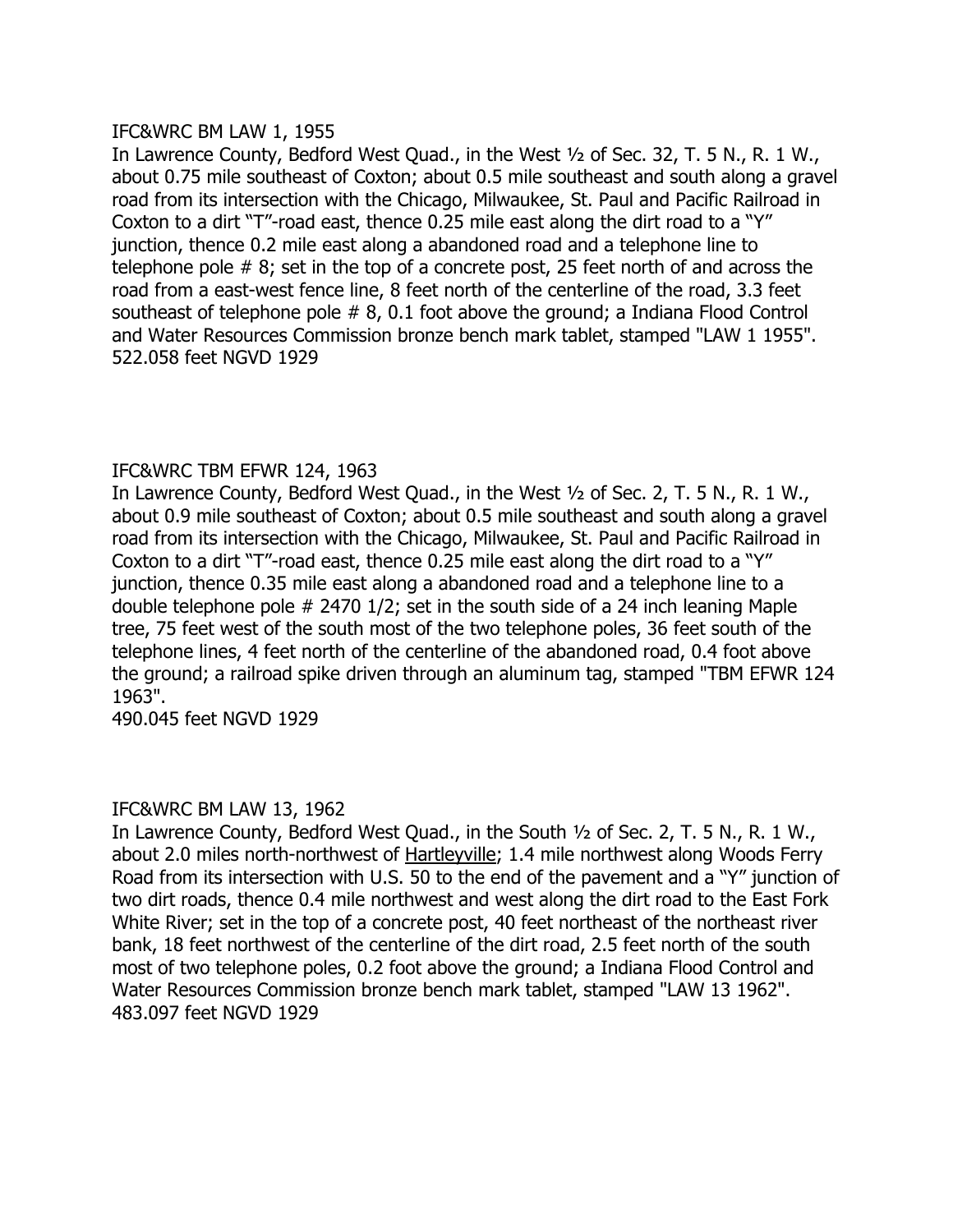IFC&WRC BM LAW 1, 1955

In Lawrence County, Bedford West Quad., in the West ½ of Sec. 32, T. 5 N., R. 1 W., about 0.75 mile southeast of Coxton; about 0.5 mile southeast and south along a gravel road from its intersection with the Chicago, Milwaukee, St. Paul and Pacific Railroad in Coxton to a dirt "T"-road east, thence 0.25 mile east along the dirt road to a "Y" junction, thence 0.2 mile east along a abandoned road and a telephone line to telephone pole # 8; set in the top of a concrete post, 25 feet north of and across the road from a east-west fence line, 8 feet north of the centerline of the road, 3.3 feet southeast of telephone pole # 8, 0.1 foot above the ground; a Indiana Flood Control and Water Resources Commission bronze bench mark tablet, stamped "LAW 1 1955".
522.058 feet NGVD 1929

IFC&WRC TBM EFWR 124, 1963

In Lawrence County, Bedford West Quad., in the West ½ of Sec. 2, T. 5 N., R. 1 W., about 0.9 mile southeast of Coxton; about 0.5 mile southeast and south along a gravel road from its intersection with the Chicago, Milwaukee, St. Paul and Pacific Railroad in Coxton to a dirt "T"-road east, thence 0.25 mile east along the dirt road to a "Y" junction, thence 0.35 mile east along a abandoned road and a telephone line to a double telephone pole # 2470 1/2; set in the south side of a 24 inch leaning Maple tree, 75 feet west of the south most of the two telephone poles, 36 feet south of the telephone lines, 4 feet north of the centerline of the abandoned road, 0.4 foot above the ground; a railroad spike driven through an aluminum tag, stamped "TBM EFWR 124 1963".
490.045 feet NGVD 1929

IFC&WRC BM LAW 13, 1962

In Lawrence County, Bedford West Quad., in the South ½ of Sec. 2, T. 5 N., R. 1 W., about 2.0 miles north-northwest of Hartleyville; 1.4 mile northwest along Woods Ferry Road from its intersection with U.S. 50 to the end of the pavement and a "Y" junction of two dirt roads, thence 0.4 mile northwest and west along the dirt road to the East Fork White River; set in the top of a concrete post, 40 feet northeast of the northeast river bank, 18 feet northwest of the centerline of the dirt road, 2.5 feet north of the south most of two telephone poles, 0.2 foot above the ground; a Indiana Flood Control and Water Resources Commission bronze bench mark tablet, stamped "LAW 13 1962".
483.097 feet NGVD 1929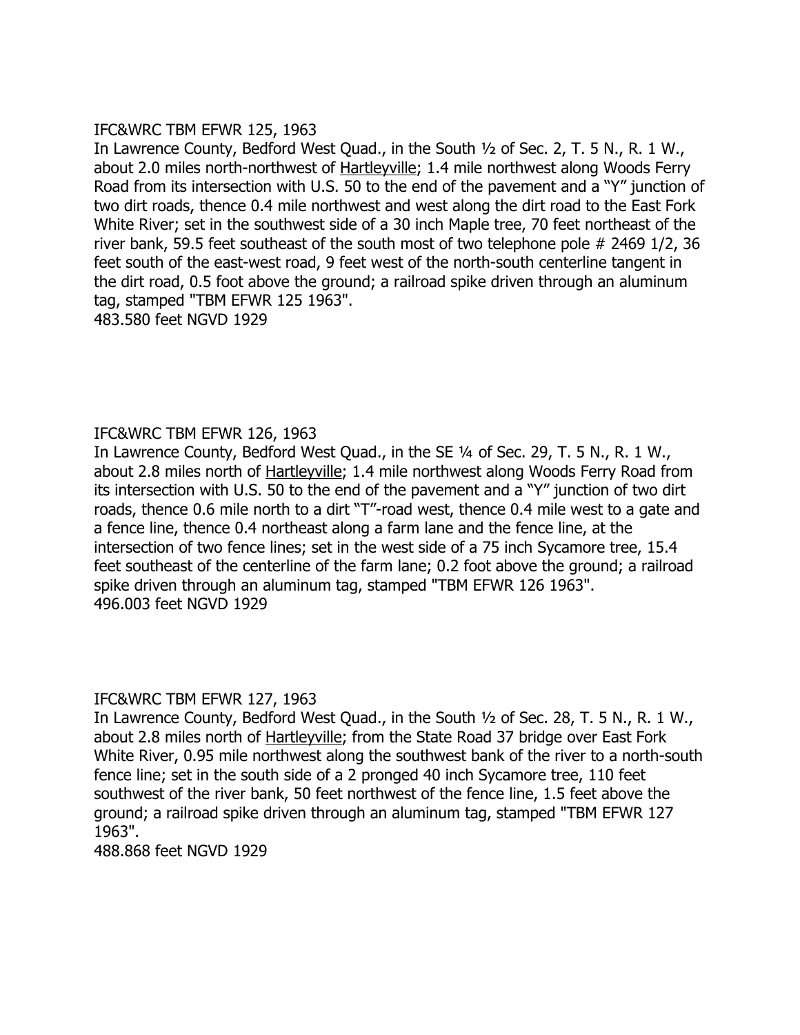IFC&WRC TBM EFWR 125, 1963

In Lawrence County, Bedford West Quad., in the South ½ of Sec. 2, T. 5 N., R. 1 W., about 2.0 miles north-northwest of Hartleyville; 1.4 mile northwest along Woods Ferry Road from its intersection with U.S. 50 to the end of the pavement and a "Y" junction of two dirt roads, thence 0.4 mile northwest and west along the dirt road to the East Fork White River; set in the southwest side of a 30 inch Maple tree, 70 feet northeast of the river bank, 59.5 feet southeast of the south most of two telephone pole # 2469 1/2, 36 feet south of the east-west road, 9 feet west of the north-south centerline tangent in the dirt road, 0.5 foot above the ground; a railroad spike driven through an aluminum tag, stamped "TBM EFWR 125 1963".

483.580 feet NGVD 1929

IFC&WRC TBM EFWR 126, 1963

In Lawrence County, Bedford West Quad., in the SE ¼ of Sec. 29, T. 5 N., R. 1 W., about 2.8 miles north of Hartleyville; 1.4 mile northwest along Woods Ferry Road from its intersection with U.S. 50 to the end of the pavement and a "Y" junction of two dirt roads, thence 0.6 mile north to a dirt "T"-road west, thence 0.4 mile west to a gate and a fence line, thence 0.4 northeast along a farm lane and the fence line, at the intersection of two fence lines; set in the west side of a 75 inch Sycamore tree, 15.4 feet southeast of the centerline of the farm lane; 0.2 foot above the ground; a railroad spike driven through an aluminum tag, stamped "TBM EFWR 126 1963".

496.003 feet NGVD 1929

IFC&WRC TBM EFWR 127, 1963

In Lawrence County, Bedford West Quad., in the South ½ of Sec. 28, T. 5 N., R. 1 W., about 2.8 miles north of Hartleyville; from the State Road 37 bridge over East Fork White River, 0.95 mile northwest along the southwest bank of the river to a north-south fence line; set in the south side of a 2 pronged 40 inch Sycamore tree, 110 feet southwest of the river bank, 50 feet northwest of the fence line, 1.5 feet above the ground; a railroad spike driven through an aluminum tag, stamped "TBM EFWR 127 1963".

488.868 feet NGVD 1929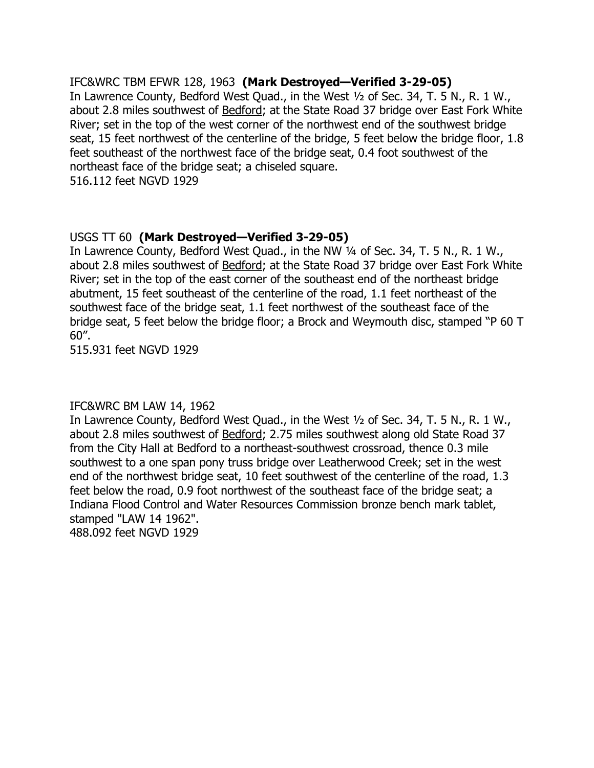IFC&WRC TBM EFWR 128, 1963 **(Mark Destroyed—Verified 3-29-05)**
In Lawrence County, Bedford West Quad., in the West ½ of Sec. 34, T. 5 N., R. 1 W., about 2.8 miles southwest of Bedford; at the State Road 37 bridge over East Fork White River; set in the top of the west corner of the northwest end of the southwest bridge seat, 15 feet northwest of the centerline of the bridge, 5 feet below the bridge floor, 1.8 feet southeast of the northwest face of the bridge seat, 0.4 foot southwest of the northeast face of the bridge seat; a chiseled square.
516.112 feet NGVD 1929

USGS TT 60 **(Mark Destroyed—Verified 3-29-05)**
In Lawrence County, Bedford West Quad., in the NW ¼ of Sec. 34, T. 5 N., R. 1 W., about 2.8 miles southwest of Bedford; at the State Road 37 bridge over East Fork White River; set in the top of the east corner of the southeast end of the northeast bridge abutment, 15 feet southeast of the centerline of the road, 1.1 feet northeast of the southwest face of the bridge seat, 1.1 feet northwest of the southeast face of the bridge seat, 5 feet below the bridge floor; a Brock and Weymouth disc, stamped "P 60 T 60".
515.931 feet NGVD 1929

IFC&WRC BM LAW 14, 1962
In Lawrence County, Bedford West Quad., in the West ½ of Sec. 34, T. 5 N., R. 1 W., about 2.8 miles southwest of Bedford; 2.75 miles southwest along old State Road 37 from the City Hall at Bedford to a northeast-southwest crossroad, thence 0.3 mile southwest to a one span pony truss bridge over Leatherwood Creek; set in the west end of the northwest bridge seat, 10 feet southwest of the centerline of the road, 1.3 feet below the road, 0.9 foot northwest of the southeast face of the bridge seat; a Indiana Flood Control and Water Resources Commission bronze bench mark tablet, stamped "LAW 14 1962".
488.092 feet NGVD 1929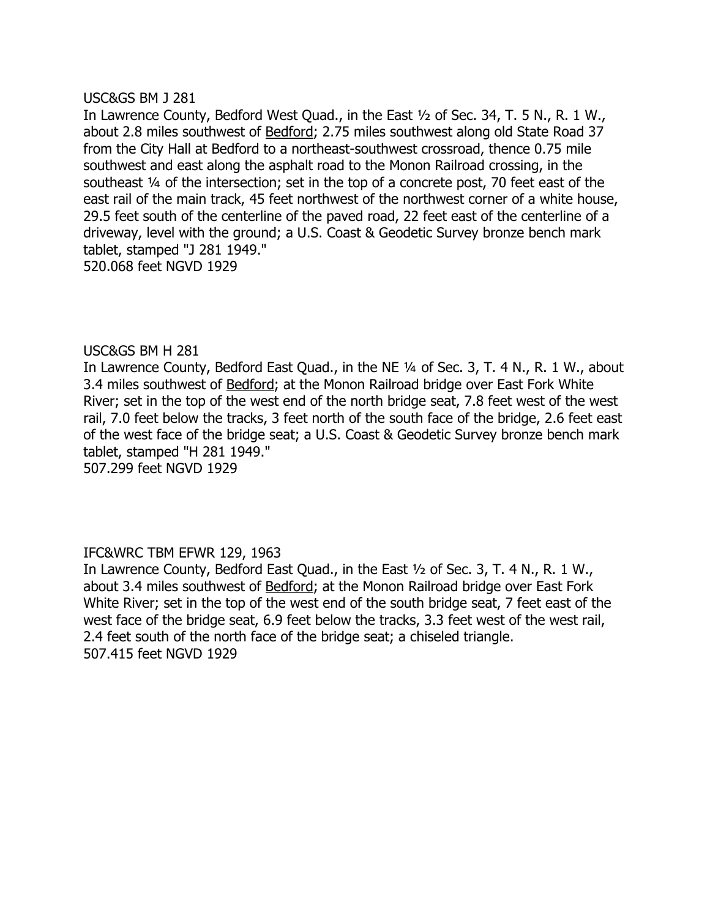USC&GS BM J 281

In Lawrence County, Bedford West Quad., in the East ½ of Sec. 34, T. 5 N., R. 1 W., about 2.8 miles southwest of Bedford; 2.75 miles southwest along old State Road 37 from the City Hall at Bedford to a northeast-southwest crossroad, thence 0.75 mile southwest and east along the asphalt road to the Monon Railroad crossing, in the southeast ¼ of the intersection; set in the top of a concrete post, 70 feet east of the east rail of the main track, 45 feet northwest of the northwest corner of a white house, 29.5 feet south of the centerline of the paved road, 22 feet east of the centerline of a driveway, level with the ground; a U.S. Coast & Geodetic Survey bronze bench mark tablet, stamped "J 281 1949."

520.068 feet NGVD 1929

USC&GS BM H 281

In Lawrence County, Bedford East Quad., in the NE ¼ of Sec. 3, T. 4 N., R. 1 W., about 3.4 miles southwest of Bedford; at the Monon Railroad bridge over East Fork White River; set in the top of the west end of the north bridge seat, 7.8 feet west of the west rail, 7.0 feet below the tracks, 3 feet north of the south face of the bridge, 2.6 feet east of the west face of the bridge seat; a U.S. Coast & Geodetic Survey bronze bench mark tablet, stamped "H 281 1949."

507.299 feet NGVD 1929

IFC&WRC TBM EFWR 129, 1963

In Lawrence County, Bedford East Quad., in the East ½ of Sec. 3, T. 4 N., R. 1 W., about 3.4 miles southwest of Bedford; at the Monon Railroad bridge over East Fork White River; set in the top of the west end of the south bridge seat, 7 feet east of the west face of the bridge seat, 6.9 feet below the tracks, 3.3 feet west of the west rail, 2.4 feet south of the north face of the bridge seat; a chiseled triangle.

507.415 feet NGVD 1929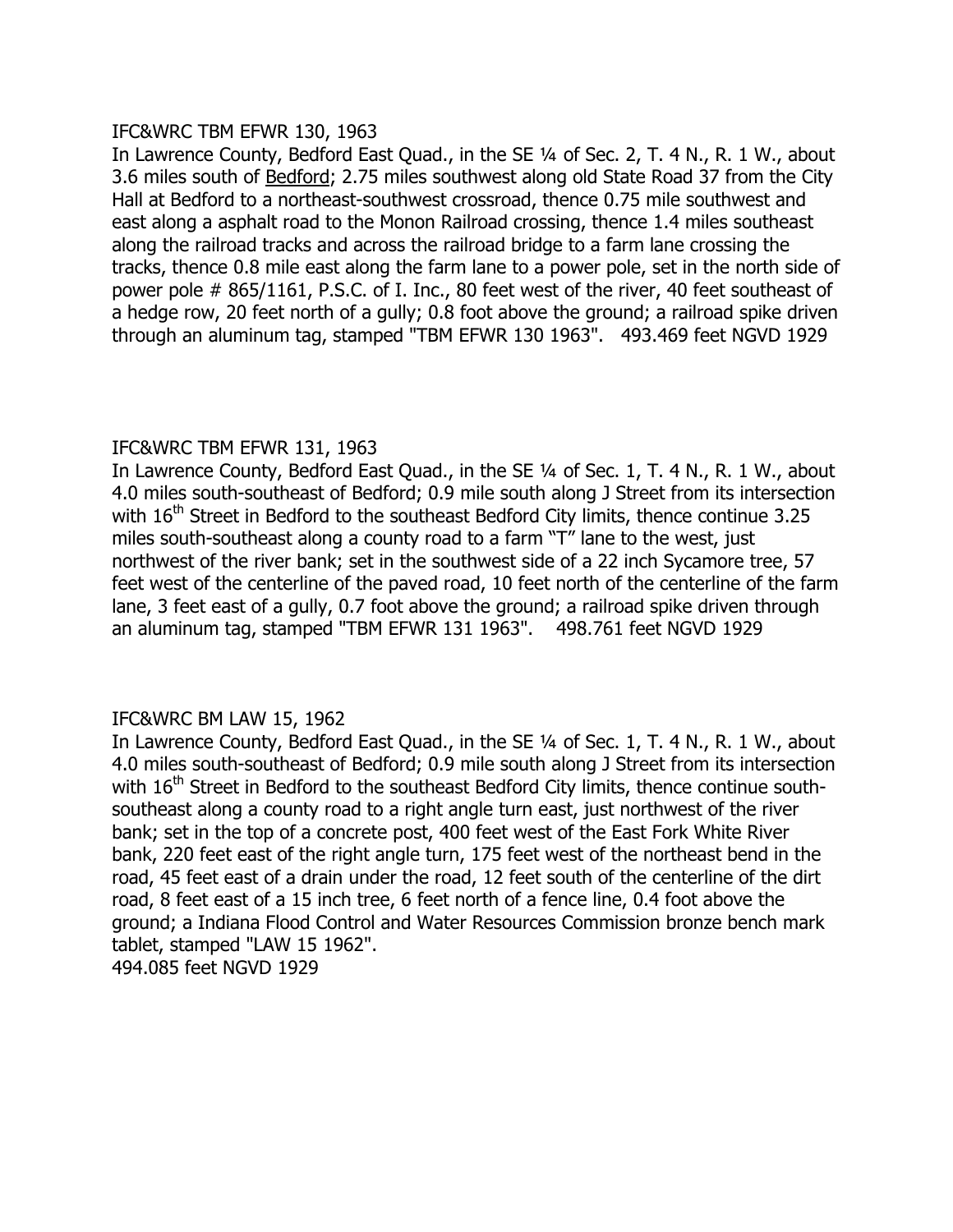IFC&WRC TBM EFWR 130, 1963

In Lawrence County, Bedford East Quad., in the SE ¼ of Sec. 2, T. 4 N., R. 1 W., about 3.6 miles south of Bedford; 2.75 miles southwest along old State Road 37 from the City Hall at Bedford to a northeast-southwest crossroad, thence 0.75 mile southwest and east along a asphalt road to the Monon Railroad crossing, thence 1.4 miles southeast along the railroad tracks and across the railroad bridge to a farm lane crossing the tracks, thence 0.8 mile east along the farm lane to a power pole, set in the north side of power pole # 865/1161, P.S.C. of I. Inc., 80 feet west of the river, 40 feet southeast of a hedge row, 20 feet north of a gully; 0.8 foot above the ground; a railroad spike driven through an aluminum tag, stamped "TBM EFWR 130 1963". 493.469 feet NGVD 1929

IFC&WRC TBM EFWR 131, 1963

In Lawrence County, Bedford East Quad., in the SE ¼ of Sec. 1, T. 4 N., R. 1 W., about 4.0 miles south-southeast of Bedford; 0.9 mile south along J Street from its intersection with 16th Street in Bedford to the southeast Bedford City limits, thence continue 3.25 miles south-southeast along a county road to a farm "T" lane to the west, just northwest of the river bank; set in the southwest side of a 22 inch Sycamore tree, 57 feet west of the centerline of the paved road, 10 feet north of the centerline of the farm lane, 3 feet east of a gully, 0.7 foot above the ground; a railroad spike driven through an aluminum tag, stamped "TBM EFWR 131 1963". 498.761 feet NGVD 1929

IFC&WRC BM LAW 15, 1962

In Lawrence County, Bedford East Quad., in the SE ¼ of Sec. 1, T. 4 N., R. 1 W., about 4.0 miles south-southeast of Bedford; 0.9 mile south along J Street from its intersection with 16th Street in Bedford to the southeast Bedford City limits, thence continue south-southeast along a county road to a right angle turn east, just northwest of the river bank; set in the top of a concrete post, 400 feet west of the East Fork White River bank, 220 feet east of the right angle turn, 175 feet west of the northeast bend in the road, 45 feet east of a drain under the road, 12 feet south of the centerline of the dirt road, 8 feet east of a 15 inch tree, 6 feet north of a fence line, 0.4 foot above the ground; a Indiana Flood Control and Water Resources Commission bronze bench mark tablet, stamped "LAW 15 1962".

494.085 feet NGVD 1929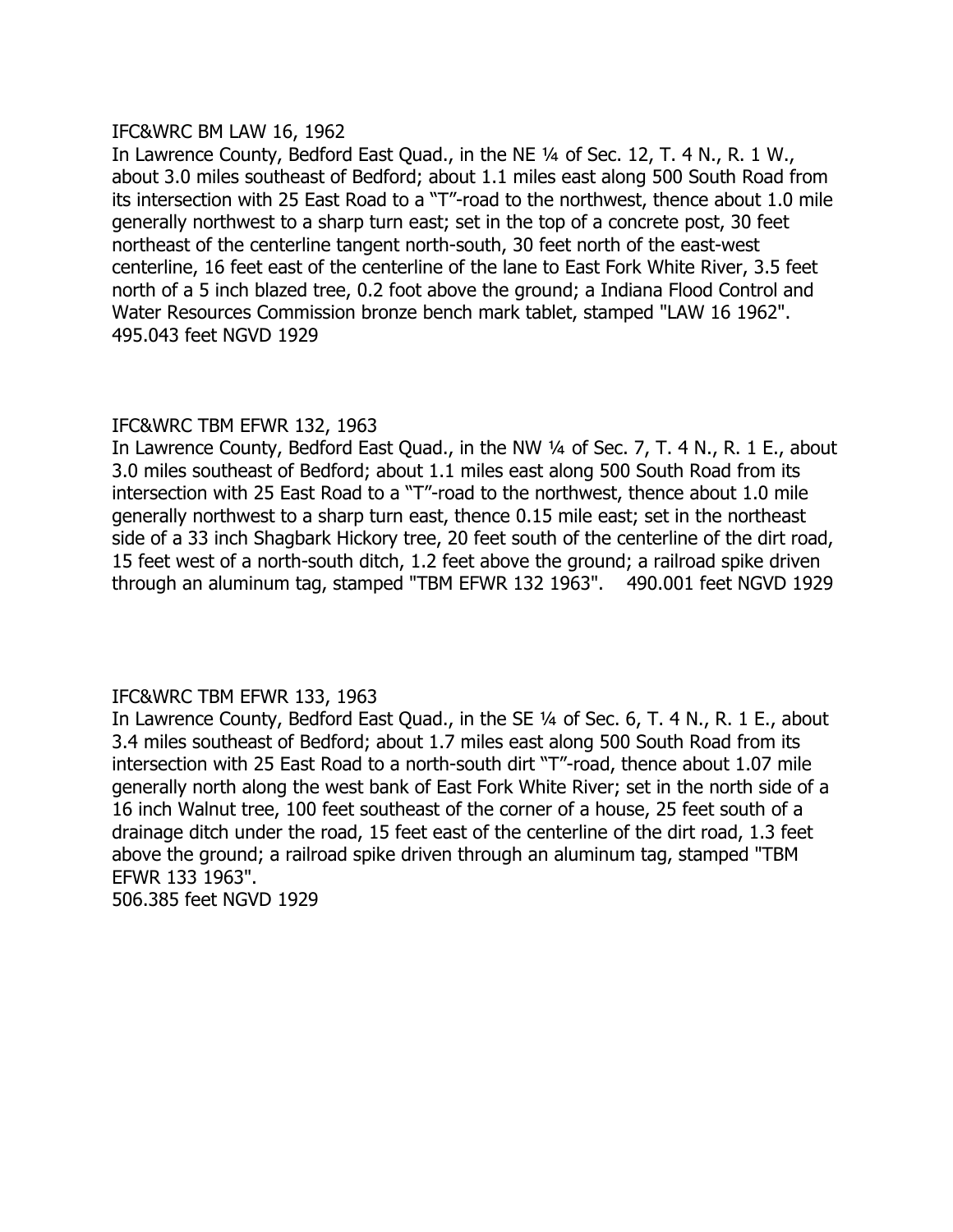IFC&WRC BM LAW 16, 1962

In Lawrence County, Bedford East Quad., in the NE ¼ of Sec. 12, T. 4 N., R. 1 W., about 3.0 miles southeast of Bedford; about 1.1 miles east along 500 South Road from its intersection with 25 East Road to a "T"-road to the northwest, thence about 1.0 mile generally northwest to a sharp turn east; set in the top of a concrete post, 30 feet northeast of the centerline tangent north-south, 30 feet north of the east-west centerline, 16 feet east of the centerline of the lane to East Fork White River, 3.5 feet north of a 5 inch blazed tree, 0.2 foot above the ground; a Indiana Flood Control and Water Resources Commission bronze bench mark tablet, stamped "LAW 16 1962".
495.043 feet NGVD 1929

IFC&WRC TBM EFWR 132, 1963

In Lawrence County, Bedford East Quad., in the NW ¼ of Sec. 7, T. 4 N., R. 1 E., about 3.0 miles southeast of Bedford; about 1.1 miles east along 500 South Road from its intersection with 25 East Road to a "T"-road to the northwest, thence about 1.0 mile generally northwest to a sharp turn east, thence 0.15 mile east; set in the northeast side of a 33 inch Shagbark Hickory tree, 20 feet south of the centerline of the dirt road, 15 feet west of a north-south ditch, 1.2 feet above the ground; a railroad spike driven through an aluminum tag, stamped "TBM EFWR 132 1963". 490.001 feet NGVD 1929

IFC&WRC TBM EFWR 133, 1963

In Lawrence County, Bedford East Quad., in the SE ¼ of Sec. 6, T. 4 N., R. 1 E., about 3.4 miles southeast of Bedford; about 1.7 miles east along 500 South Road from its intersection with 25 East Road to a north-south dirt "T"-road, thence about 1.07 mile generally north along the west bank of East Fork White River; set in the north side of a 16 inch Walnut tree, 100 feet southeast of the corner of a house, 25 feet south of a drainage ditch under the road, 15 feet east of the centerline of the dirt road, 1.3 feet above the ground; a railroad spike driven through an aluminum tag, stamped "TBM EFWR 133 1963".
506.385 feet NGVD 1929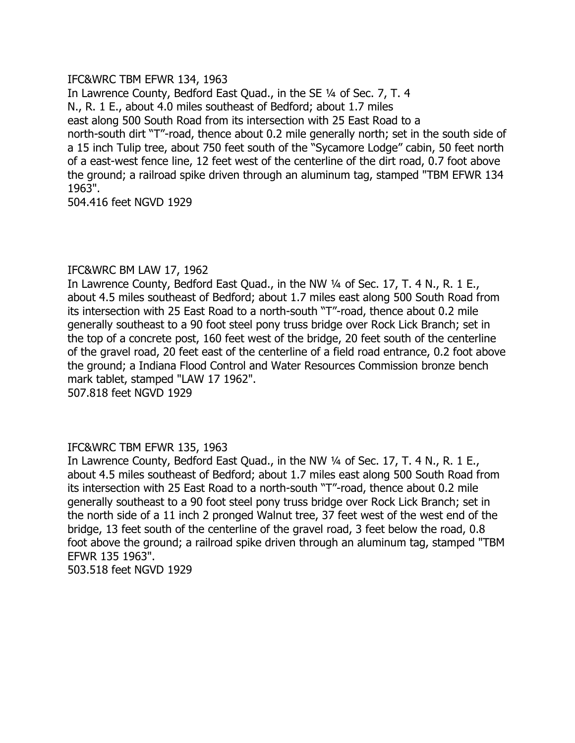IFC&WRC TBM EFWR 134, 1963
In Lawrence County, Bedford East Quad., in the SE ¼ of Sec. 7, T. 4 N., R. 1 E., about 4.0 miles southeast of Bedford; about 1.7 miles east along 500 South Road from its intersection with 25 East Road to a north-south dirt "T"-road, thence about 0.2 mile generally north; set in the south side of a 15 inch Tulip tree, about 750 feet south of the "Sycamore Lodge" cabin, 50 feet north of a east-west fence line, 12 feet west of the centerline of the dirt road, 0.7 foot above the ground; a railroad spike driven through an aluminum tag, stamped "TBM EFWR 134 1963".
504.416 feet NGVD 1929

IFC&WRC BM LAW 17, 1962
In Lawrence County, Bedford East Quad., in the NW ¼ of Sec. 17, T. 4 N., R. 1 E., about 4.5 miles southeast of Bedford; about 1.7 miles east along 500 South Road from its intersection with 25 East Road to a north-south "T"-road, thence about 0.2 mile generally southeast to a 90 foot steel pony truss bridge over Rock Lick Branch; set in the top of a concrete post, 160 feet west of the bridge, 20 feet south of the centerline of the gravel road, 20 feet east of the centerline of a field road entrance, 0.2 foot above the ground; a Indiana Flood Control and Water Resources Commission bronze bench mark tablet, stamped "LAW 17 1962".
507.818 feet NGVD 1929

IFC&WRC TBM EFWR 135, 1963
In Lawrence County, Bedford East Quad., in the NW ¼ of Sec. 17, T. 4 N., R. 1 E., about 4.5 miles southeast of Bedford; about 1.7 miles east along 500 South Road from its intersection with 25 East Road to a north-south "T"-road, thence about 0.2 mile generally southeast to a 90 foot steel pony truss bridge over Rock Lick Branch; set in the north side of a 11 inch 2 pronged Walnut tree, 37 feet west of the west end of the bridge, 13 feet south of the centerline of the gravel road, 3 feet below the road, 0.8 foot above the ground; a railroad spike driven through an aluminum tag, stamped "TBM EFWR 135 1963".
503.518 feet NGVD 1929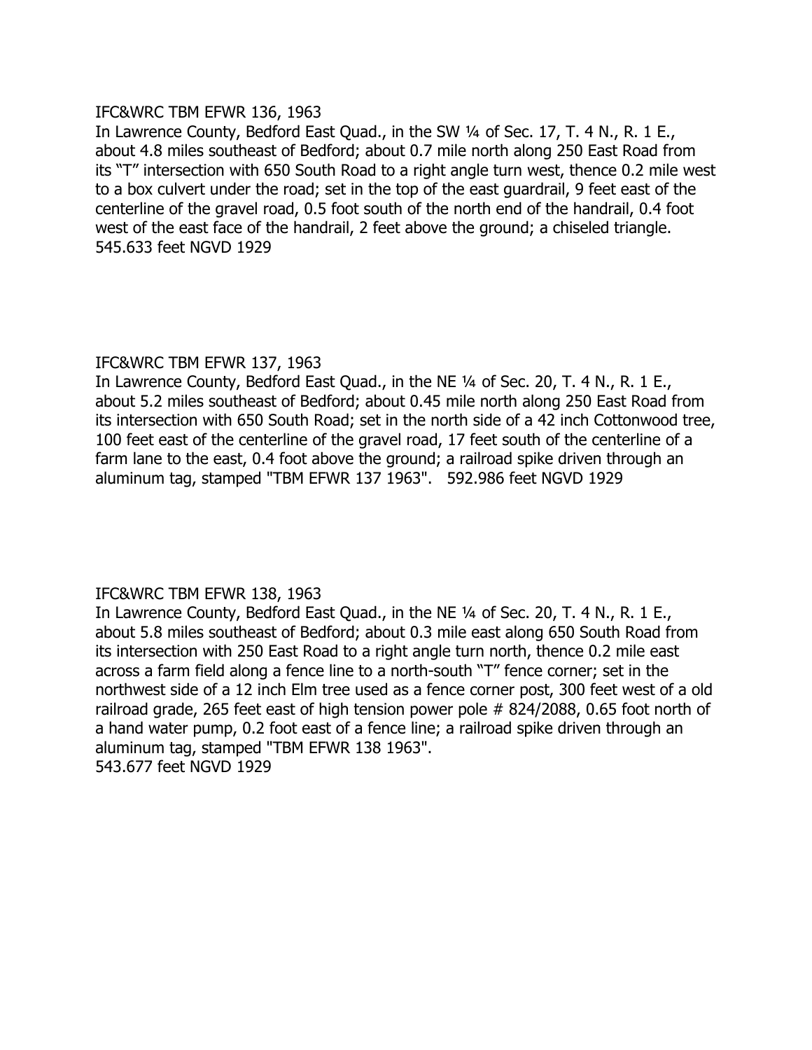IFC&WRC TBM EFWR 136, 1963

In Lawrence County, Bedford East Quad., in the SW ¼ of Sec. 17, T. 4 N., R. 1 E., about 4.8 miles southeast of Bedford; about 0.7 mile north along 250 East Road from its "T" intersection with 650 South Road to a right angle turn west, thence 0.2 mile west to a box culvert under the road; set in the top of the east guardrail, 9 feet east of the centerline of the gravel road, 0.5 foot south of the north end of the handrail, 0.4 foot west of the east face of the handrail, 2 feet above the ground; a chiseled triangle.
545.633 feet NGVD 1929

IFC&WRC TBM EFWR 137, 1963

In Lawrence County, Bedford East Quad., in the NE ¼ of Sec. 20, T. 4 N., R. 1 E., about 5.2 miles southeast of Bedford; about 0.45 mile north along 250 East Road from its intersection with 650 South Road; set in the north side of a 42 inch Cottonwood tree, 100 feet east of the centerline of the gravel road, 17 feet south of the centerline of a farm lane to the east, 0.4 foot above the ground; a railroad spike driven through an aluminum tag, stamped "TBM EFWR 137 1963". 592.986 feet NGVD 1929

IFC&WRC TBM EFWR 138, 1963

In Lawrence County, Bedford East Quad., in the NE ¼ of Sec. 20, T. 4 N., R. 1 E., about 5.8 miles southeast of Bedford; about 0.3 mile east along 650 South Road from its intersection with 250 East Road to a right angle turn north, thence 0.2 mile east across a farm field along a fence line to a north-south "T" fence corner; set in the northwest side of a 12 inch Elm tree used as a fence corner post, 300 feet west of a old railroad grade, 265 feet east of high tension power pole # 824/2088, 0.65 foot north of a hand water pump, 0.2 foot east of a fence line; a railroad spike driven through an aluminum tag, stamped "TBM EFWR 138 1963".
543.677 feet NGVD 1929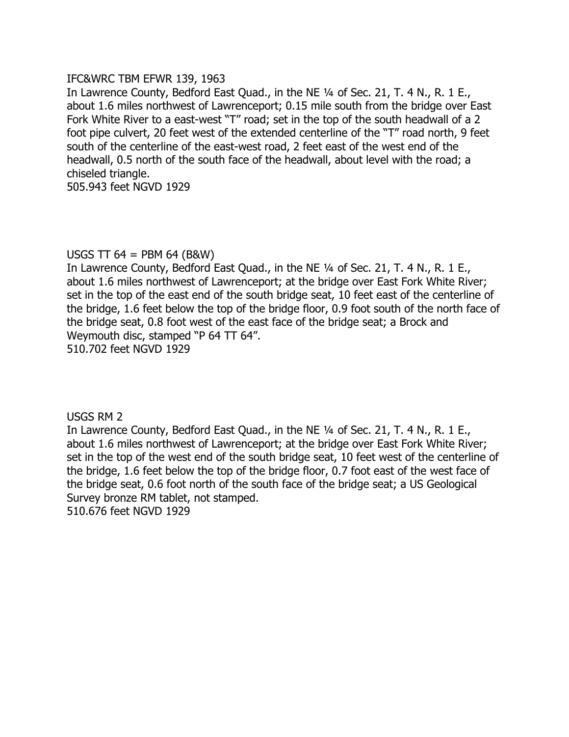IFC&WRC TBM EFWR 139, 1963

In Lawrence County, Bedford East Quad., in the NE ¼ of Sec. 21, T. 4 N., R. 1 E., about 1.6 miles northwest of Lawrenceport; 0.15 mile south from the bridge over East Fork White River to a east-west "T" road; set in the top of the south headwall of a 2 foot pipe culvert, 20 feet west of the extended centerline of the "T" road north, 9 feet south of the centerline of the east-west road, 2 feet east of the west end of the headwall, 0.5 north of the south face of the headwall, about level with the road; a chiseled triangle.

505.943 feet NGVD 1929

USGS TT 64 = PBM 64 (B&W)

In Lawrence County, Bedford East Quad., in the NE ¼ of Sec. 21, T. 4 N., R. 1 E., about 1.6 miles northwest of Lawrenceport; at the bridge over East Fork White River; set in the top of the east end of the south bridge seat, 10 feet east of the centerline of the bridge, 1.6 feet below the top of the bridge floor, 0.9 foot south of the north face of the bridge seat, 0.8 foot west of the east face of the bridge seat; a Brock and Weymouth disc, stamped "P 64 TT 64".

510.702 feet NGVD 1929

USGS RM 2

In Lawrence County, Bedford East Quad., in the NE ¼ of Sec. 21, T. 4 N., R. 1 E., about 1.6 miles northwest of Lawrenceport; at the bridge over East Fork White River; set in the top of the west end of the south bridge seat, 10 feet west of the centerline of the bridge, 1.6 feet below the top of the bridge floor, 0.7 foot east of the west face of the bridge seat, 0.6 foot north of the south face of the bridge seat; a US Geological Survey bronze RM tablet, not stamped.

510.676 feet NGVD 1929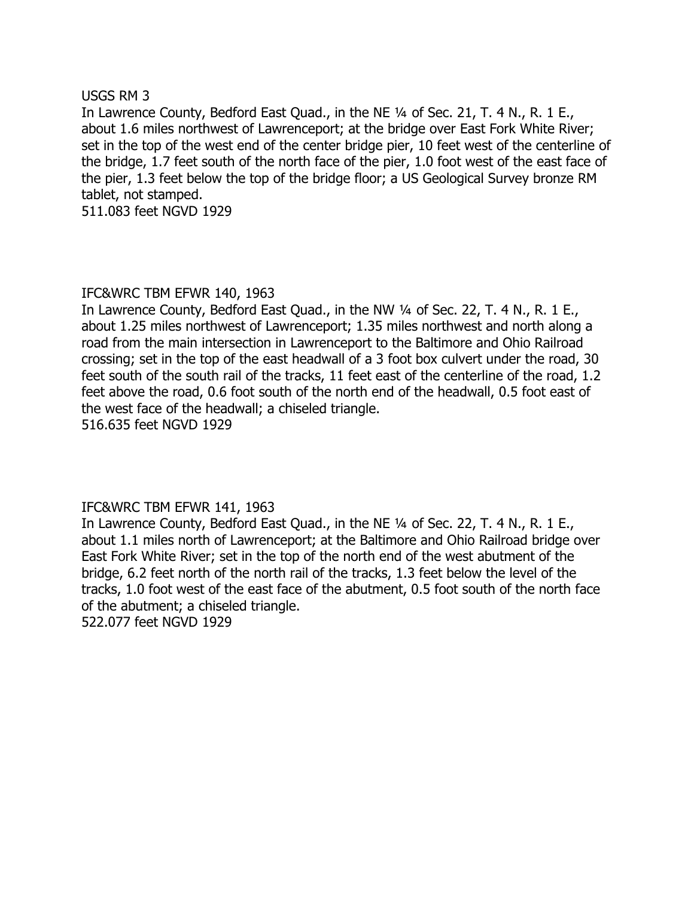USGS RM 3

In Lawrence County, Bedford East Quad., in the NE ¼ of Sec. 21, T. 4 N., R. 1 E., about 1.6 miles northwest of Lawrenceport; at the bridge over East Fork White River; set in the top of the west end of the center bridge pier, 10 feet west of the centerline of the bridge, 1.7 feet south of the north face of the pier, 1.0 foot west of the east face of the pier, 1.3 feet below the top of the bridge floor; a US Geological Survey bronze RM tablet, not stamped.

511.083 feet NGVD 1929

IFC&WRC TBM EFWR 140, 1963

In Lawrence County, Bedford East Quad., in the NW ¼ of Sec. 22, T. 4 N., R. 1 E., about 1.25 miles northwest of Lawrenceport; 1.35 miles northwest and north along a road from the main intersection in Lawrenceport to the Baltimore and Ohio Railroad crossing; set in the top of the east headwall of a 3 foot box culvert under the road, 30 feet south of the south rail of the tracks, 11 feet east of the centerline of the road, 1.2 feet above the road, 0.6 foot south of the north end of the headwall, 0.5 foot east of the west face of the headwall; a chiseled triangle.

516.635 feet NGVD 1929

IFC&WRC TBM EFWR 141, 1963

In Lawrence County, Bedford East Quad., in the NE ¼ of Sec. 22, T. 4 N., R. 1 E., about 1.1 miles north of Lawrenceport; at the Baltimore and Ohio Railroad bridge over East Fork White River; set in the top of the north end of the west abutment of the bridge, 6.2 feet north of the north rail of the tracks, 1.3 feet below the level of the tracks, 1.0 foot west of the east face of the abutment, 0.5 foot south of the north face of the abutment; a chiseled triangle.

522.077 feet NGVD 1929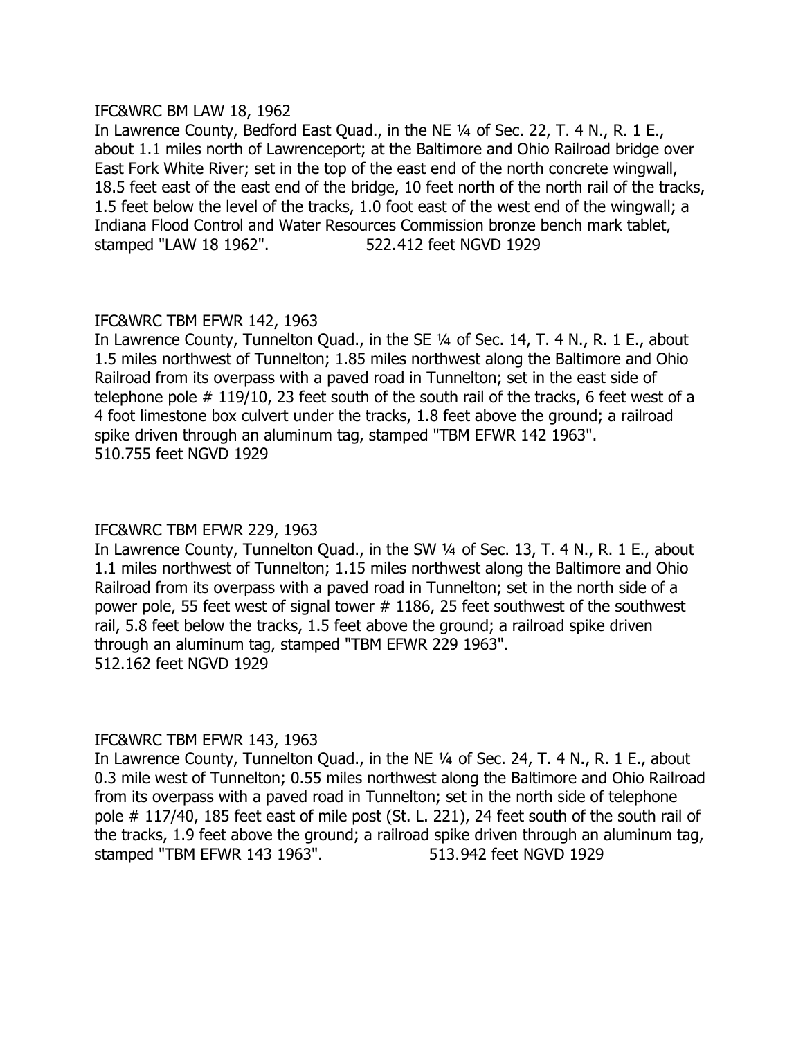IFC&WRC BM LAW 18, 1962

In Lawrence County, Bedford East Quad., in the NE ¼ of Sec. 22, T. 4 N., R. 1 E., about 1.1 miles north of Lawrenceport; at the Baltimore and Ohio Railroad bridge over East Fork White River; set in the top of the east end of the north concrete wingwall, 18.5 feet east of the east end of the bridge, 10 feet north of the north rail of the tracks, 1.5 feet below the level of the tracks, 1.0 foot east of the west end of the wingwall; a Indiana Flood Control and Water Resources Commission bronze bench mark tablet, stamped "LAW 18 1962". 522.412 feet NGVD 1929

IFC&WRC TBM EFWR 142, 1963

In Lawrence County, Tunnelton Quad., in the SE ¼ of Sec. 14, T. 4 N., R. 1 E., about 1.5 miles northwest of Tunnelton; 1.85 miles northwest along the Baltimore and Ohio Railroad from its overpass with a paved road in Tunnelton; set in the east side of telephone pole # 119/10, 23 feet south of the south rail of the tracks, 6 feet west of a 4 foot limestone box culvert under the tracks, 1.8 feet above the ground; a railroad spike driven through an aluminum tag, stamped "TBM EFWR 142 1963".
510.755 feet NGVD 1929

IFC&WRC TBM EFWR 229, 1963

In Lawrence County, Tunnelton Quad., in the SW ¼ of Sec. 13, T. 4 N., R. 1 E., about 1.1 miles northwest of Tunnelton; 1.15 miles northwest along the Baltimore and Ohio Railroad from its overpass with a paved road in Tunnelton; set in the north side of a power pole, 55 feet west of signal tower # 1186, 25 feet southwest of the southwest rail, 5.8 feet below the tracks, 1.5 feet above the ground; a railroad spike driven through an aluminum tag, stamped "TBM EFWR 229 1963".
512.162 feet NGVD 1929

IFC&WRC TBM EFWR 143, 1963

In Lawrence County, Tunnelton Quad., in the NE ¼ of Sec. 24, T. 4 N., R. 1 E., about 0.3 mile west of Tunnelton; 0.55 miles northwest along the Baltimore and Ohio Railroad from its overpass with a paved road in Tunnelton; set in the north side of telephone pole # 117/40, 185 feet east of mile post (St. L. 221), 24 feet south of the south rail of the tracks, 1.9 feet above the ground; a railroad spike driven through an aluminum tag, stamped "TBM EFWR 143 1963". 513.942 feet NGVD 1929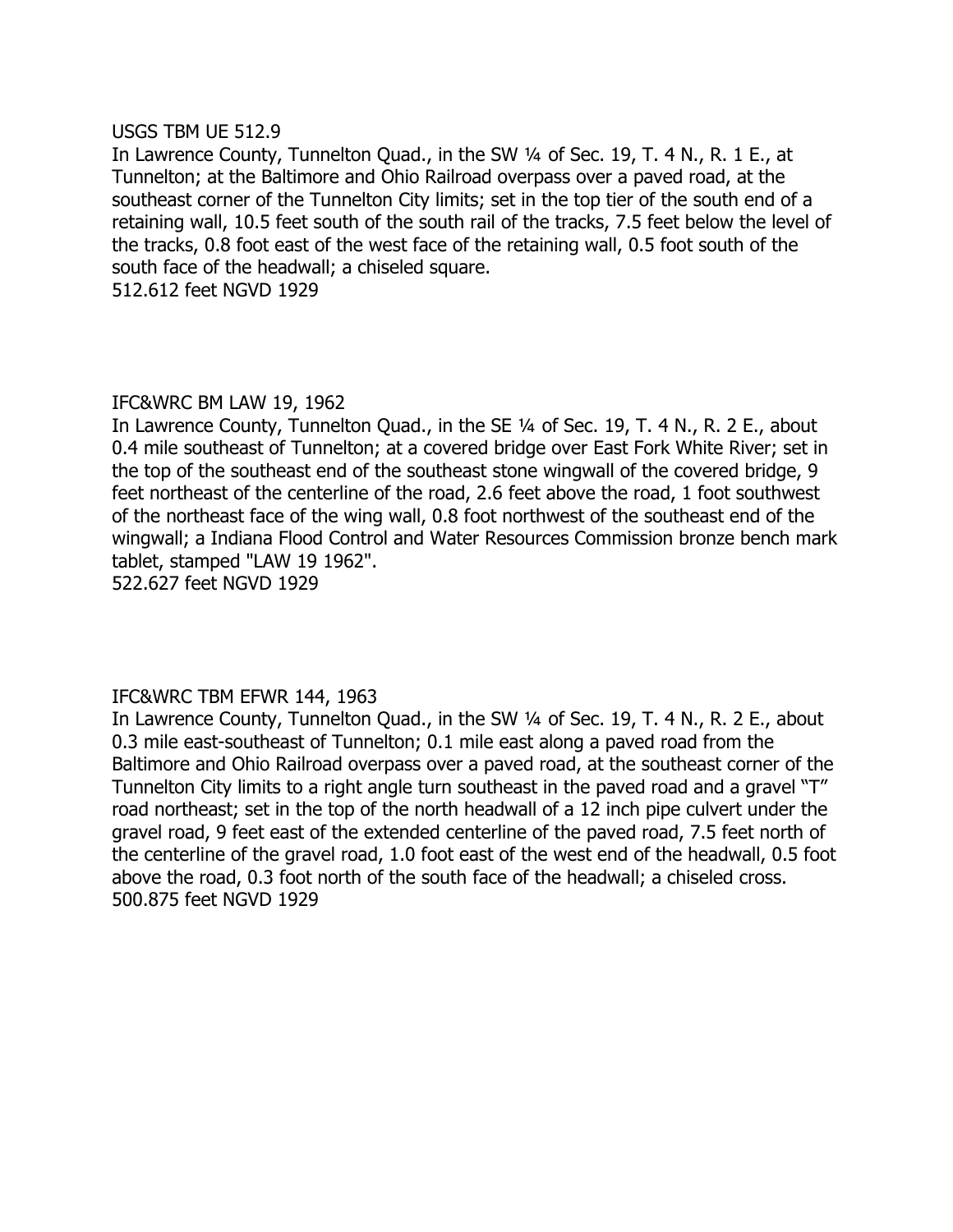USGS TBM UE 512.9

In Lawrence County, Tunnelton Quad., in the SW ¼ of Sec. 19, T. 4 N., R. 1 E., at Tunnelton; at the Baltimore and Ohio Railroad overpass over a paved road, at the southeast corner of the Tunnelton City limits; set in the top tier of the south end of a retaining wall, 10.5 feet south of the south rail of the tracks, 7.5 feet below the level of the tracks, 0.8 foot east of the west face of the retaining wall, 0.5 foot south of the south face of the headwall; a chiseled square.

512.612 feet NGVD 1929

IFC&WRC BM LAW 19, 1962

In Lawrence County, Tunnelton Quad., in the SE ¼ of Sec. 19, T. 4 N., R. 2 E., about 0.4 mile southeast of Tunnelton; at a covered bridge over East Fork White River; set in the top of the southeast end of the southeast stone wingwall of the covered bridge, 9 feet northeast of the centerline of the road, 2.6 feet above the road, 1 foot southwest of the northeast face of the wing wall, 0.8 foot northwest of the southeast end of the wingwall; a Indiana Flood Control and Water Resources Commission bronze bench mark tablet, stamped "LAW 19 1962".

522.627 feet NGVD 1929

IFC&WRC TBM EFWR 144, 1963

In Lawrence County, Tunnelton Quad., in the SW ¼ of Sec. 19, T. 4 N., R. 2 E., about 0.3 mile east-southeast of Tunnelton; 0.1 mile east along a paved road from the Baltimore and Ohio Railroad overpass over a paved road, at the southeast corner of the Tunnelton City limits to a right angle turn southeast in the paved road and a gravel "T" road northeast; set in the top of the north headwall of a 12 inch pipe culvert under the gravel road, 9 feet east of the extended centerline of the paved road, 7.5 feet north of the centerline of the gravel road, 1.0 foot east of the west end of the headwall, 0.5 foot above the road, 0.3 foot north of the south face of the headwall; a chiseled cross.

500.875 feet NGVD 1929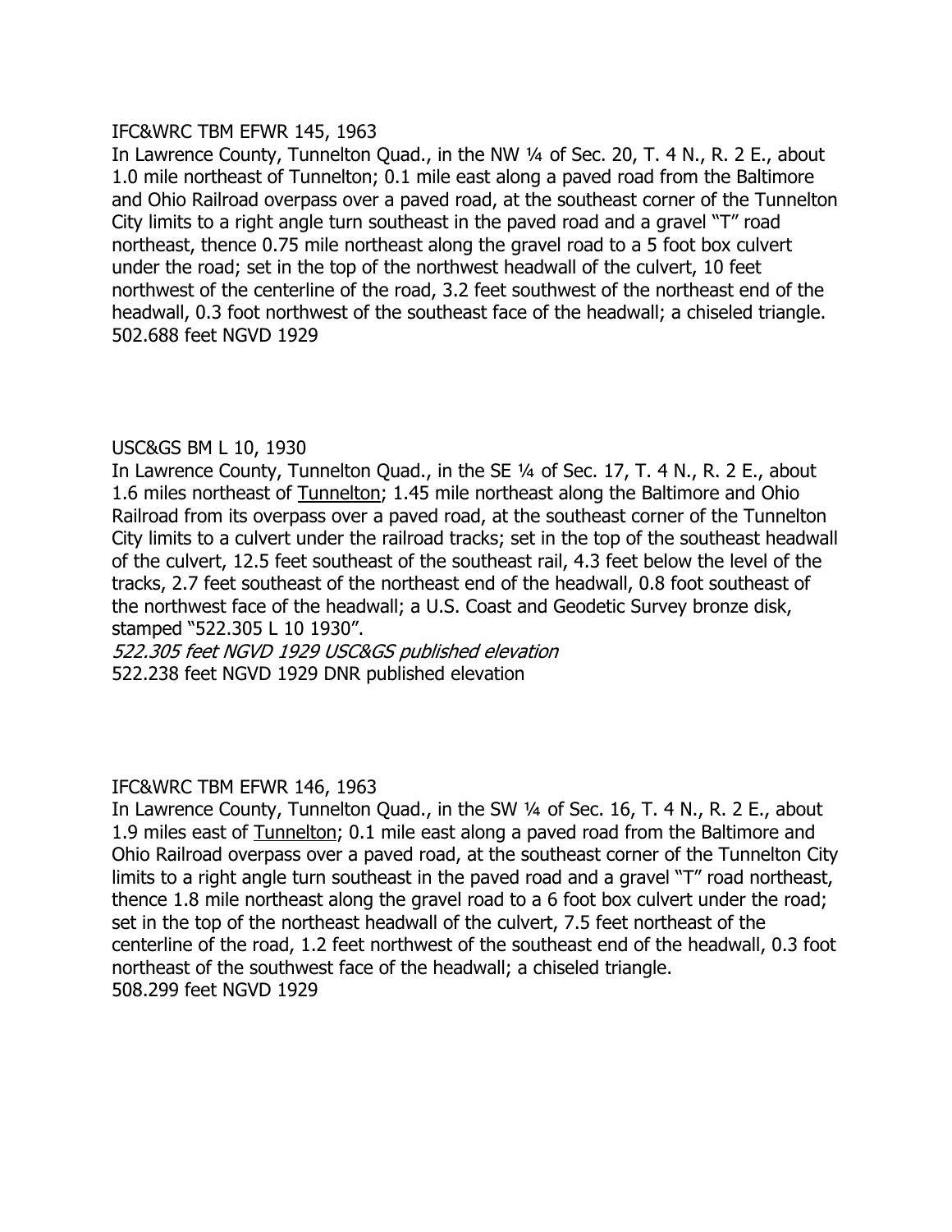IFC&WRC TBM EFWR 145, 1963
In Lawrence County, Tunnelton Quad., in the NW ¼ of Sec. 20, T. 4 N., R. 2 E., about 1.0 mile northeast of Tunnelton; 0.1 mile east along a paved road from the Baltimore and Ohio Railroad overpass over a paved road, at the southeast corner of the Tunnelton City limits to a right angle turn southeast in the paved road and a gravel "T" road northeast, thence 0.75 mile northeast along the gravel road to a 5 foot box culvert under the road; set in the top of the northwest headwall of the culvert, 10 feet northwest of the centerline of the road, 3.2 feet southwest of the northeast end of the headwall, 0.3 foot northwest of the southeast face of the headwall; a chiseled triangle.
502.688 feet NGVD 1929

USC&GS BM L 10, 1930
In Lawrence County, Tunnelton Quad., in the SE ¼ of Sec. 17, T. 4 N., R. 2 E., about 1.6 miles northeast of Tunnelton; 1.45 mile northeast along the Baltimore and Ohio Railroad from its overpass over a paved road, at the southeast corner of the Tunnelton City limits to a culvert under the railroad tracks; set in the top of the southeast headwall of the culvert, 12.5 feet southeast of the southeast rail, 4.3 feet below the level of the tracks, 2.7 feet southeast of the northeast end of the headwall, 0.8 foot southeast of the northwest face of the headwall; a U.S. Coast and Geodetic Survey bronze disk, stamped "522.305 L 10 1930".
*522.305 feet NGVD 1929 USC&GS published elevation*
522.238 feet NGVD 1929 DNR published elevation

IFC&WRC TBM EFWR 146, 1963
In Lawrence County, Tunnelton Quad., in the SW ¼ of Sec. 16, T. 4 N., R. 2 E., about 1.9 miles east of Tunnelton; 0.1 mile east along a paved road from the Baltimore and Ohio Railroad overpass over a paved road, at the southeast corner of the Tunnelton City limits to a right angle turn southeast in the paved road and a gravel "T" road northeast, thence 1.8 mile northeast along the gravel road to a 6 foot box culvert under the road; set in the top of the northeast headwall of the culvert, 7.5 feet northeast of the centerline of the road, 1.2 feet northwest of the southeast end of the headwall, 0.3 foot northeast of the southwest face of the headwall; a chiseled triangle.
508.299 feet NGVD 1929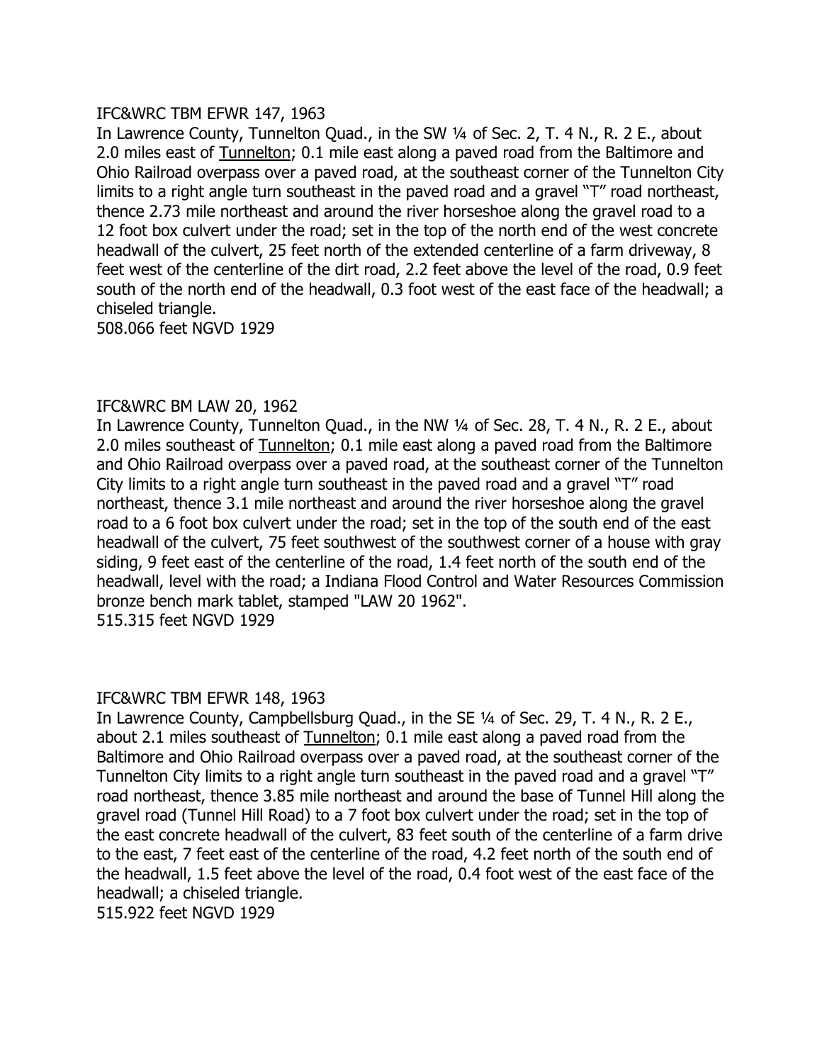IFC&WRC TBM EFWR 147, 1963

In Lawrence County, Tunnelton Quad., in the SW ¼ of Sec. 2, T. 4 N., R. 2 E., about 2.0 miles east of Tunnelton; 0.1 mile east along a paved road from the Baltimore and Ohio Railroad overpass over a paved road, at the southeast corner of the Tunnelton City limits to a right angle turn southeast in the paved road and a gravel "T" road northeast, thence 2.73 mile northeast and around the river horseshoe along the gravel road to a 12 foot box culvert under the road; set in the top of the north end of the west concrete headwall of the culvert, 25 feet north of the extended centerline of a farm driveway, 8 feet west of the centerline of the dirt road, 2.2 feet above the level of the road, 0.9 feet south of the north end of the headwall, 0.3 foot west of the east face of the headwall; a chiseled triangle.

508.066 feet NGVD 1929

IFC&WRC BM LAW 20, 1962

In Lawrence County, Tunnelton Quad., in the NW ¼ of Sec. 28, T. 4 N., R. 2 E., about 2.0 miles southeast of Tunnelton; 0.1 mile east along a paved road from the Baltimore and Ohio Railroad overpass over a paved road, at the southeast corner of the Tunnelton City limits to a right angle turn southeast in the paved road and a gravel "T" road northeast, thence 3.1 mile northeast and around the river horseshoe along the gravel road to a 6 foot box culvert under the road; set in the top of the south end of the east headwall of the culvert, 75 feet southwest of the southwest corner of a house with gray siding, 9 feet east of the centerline of the road, 1.4 feet north of the south end of the headwall, level with the road; a Indiana Flood Control and Water Resources Commission bronze bench mark tablet, stamped "LAW 20 1962".

515.315 feet NGVD 1929

IFC&WRC TBM EFWR 148, 1963

In Lawrence County, Campbellsburg Quad., in the SE ¼ of Sec. 29, T. 4 N., R. 2 E., about 2.1 miles southeast of Tunnelton; 0.1 mile east along a paved road from the Baltimore and Ohio Railroad overpass over a paved road, at the southeast corner of the Tunnelton City limits to a right angle turn southeast in the paved road and a gravel "T" road northeast, thence 3.85 mile northeast and around the base of Tunnel Hill along the gravel road (Tunnel Hill Road) to a 7 foot box culvert under the road; set in the top of the east concrete headwall of the culvert, 83 feet south of the centerline of a farm drive to the east, 7 feet east of the centerline of the road, 4.2 feet north of the south end of the headwall, 1.5 feet above the level of the road, 0.4 foot west of the east face of the headwall; a chiseled triangle.

515.922 feet NGVD 1929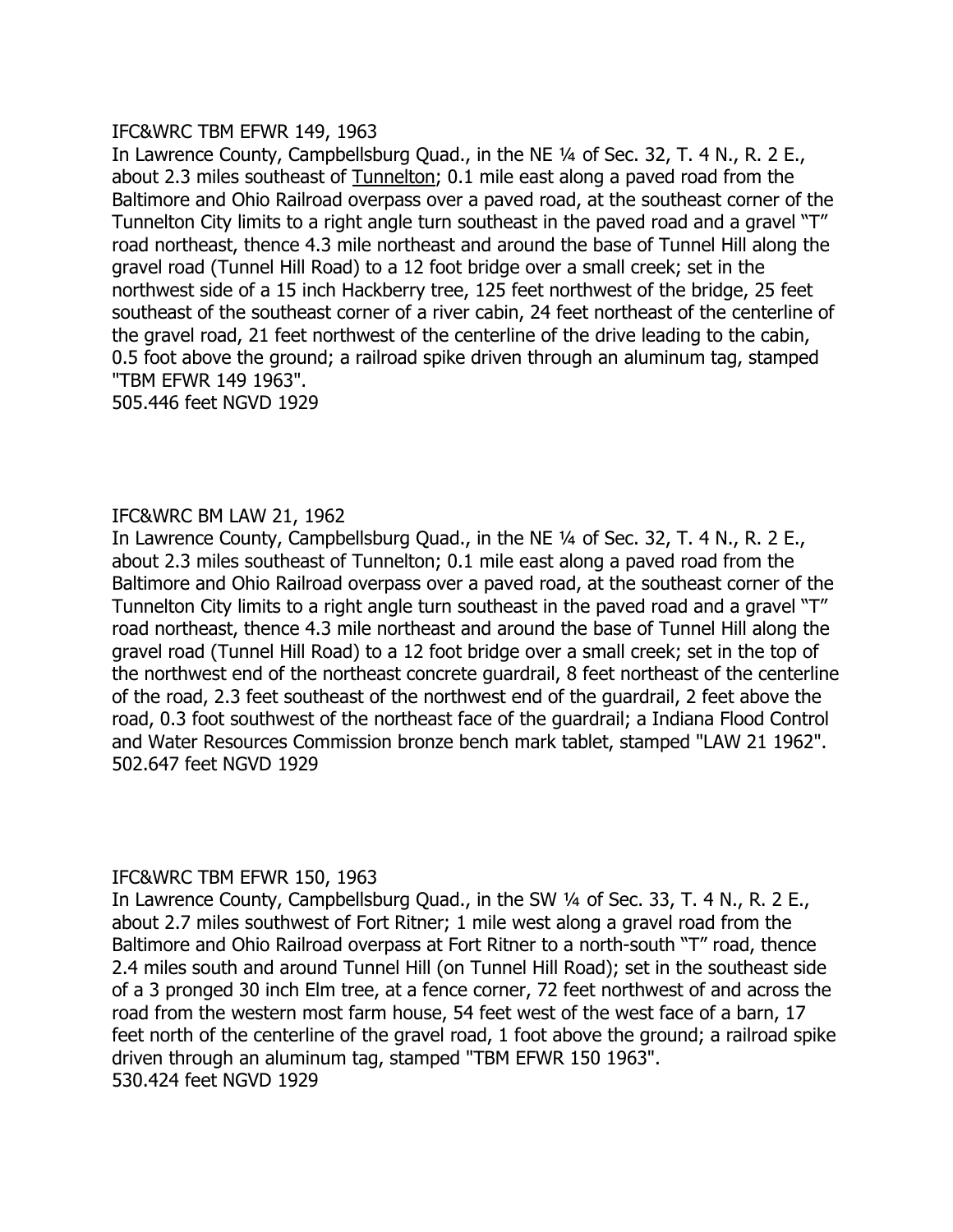IFC&WRC TBM EFWR 149, 1963

In Lawrence County, Campbellsburg Quad., in the NE ¼ of Sec. 32, T. 4 N., R. 2 E., about 2.3 miles southeast of Tunnelton; 0.1 mile east along a paved road from the Baltimore and Ohio Railroad overpass over a paved road, at the southeast corner of the Tunnelton City limits to a right angle turn southeast in the paved road and a gravel "T" road northeast, thence 4.3 mile northeast and around the base of Tunnel Hill along the gravel road (Tunnel Hill Road) to a 12 foot bridge over a small creek; set in the northwest side of a 15 inch Hackberry tree, 125 feet northwest of the bridge, 25 feet southeast of the southeast corner of a river cabin, 24 feet northeast of the centerline of the gravel road, 21 feet northwest of the centerline of the drive leading to the cabin, 0.5 foot above the ground; a railroad spike driven through an aluminum tag, stamped "TBM EFWR 149 1963".

505.446 feet NGVD 1929

IFC&WRC BM LAW 21, 1962

In Lawrence County, Campbellsburg Quad., in the NE ¼ of Sec. 32, T. 4 N., R. 2 E., about 2.3 miles southeast of Tunnelton; 0.1 mile east along a paved road from the Baltimore and Ohio Railroad overpass over a paved road, at the southeast corner of the Tunnelton City limits to a right angle turn southeast in the paved road and a gravel "T" road northeast, thence 4.3 mile northeast and around the base of Tunnel Hill along the gravel road (Tunnel Hill Road) to a 12 foot bridge over a small creek; set in the top of the northwest end of the northeast concrete guardrail, 8 feet northeast of the centerline of the road, 2.3 feet southeast of the northwest end of the guardrail, 2 feet above the road, 0.3 foot southwest of the northeast face of the guardrail; a Indiana Flood Control and Water Resources Commission bronze bench mark tablet, stamped "LAW 21 1962".

502.647 feet NGVD 1929

IFC&WRC TBM EFWR 150, 1963

In Lawrence County, Campbellsburg Quad., in the SW ¼ of Sec. 33, T. 4 N., R. 2 E., about 2.7 miles southwest of Fort Ritner; 1 mile west along a gravel road from the Baltimore and Ohio Railroad overpass at Fort Ritner to a north-south "T" road, thence 2.4 miles south and around Tunnel Hill (on Tunnel Hill Road); set in the southeast side of a 3 pronged 30 inch Elm tree, at a fence corner, 72 feet northwest of and across the road from the western most farm house, 54 feet west of the west face of a barn, 17 feet north of the centerline of the gravel road, 1 foot above the ground; a railroad spike driven through an aluminum tag, stamped "TBM EFWR 150 1963".

530.424 feet NGVD 1929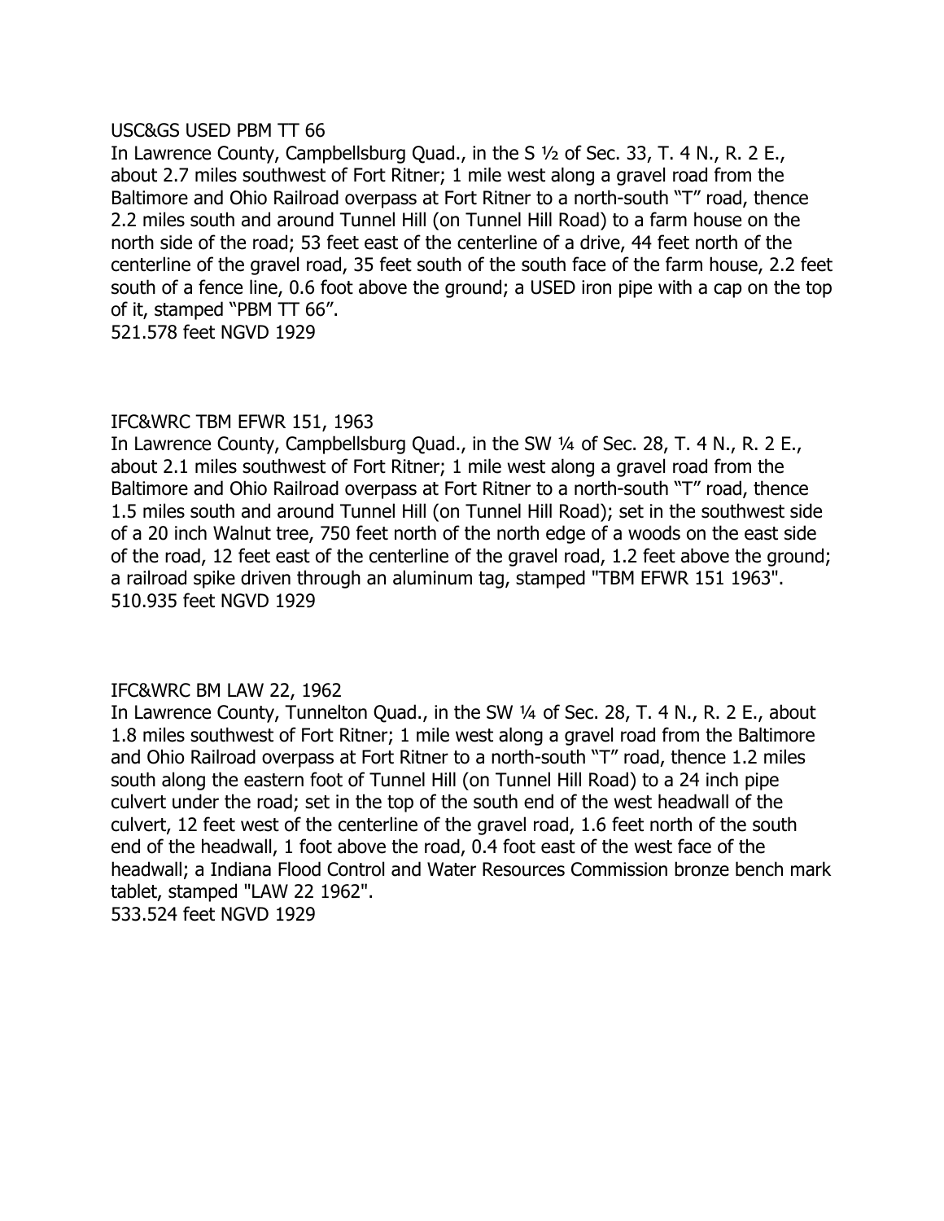USC&GS USED PBM TT 66

In Lawrence County, Campbellsburg Quad., in the S ½ of Sec. 33, T. 4 N., R. 2 E., about 2.7 miles southwest of Fort Ritner; 1 mile west along a gravel road from the Baltimore and Ohio Railroad overpass at Fort Ritner to a north-south "T" road, thence 2.2 miles south and around Tunnel Hill (on Tunnel Hill Road) to a farm house on the north side of the road; 53 feet east of the centerline of a drive, 44 feet north of the centerline of the gravel road, 35 feet south of the south face of the farm house, 2.2 feet south of a fence line, 0.6 foot above the ground; a USED iron pipe with a cap on the top of it, stamped "PBM TT 66".

521.578 feet NGVD 1929

IFC&WRC TBM EFWR 151, 1963

In Lawrence County, Campbellsburg Quad., in the SW ¼ of Sec. 28, T. 4 N., R. 2 E., about 2.1 miles southwest of Fort Ritner; 1 mile west along a gravel road from the Baltimore and Ohio Railroad overpass at Fort Ritner to a north-south "T" road, thence 1.5 miles south and around Tunnel Hill (on Tunnel Hill Road); set in the southwest side of a 20 inch Walnut tree, 750 feet north of the north edge of a woods on the east side of the road, 12 feet east of the centerline of the gravel road, 1.2 feet above the ground; a railroad spike driven through an aluminum tag, stamped "TBM EFWR 151 1963".

510.935 feet NGVD 1929

IFC&WRC BM LAW 22, 1962

In Lawrence County, Tunnelton Quad., in the SW ¼ of Sec. 28, T. 4 N., R. 2 E., about 1.8 miles southwest of Fort Ritner; 1 mile west along a gravel road from the Baltimore and Ohio Railroad overpass at Fort Ritner to a north-south "T" road, thence 1.2 miles south along the eastern foot of Tunnel Hill (on Tunnel Hill Road) to a 24 inch pipe culvert under the road; set in the top of the south end of the west headwall of the culvert, 12 feet west of the centerline of the gravel road, 1.6 feet north of the south end of the headwall, 1 foot above the road, 0.4 foot east of the west face of the headwall; a Indiana Flood Control and Water Resources Commission bronze bench mark tablet, stamped "LAW 22 1962".

533.524 feet NGVD 1929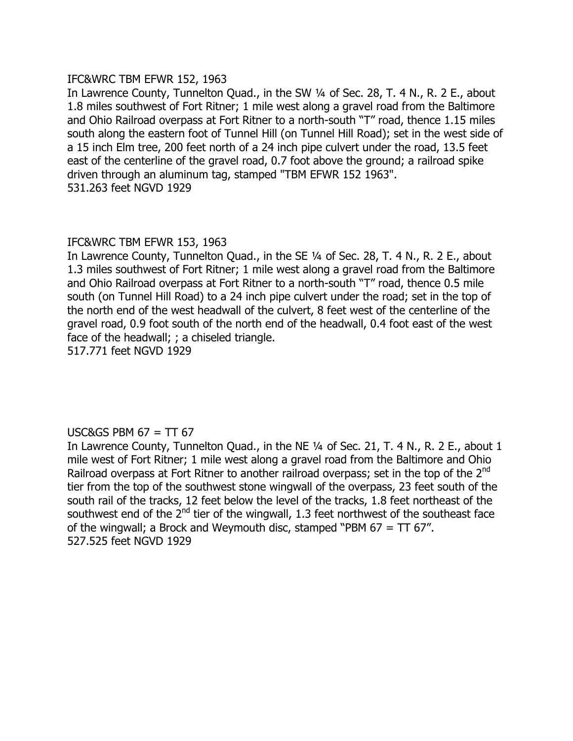IFC&WRC TBM EFWR 152, 1963

In Lawrence County, Tunnelton Quad., in the SW ¼ of Sec. 28, T. 4 N., R. 2 E., about 1.8 miles southwest of Fort Ritner; 1 mile west along a gravel road from the Baltimore and Ohio Railroad overpass at Fort Ritner to a north-south "T" road, thence 1.15 miles south along the eastern foot of Tunnel Hill (on Tunnel Hill Road); set in the west side of a 15 inch Elm tree, 200 feet north of a 24 inch pipe culvert under the road, 13.5 feet east of the centerline of the gravel road, 0.7 foot above the ground; a railroad spike driven through an aluminum tag, stamped "TBM EFWR 152 1963".

531.263 feet NGVD 1929

IFC&WRC TBM EFWR 153, 1963

In Lawrence County, Tunnelton Quad., in the SE ¼ of Sec. 28, T. 4 N., R. 2 E., about 1.3 miles southwest of Fort Ritner; 1 mile west along a gravel road from the Baltimore and Ohio Railroad overpass at Fort Ritner to a north-south "T" road, thence 0.5 mile south (on Tunnel Hill Road) to a 24 inch pipe culvert under the road; set in the top of the north end of the west headwall of the culvert, 8 feet west of the centerline of the gravel road, 0.9 foot south of the north end of the headwall, 0.4 foot east of the west face of the headwall; ; a chiseled triangle.

517.771 feet NGVD 1929

USC&GS PBM 67 = TT 67

In Lawrence County, Tunnelton Quad., in the NE ¼ of Sec. 21, T. 4 N., R. 2 E., about 1 mile west of Fort Ritner; 1 mile west along a gravel road from the Baltimore and Ohio Railroad overpass at Fort Ritner to another railroad overpass; set in the top of the 2nd tier from the top of the southwest stone wingwall of the overpass, 23 feet south of the south rail of the tracks, 12 feet below the level of the tracks, 1.8 feet northeast of the southwest end of the 2nd tier of the wingwall, 1.3 feet northwest of the southeast face of the wingwall; a Brock and Weymouth disc, stamped "PBM 67 = TT 67".

527.525 feet NGVD 1929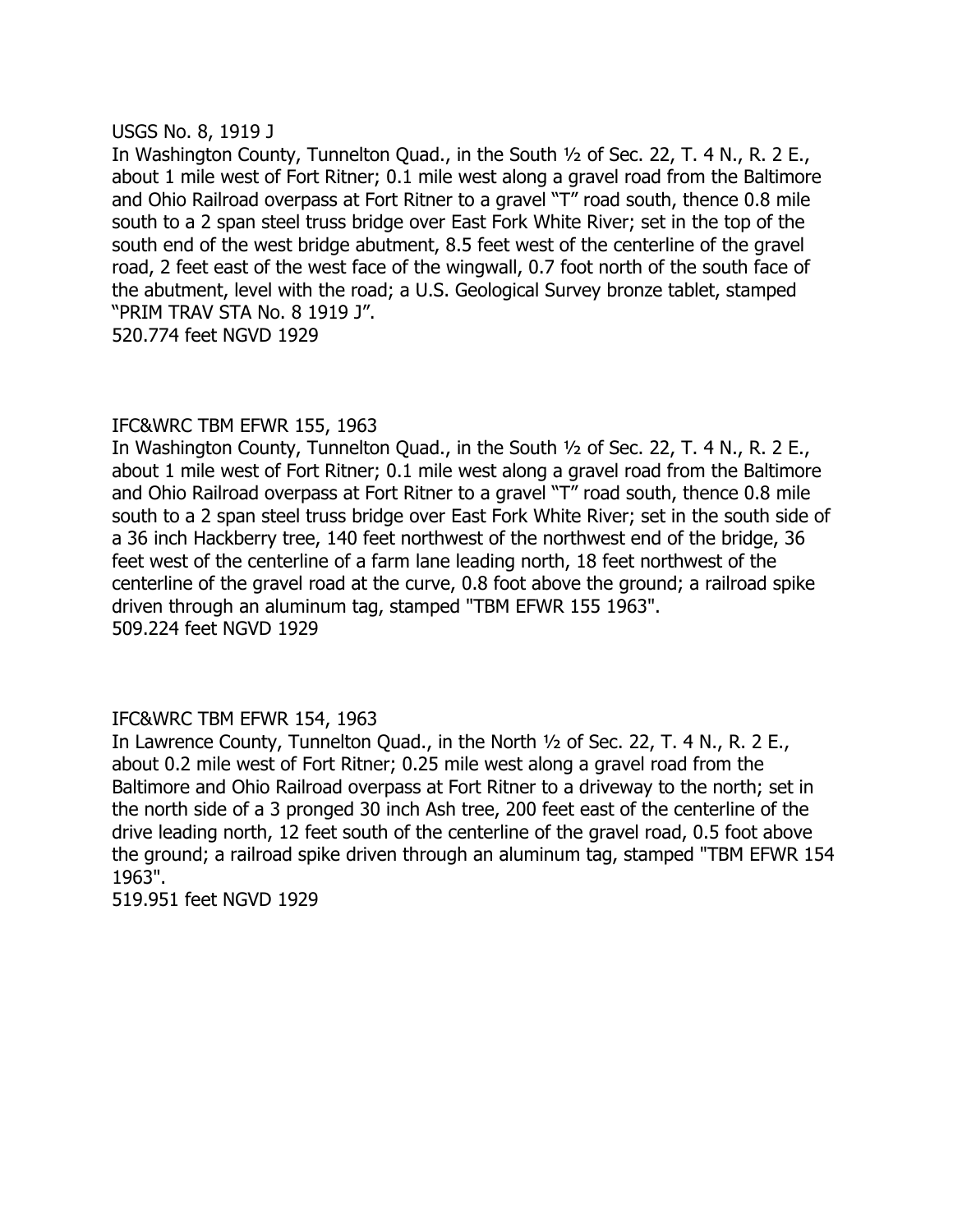USGS No. 8, 1919 J

In Washington County, Tunnelton Quad., in the South ½ of Sec. 22, T. 4 N., R. 2 E., about 1 mile west of Fort Ritner; 0.1 mile west along a gravel road from the Baltimore and Ohio Railroad overpass at Fort Ritner to a gravel "T" road south, thence 0.8 mile south to a 2 span steel truss bridge over East Fork White River; set in the top of the south end of the west bridge abutment, 8.5 feet west of the centerline of the gravel road, 2 feet east of the west face of the wingwall, 0.7 foot north of the south face of the abutment, level with the road; a U.S. Geological Survey bronze tablet, stamped "PRIM TRAV STA No. 8 1919 J".

520.774 feet NGVD 1929

IFC&WRC TBM EFWR 155, 1963

In Washington County, Tunnelton Quad., in the South ½ of Sec. 22, T. 4 N., R. 2 E., about 1 mile west of Fort Ritner; 0.1 mile west along a gravel road from the Baltimore and Ohio Railroad overpass at Fort Ritner to a gravel "T" road south, thence 0.8 mile south to a 2 span steel truss bridge over East Fork White River; set in the south side of a 36 inch Hackberry tree, 140 feet northwest of the northwest end of the bridge, 36 feet west of the centerline of a farm lane leading north, 18 feet northwest of the centerline of the gravel road at the curve, 0.8 foot above the ground; a railroad spike driven through an aluminum tag, stamped "TBM EFWR 155 1963".

509.224 feet NGVD 1929

IFC&WRC TBM EFWR 154, 1963

In Lawrence County, Tunnelton Quad., in the North ½ of Sec. 22, T. 4 N., R. 2 E., about 0.2 mile west of Fort Ritner; 0.25 mile west along a gravel road from the Baltimore and Ohio Railroad overpass at Fort Ritner to a driveway to the north; set in the north side of a 3 pronged 30 inch Ash tree, 200 feet east of the centerline of the drive leading north, 12 feet south of the centerline of the gravel road, 0.5 foot above the ground; a railroad spike driven through an aluminum tag, stamped "TBM EFWR 154 1963".

519.951 feet NGVD 1929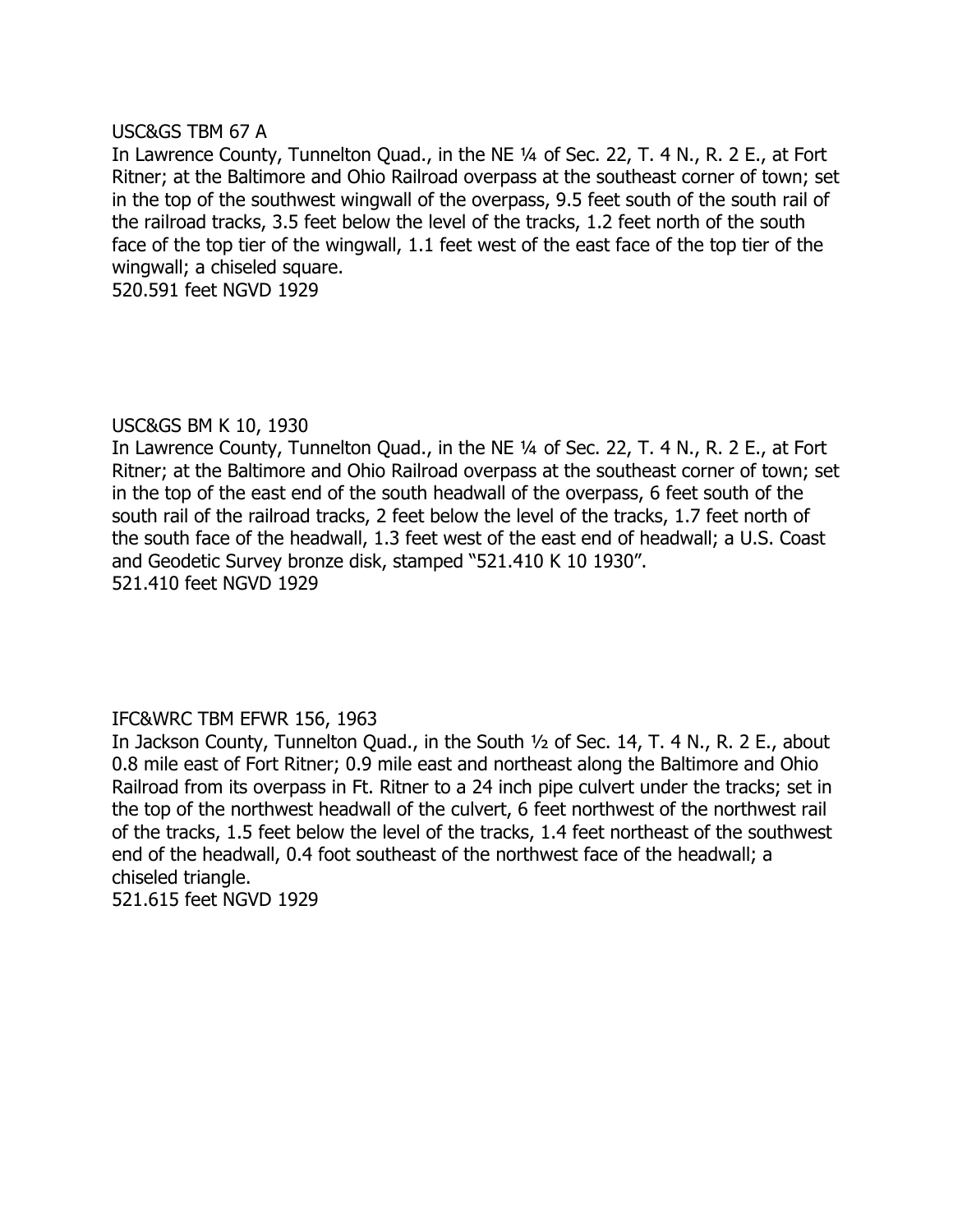USC&GS TBM 67 A

In Lawrence County, Tunnelton Quad., in the NE ¼ of Sec. 22, T. 4 N., R. 2 E., at Fort Ritner; at the Baltimore and Ohio Railroad overpass at the southeast corner of town; set in the top of the southwest wingwall of the overpass, 9.5 feet south of the south rail of the railroad tracks, 3.5 feet below the level of the tracks, 1.2 feet north of the south face of the top tier of the wingwall, 1.1 feet west of the east face of the top tier of the wingwall; a chiseled square.

520.591 feet NGVD 1929

USC&GS BM K 10, 1930

In Lawrence County, Tunnelton Quad., in the NE ¼ of Sec. 22, T. 4 N., R. 2 E., at Fort Ritner; at the Baltimore and Ohio Railroad overpass at the southeast corner of town; set in the top of the east end of the south headwall of the overpass, 6 feet south of the south rail of the railroad tracks, 2 feet below the level of the tracks, 1.7 feet north of the south face of the headwall, 1.3 feet west of the east end of headwall; a U.S. Coast and Geodetic Survey bronze disk, stamped "521.410 K 10 1930".

521.410 feet NGVD 1929

IFC&WRC TBM EFWR 156, 1963

In Jackson County, Tunnelton Quad., in the South ½ of Sec. 14, T. 4 N., R. 2 E., about 0.8 mile east of Fort Ritner; 0.9 mile east and northeast along the Baltimore and Ohio Railroad from its overpass in Ft. Ritner to a 24 inch pipe culvert under the tracks; set in the top of the northwest headwall of the culvert, 6 feet northwest of the northwest rail of the tracks, 1.5 feet below the level of the tracks, 1.4 feet northeast of the southwest end of the headwall, 0.4 foot southeast of the northwest face of the headwall; a chiseled triangle.

521.615 feet NGVD 1929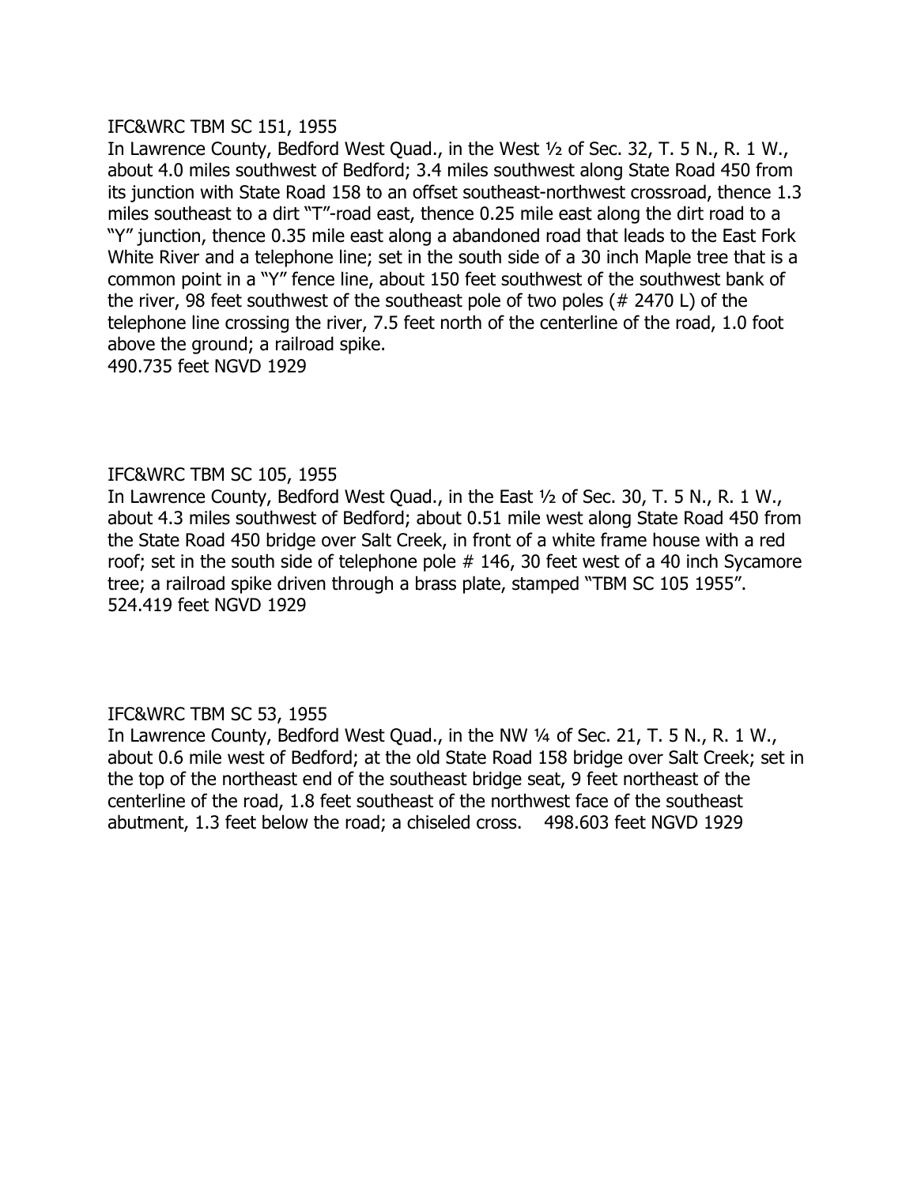IFC&WRC TBM SC 151, 1955

In Lawrence County, Bedford West Quad., in the West ½ of Sec. 32, T. 5 N., R. 1 W., about 4.0 miles southwest of Bedford; 3.4 miles southwest along State Road 450 from its junction with State Road 158 to an offset southeast-northwest crossroad, thence 1.3 miles southeast to a dirt "T"-road east, thence 0.25 mile east along the dirt road to a "Y" junction, thence 0.35 mile east along a abandoned road that leads to the East Fork White River and a telephone line; set in the south side of a 30 inch Maple tree that is a common point in a "Y" fence line, about 150 feet southwest of the southwest bank of the river, 98 feet southwest of the southeast pole of two poles (# 2470 L) of the telephone line crossing the river, 7.5 feet north of the centerline of the road, 1.0 foot above the ground; a railroad spike.

490.735 feet NGVD 1929

IFC&WRC TBM SC 105, 1955

In Lawrence County, Bedford West Quad., in the East ½ of Sec. 30, T. 5 N., R. 1 W., about 4.3 miles southwest of Bedford; about 0.51 mile west along State Road 450 from the State Road 450 bridge over Salt Creek, in front of a white frame house with a red roof; set in the south side of telephone pole # 146, 30 feet west of a 40 inch Sycamore tree; a railroad spike driven through a brass plate, stamped "TBM SC 105 1955".

524.419 feet NGVD 1929

IFC&WRC TBM SC 53, 1955

In Lawrence County, Bedford West Quad., in the NW ¼ of Sec. 21, T. 5 N., R. 1 W., about 0.6 mile west of Bedford; at the old State Road 158 bridge over Salt Creek; set in the top of the northeast end of the southeast bridge seat, 9 feet northeast of the centerline of the road, 1.8 feet southeast of the northwest face of the southeast abutment, 1.3 feet below the road; a chiseled cross. 498.603 feet NGVD 1929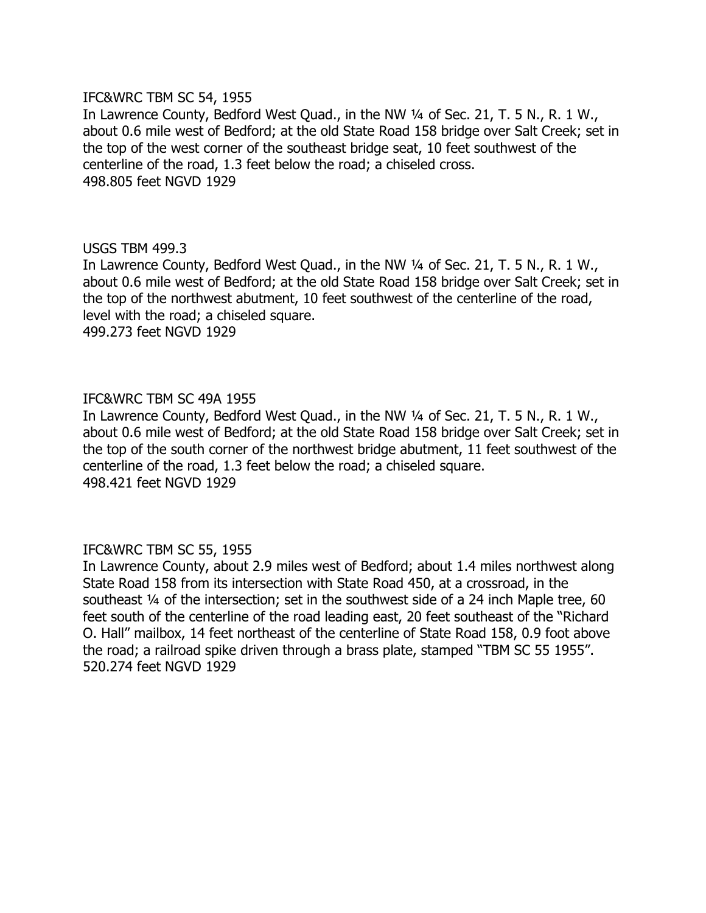IFC&WRC TBM SC 54, 1955

In Lawrence County, Bedford West Quad., in the NW ¼ of Sec. 21, T. 5 N., R. 1 W., about 0.6 mile west of Bedford; at the old State Road 158 bridge over Salt Creek; set in the top of the west corner of the southeast bridge seat, 10 feet southwest of the centerline of the road, 1.3 feet below the road; a chiseled cross.

498.805 feet NGVD 1929

USGS TBM 499.3

In Lawrence County, Bedford West Quad., in the NW ¼ of Sec. 21, T. 5 N., R. 1 W., about 0.6 mile west of Bedford; at the old State Road 158 bridge over Salt Creek; set in the top of the northwest abutment, 10 feet southwest of the centerline of the road, level with the road; a chiseled square.

499.273 feet NGVD 1929

IFC&WRC TBM SC 49A 1955

In Lawrence County, Bedford West Quad., in the NW ¼ of Sec. 21, T. 5 N., R. 1 W., about 0.6 mile west of Bedford; at the old State Road 158 bridge over Salt Creek; set in the top of the south corner of the northwest bridge abutment, 11 feet southwest of the centerline of the road, 1.3 feet below the road; a chiseled square.

498.421 feet NGVD 1929

IFC&WRC TBM SC 55, 1955

In Lawrence County, about 2.9 miles west of Bedford; about 1.4 miles northwest along State Road 158 from its intersection with State Road 450, at a crossroad, in the southeast ¼ of the intersection; set in the southwest side of a 24 inch Maple tree, 60 feet south of the centerline of the road leading east, 20 feet southeast of the "Richard O. Hall" mailbox, 14 feet northeast of the centerline of State Road 158, 0.9 foot above the road; a railroad spike driven through a brass plate, stamped "TBM SC 55 1955".

520.274 feet NGVD 1929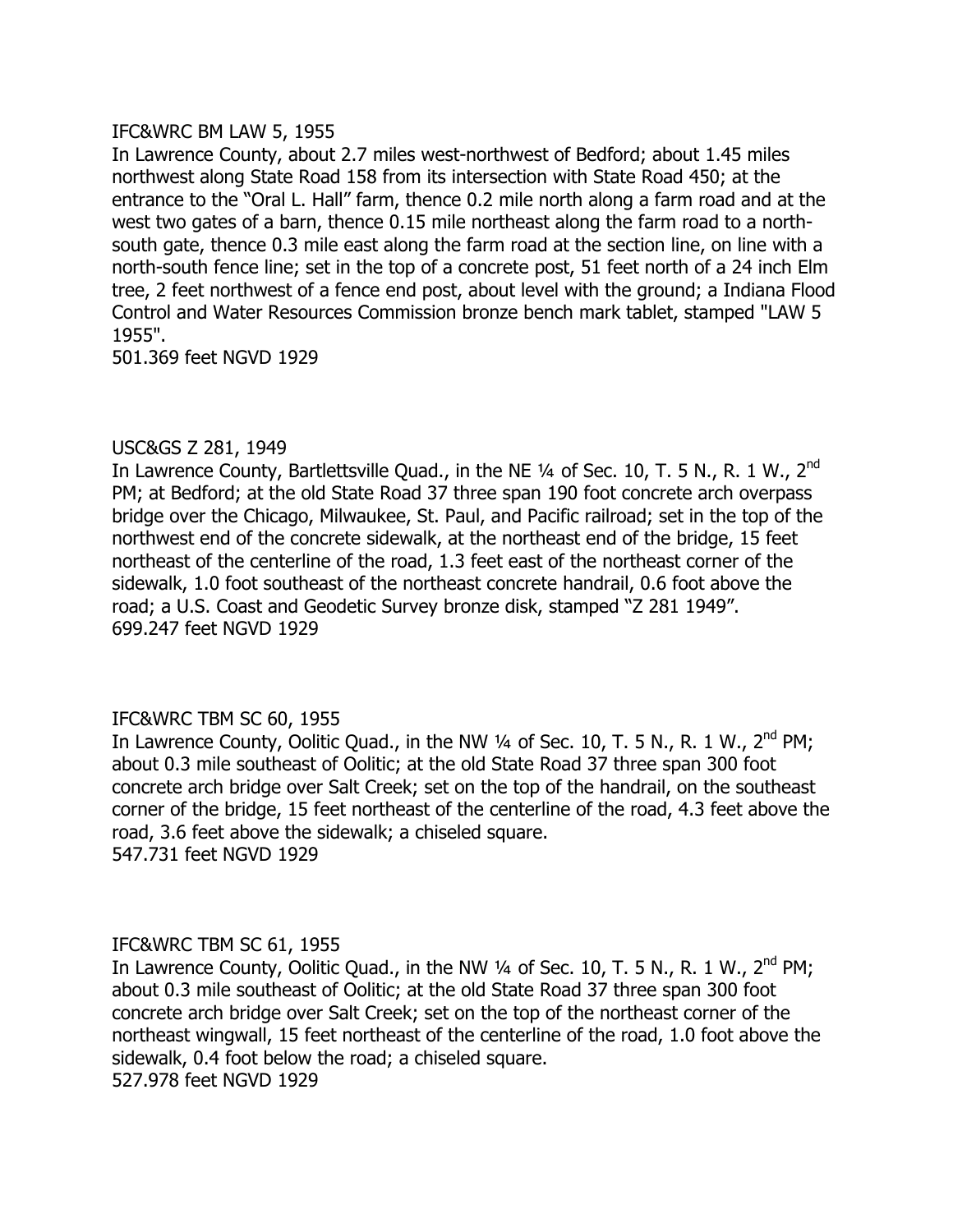IFC&WRC BM LAW 5, 1955

In Lawrence County, about 2.7 miles west-northwest of Bedford; about 1.45 miles northwest along State Road 158 from its intersection with State Road 450; at the entrance to the "Oral L. Hall" farm, thence 0.2 mile north along a farm road and at the west two gates of a barn, thence 0.15 mile northeast along the farm road to a north-south gate, thence 0.3 mile east along the farm road at the section line, on line with a north-south fence line; set in the top of a concrete post, 51 feet north of a 24 inch Elm tree, 2 feet northwest of a fence end post, about level with the ground; a Indiana Flood Control and Water Resources Commission bronze bench mark tablet, stamped "LAW 5 1955".

501.369 feet NGVD 1929

USC&GS Z 281, 1949

In Lawrence County, Bartlettsville Quad., in the NE ¼ of Sec. 10, T. 5 N., R. 1 W., 2nd PM; at Bedford; at the old State Road 37 three span 190 foot concrete arch overpass bridge over the Chicago, Milwaukee, St. Paul, and Pacific railroad; set in the top of the northwest end of the concrete sidewalk, at the northeast end of the bridge, 15 feet northeast of the centerline of the road, 1.3 feet east of the northeast corner of the sidewalk, 1.0 foot southeast of the northeast concrete handrail, 0.6 foot above the road; a U.S. Coast and Geodetic Survey bronze disk, stamped "Z 281 1949".

699.247 feet NGVD 1929

IFC&WRC TBM SC 60, 1955

In Lawrence County, Oolitic Quad., in the NW ¼ of Sec. 10, T. 5 N., R. 1 W., 2nd PM; about 0.3 mile southeast of Oolitic; at the old State Road 37 three span 300 foot concrete arch bridge over Salt Creek; set on the top of the handrail, on the southeast corner of the bridge, 15 feet northeast of the centerline of the road, 4.3 feet above the road, 3.6 feet above the sidewalk; a chiseled square.

547.731 feet NGVD 1929

IFC&WRC TBM SC 61, 1955

In Lawrence County, Oolitic Quad., in the NW ¼ of Sec. 10, T. 5 N., R. 1 W., 2nd PM; about 0.3 mile southeast of Oolitic; at the old State Road 37 three span 300 foot concrete arch bridge over Salt Creek; set on the top of the northeast corner of the northeast wingwall, 15 feet northeast of the centerline of the road, 1.0 foot above the sidewalk, 0.4 foot below the road; a chiseled square.

527.978 feet NGVD 1929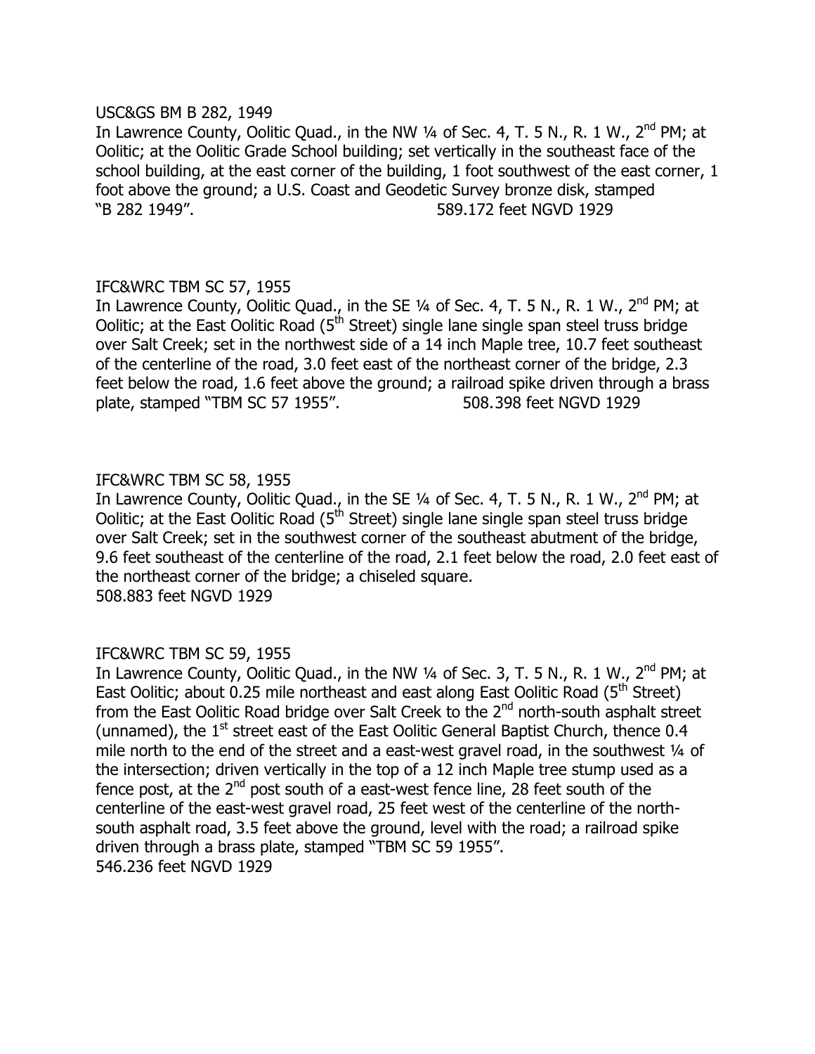USC&GS BM B 282, 1949

In Lawrence County, Oolitic Quad., in the NW ¼ of Sec. 4, T. 5 N., R. 1 W., 2nd PM; at Oolitic; at the Oolitic Grade School building; set vertically in the southeast face of the school building, at the east corner of the building, 1 foot southwest of the east corner, 1 foot above the ground; a U.S. Coast and Geodetic Survey bronze disk, stamped "B 282 1949". 589.172 feet NGVD 1929

IFC&WRC TBM SC 57, 1955

In Lawrence County, Oolitic Quad., in the SE ¼ of Sec. 4, T. 5 N., R. 1 W., 2nd PM; at Oolitic; at the East Oolitic Road (5th Street) single lane single span steel truss bridge over Salt Creek; set in the northwest side of a 14 inch Maple tree, 10.7 feet southeast of the centerline of the road, 3.0 feet east of the northeast corner of the bridge, 2.3 feet below the road, 1.6 feet above the ground; a railroad spike driven through a brass plate, stamped "TBM SC 57 1955". 508.398 feet NGVD 1929

IFC&WRC TBM SC 58, 1955

In Lawrence County, Oolitic Quad., in the SE ¼ of Sec. 4, T. 5 N., R. 1 W., 2nd PM; at Oolitic; at the East Oolitic Road (5th Street) single lane single span steel truss bridge over Salt Creek; set in the southwest corner of the southeast abutment of the bridge, 9.6 feet southeast of the centerline of the road, 2.1 feet below the road, 2.0 feet east of the northeast corner of the bridge; a chiseled square.
508.883 feet NGVD 1929

IFC&WRC TBM SC 59, 1955

In Lawrence County, Oolitic Quad., in the NW ¼ of Sec. 3, T. 5 N., R. 1 W., 2nd PM; at East Oolitic; about 0.25 mile northeast and east along East Oolitic Road (5th Street) from the East Oolitic Road bridge over Salt Creek to the 2nd north-south asphalt street (unnamed), the 1st street east of the East Oolitic General Baptist Church, thence 0.4 mile north to the end of the street and a east-west gravel road, in the southwest ¼ of the intersection; driven vertically in the top of a 12 inch Maple tree stump used as a fence post, at the 2nd post south of a east-west fence line, 28 feet south of the centerline of the east-west gravel road, 25 feet west of the centerline of the north-south asphalt road, 3.5 feet above the ground, level with the road; a railroad spike driven through a brass plate, stamped "TBM SC 59 1955".
546.236 feet NGVD 1929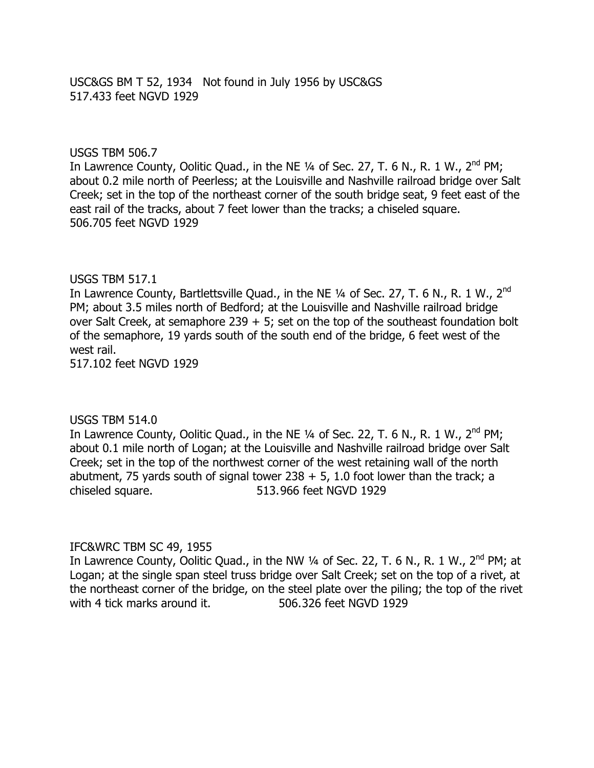USC&GS BM T 52, 1934   Not found in July 1956 by USC&GS
517.433 feet NGVD 1929

USGS TBM 506.7
In Lawrence County, Oolitic Quad., in the NE ¼ of Sec. 27, T. 6 N., R. 1 W., 2nd PM; about 0.2 mile north of Peerless; at the Louisville and Nashville railroad bridge over Salt Creek; set in the top of the northeast corner of the south bridge seat, 9 feet east of the east rail of the tracks, about 7 feet lower than the tracks; a chiseled square.
506.705 feet NGVD 1929

USGS TBM 517.1
In Lawrence County, Bartlettsville Quad., in the NE ¼ of Sec. 27, T. 6 N., R. 1 W., 2nd PM; about 3.5 miles north of Bedford; at the Louisville and Nashville railroad bridge over Salt Creek, at semaphore 239 + 5; set on the top of the southeast foundation bolt of the semaphore, 19 yards south of the south end of the bridge, 6 feet west of the west rail.
517.102 feet NGVD 1929

USGS TBM 514.0
In Lawrence County, Oolitic Quad., in the NE ¼ of Sec. 22, T. 6 N., R. 1 W., 2nd PM; about 0.1 mile north of Logan; at the Louisville and Nashville railroad bridge over Salt Creek; set in the top of the northwest corner of the west retaining wall of the north abutment, 75 yards south of signal tower 238 + 5, 1.0 foot lower than the track; a chiseled square.                    513.966 feet NGVD 1929

IFC&WRC TBM SC 49, 1955
In Lawrence County, Oolitic Quad., in the NW ¼ of Sec. 22, T. 6 N., R. 1 W., 2nd PM; at Logan; at the single span steel truss bridge over Salt Creek; set on the top of a rivet, at the northeast corner of the bridge, on the steel plate over the piling; the top of the rivet with 4 tick marks around it.                    506.326 feet NGVD 1929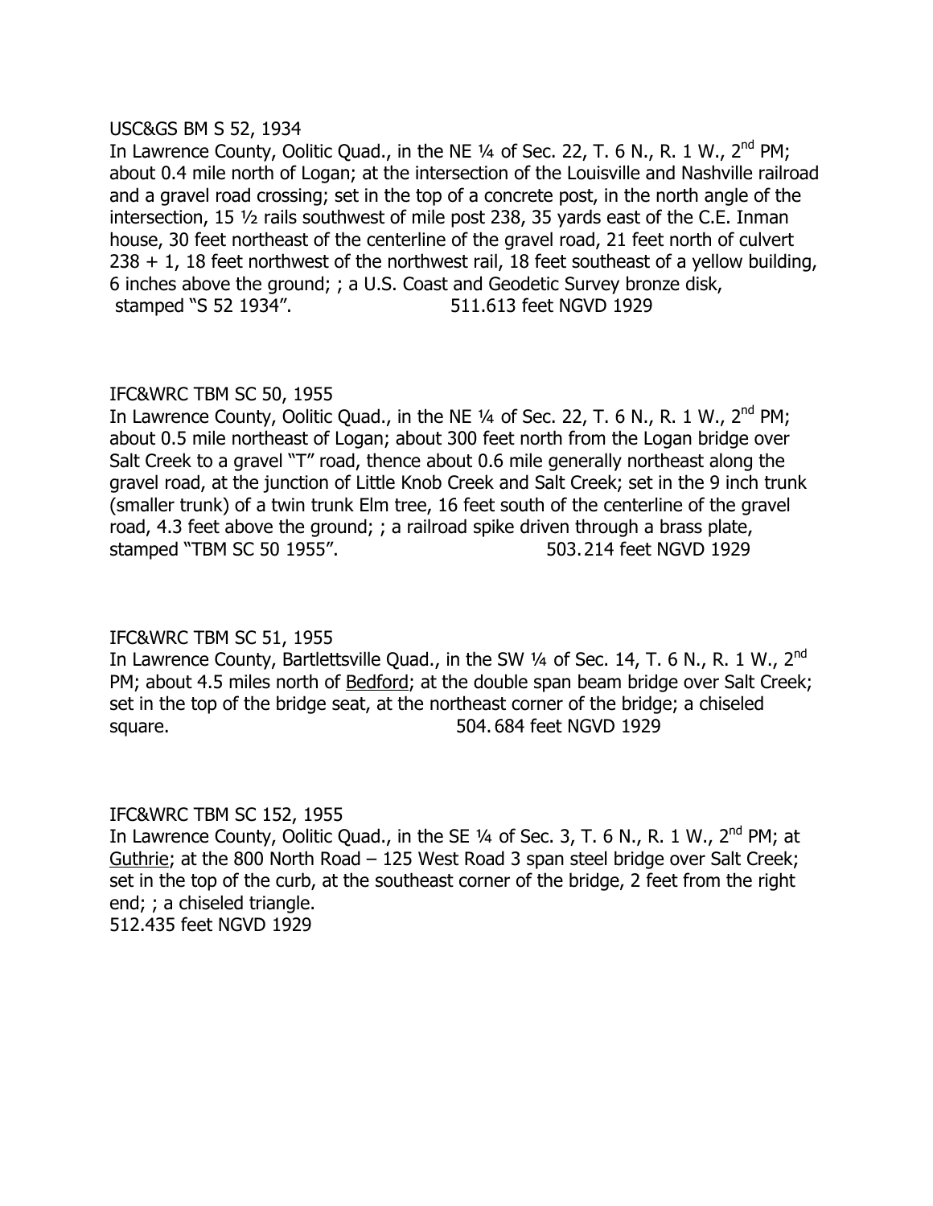USC&GS BM S 52, 1934

In Lawrence County, Oolitic Quad., in the NE ¼ of Sec. 22, T. 6 N., R. 1 W., 2nd PM; about 0.4 mile north of Logan; at the intersection of the Louisville and Nashville railroad and a gravel road crossing; set in the top of a concrete post, in the north angle of the intersection, 15 ½ rails southwest of mile post 238, 35 yards east of the C.E. Inman house, 30 feet northeast of the centerline of the gravel road, 21 feet north of culvert 238 + 1, 18 feet northwest of the northwest rail, 18 feet southeast of a yellow building, 6 inches above the ground; ; a U.S. Coast and Geodetic Survey bronze disk, stamped "S 52 1934". 511.613 feet NGVD 1929

IFC&WRC TBM SC 50, 1955

In Lawrence County, Oolitic Quad., in the NE ¼ of Sec. 22, T. 6 N., R. 1 W., 2nd PM; about 0.5 mile northeast of Logan; about 300 feet north from the Logan bridge over Salt Creek to a gravel "T" road, thence about 0.6 mile generally northeast along the gravel road, at the junction of Little Knob Creek and Salt Creek; set in the 9 inch trunk (smaller trunk) of a twin trunk Elm tree, 16 feet south of the centerline of the gravel road, 4.3 feet above the ground; ; a railroad spike driven through a brass plate, stamped "TBM SC 50 1955". 503.214 feet NGVD 1929

IFC&WRC TBM SC 51, 1955

In Lawrence County, Bartlettsville Quad., in the SW ¼ of Sec. 14, T. 6 N., R. 1 W., 2nd PM; about 4.5 miles north of Bedford; at the double span beam bridge over Salt Creek; set in the top of the bridge seat, at the northeast corner of the bridge; a chiseled square. 504.684 feet NGVD 1929

IFC&WRC TBM SC 152, 1955

In Lawrence County, Oolitic Quad., in the SE ¼ of Sec. 3, T. 6 N., R. 1 W., 2nd PM; at Guthrie; at the 800 North Road – 125 West Road 3 span steel bridge over Salt Creek; set in the top of the curb, at the southeast corner of the bridge, 2 feet from the right end; ; a chiseled triangle.
512.435 feet NGVD 1929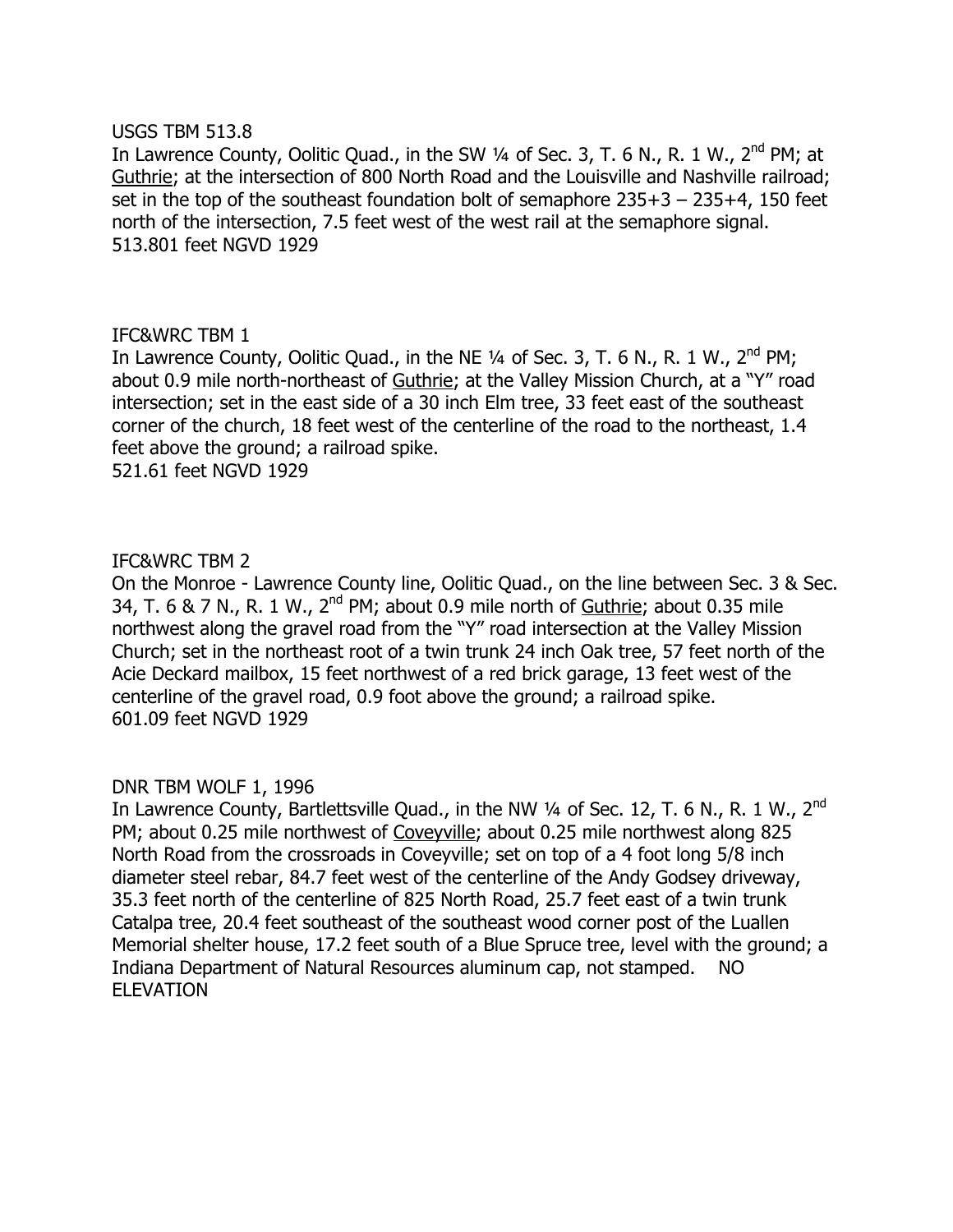USGS TBM 513.8
In Lawrence County, Oolitic Quad., in the SW ¼ of Sec. 3, T. 6 N., R. 1 W., 2nd PM; at Guthrie; at the intersection of 800 North Road and the Louisville and Nashville railroad; set in the top of the southeast foundation bolt of semaphore 235+3 – 235+4, 150 feet north of the intersection, 7.5 feet west of the west rail at the semaphore signal.
513.801 feet NGVD 1929

IFC&WRC TBM 1
In Lawrence County, Oolitic Quad., in the NE ¼ of Sec. 3, T. 6 N., R. 1 W., 2nd PM; about 0.9 mile north-northeast of Guthrie; at the Valley Mission Church, at a "Y" road intersection; set in the east side of a 30 inch Elm tree, 33 feet east of the southeast corner of the church, 18 feet west of the centerline of the road to the northeast, 1.4 feet above the ground; a railroad spike.
521.61 feet NGVD 1929

IFC&WRC TBM 2
On the Monroe - Lawrence County line, Oolitic Quad., on the line between Sec. 3 & Sec. 34, T. 6 & 7 N., R. 1 W., 2nd PM; about 0.9 mile north of Guthrie; about 0.35 mile northwest along the gravel road from the "Y" road intersection at the Valley Mission Church; set in the northeast root of a twin trunk 24 inch Oak tree, 57 feet north of the Acie Deckard mailbox, 15 feet northwest of a red brick garage, 13 feet west of the centerline of the gravel road, 0.9 foot above the ground; a railroad spike.
601.09 feet NGVD 1929

DNR TBM WOLF 1, 1996
In Lawrence County, Bartlettsville Quad., in the NW ¼ of Sec. 12, T. 6 N., R. 1 W., 2nd PM; about 0.25 mile northwest of Coveyville; about 0.25 mile northwest along 825 North Road from the crossroads in Coveyville; set on top of a 4 foot long 5/8 inch diameter steel rebar, 84.7 feet west of the centerline of the Andy Godsey driveway, 35.3 feet north of the centerline of 825 North Road, 25.7 feet east of a twin trunk Catalpa tree, 20.4 feet southeast of the southeast wood corner post of the Luallen Memorial shelter house, 17.2 feet south of a Blue Spruce tree, level with the ground; a Indiana Department of Natural Resources aluminum cap, not stamped. NO ELEVATION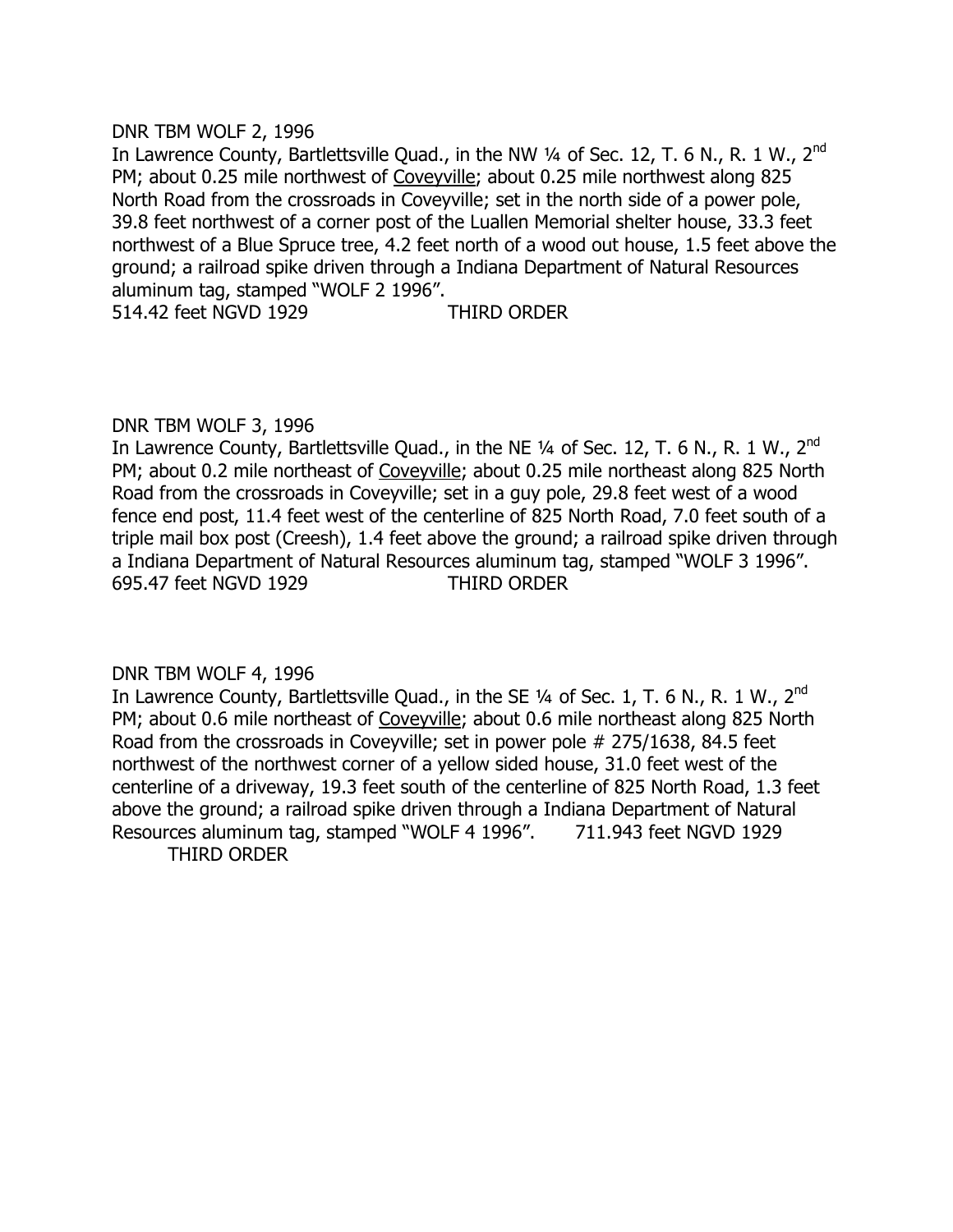DNR TBM WOLF 2, 1996

In Lawrence County, Bartlettsville Quad., in the NW ¼ of Sec. 12, T. 6 N., R. 1 W., 2nd PM; about 0.25 mile northwest of Coveyville; about 0.25 mile northwest along 825 North Road from the crossroads in Coveyville; set in the north side of a power pole, 39.8 feet northwest of a corner post of the Luallen Memorial shelter house, 33.3 feet northwest of a Blue Spruce tree, 4.2 feet north of a wood out house, 1.5 feet above the ground; a railroad spike driven through a Indiana Department of Natural Resources aluminum tag, stamped "WOLF 2 1996".

514.42 feet NGVD 1929 THIRD ORDER

DNR TBM WOLF 3, 1996

In Lawrence County, Bartlettsville Quad., in the NE ¼ of Sec. 12, T. 6 N., R. 1 W., 2nd PM; about 0.2 mile northeast of Coveyville; about 0.25 mile northeast along 825 North Road from the crossroads in Coveyville; set in a guy pole, 29.8 feet west of a wood fence end post, 11.4 feet west of the centerline of 825 North Road, 7.0 feet south of a triple mail box post (Creesh), 1.4 feet above the ground; a railroad spike driven through a Indiana Department of Natural Resources aluminum tag, stamped "WOLF 3 1996".

695.47 feet NGVD 1929 THIRD ORDER

DNR TBM WOLF 4, 1996

In Lawrence County, Bartlettsville Quad., in the SE ¼ of Sec. 1, T. 6 N., R. 1 W., 2nd PM; about 0.6 mile northeast of Coveyville; about 0.6 mile northeast along 825 North Road from the crossroads in Coveyville; set in power pole # 275/1638, 84.5 feet northwest of the northwest corner of a yellow sided house, 31.0 feet west of the centerline of a driveway, 19.3 feet south of the centerline of 825 North Road, 1.3 feet above the ground; a railroad spike driven through a Indiana Department of Natural Resources aluminum tag, stamped "WOLF 4 1996". 711.943 feet NGVD 1929 THIRD ORDER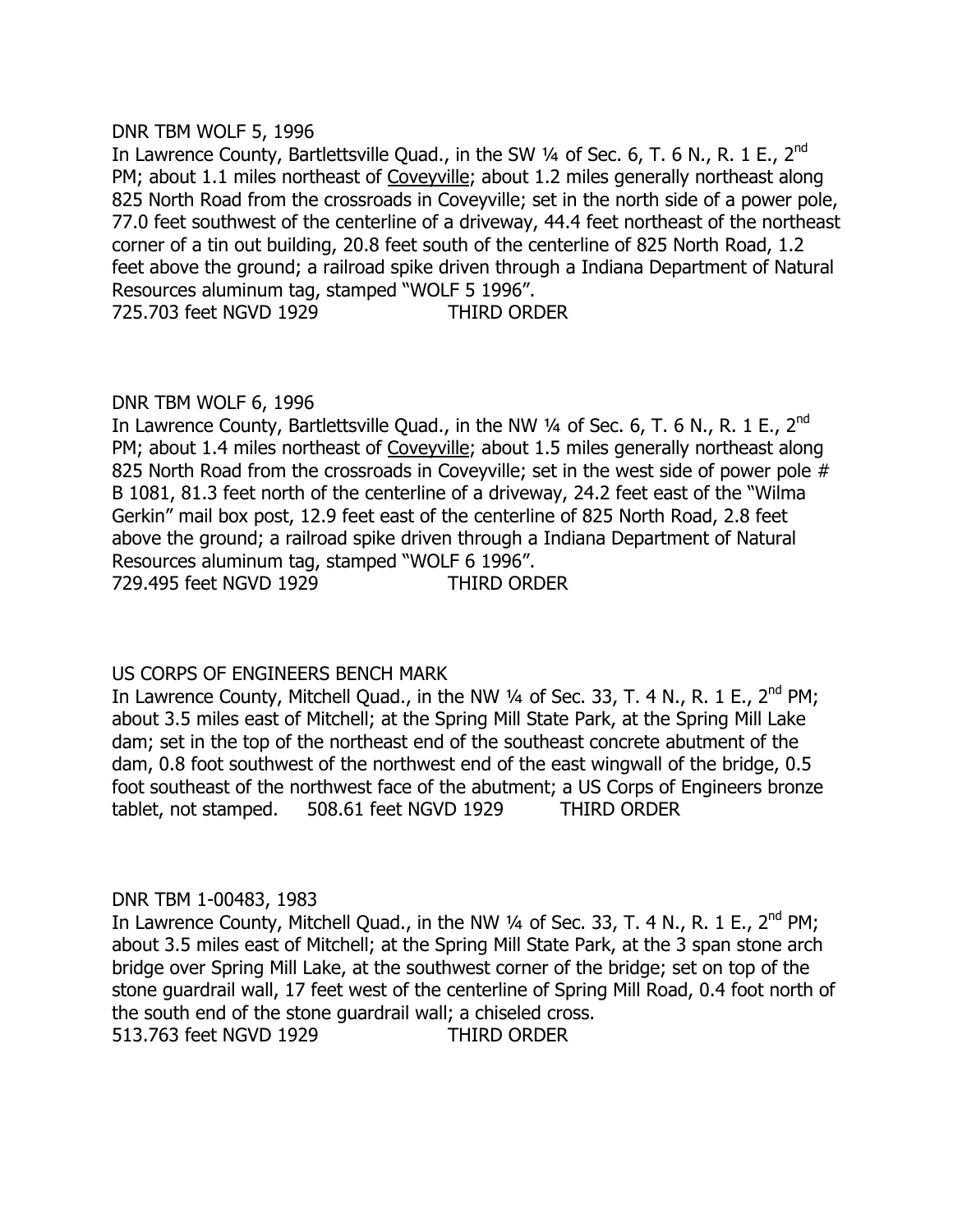DNR TBM WOLF 5, 1996

In Lawrence County, Bartlettsville Quad., in the SW ¼ of Sec. 6, T. 6 N., R. 1 E., 2nd PM; about 1.1 miles northeast of Coveyville; about 1.2 miles generally northeast along 825 North Road from the crossroads in Coveyville; set in the north side of a power pole, 77.0 feet southwest of the centerline of a driveway, 44.4 feet northeast of the northeast corner of a tin out building, 20.8 feet south of the centerline of 825 North Road, 1.2 feet above the ground; a railroad spike driven through a Indiana Department of Natural Resources aluminum tag, stamped "WOLF 5 1996".

725.703 feet NGVD 1929 THIRD ORDER

DNR TBM WOLF 6, 1996

In Lawrence County, Bartlettsville Quad., in the NW ¼ of Sec. 6, T. 6 N., R. 1 E., 2nd PM; about 1.4 miles northeast of Coveyville; about 1.5 miles generally northeast along 825 North Road from the crossroads in Coveyville; set in the west side of power pole # B 1081, 81.3 feet north of the centerline of a driveway, 24.2 feet east of the "Wilma Gerkin" mail box post, 12.9 feet east of the centerline of 825 North Road, 2.8 feet above the ground; a railroad spike driven through a Indiana Department of Natural Resources aluminum tag, stamped "WOLF 6 1996".

729.495 feet NGVD 1929 THIRD ORDER

US CORPS OF ENGINEERS BENCH MARK

In Lawrence County, Mitchell Quad., in the NW ¼ of Sec. 33, T. 4 N., R. 1 E., 2nd PM; about 3.5 miles east of Mitchell; at the Spring Mill State Park, at the Spring Mill Lake dam; set in the top of the northeast end of the southeast concrete abutment of the dam, 0.8 foot southwest of the northwest end of the east wingwall of the bridge, 0.5 foot southeast of the northwest face of the abutment; a US Corps of Engineers bronze tablet, not stamped. 508.61 feet NGVD 1929 THIRD ORDER

DNR TBM 1-00483, 1983

In Lawrence County, Mitchell Quad., in the NW ¼ of Sec. 33, T. 4 N., R. 1 E., 2nd PM; about 3.5 miles east of Mitchell; at the Spring Mill State Park, at the 3 span stone arch bridge over Spring Mill Lake, at the southwest corner of the bridge; set on top of the stone guardrail wall, 17 feet west of the centerline of Spring Mill Road, 0.4 foot north of the south end of the stone guardrail wall; a chiseled cross.

513.763 feet NGVD 1929 THIRD ORDER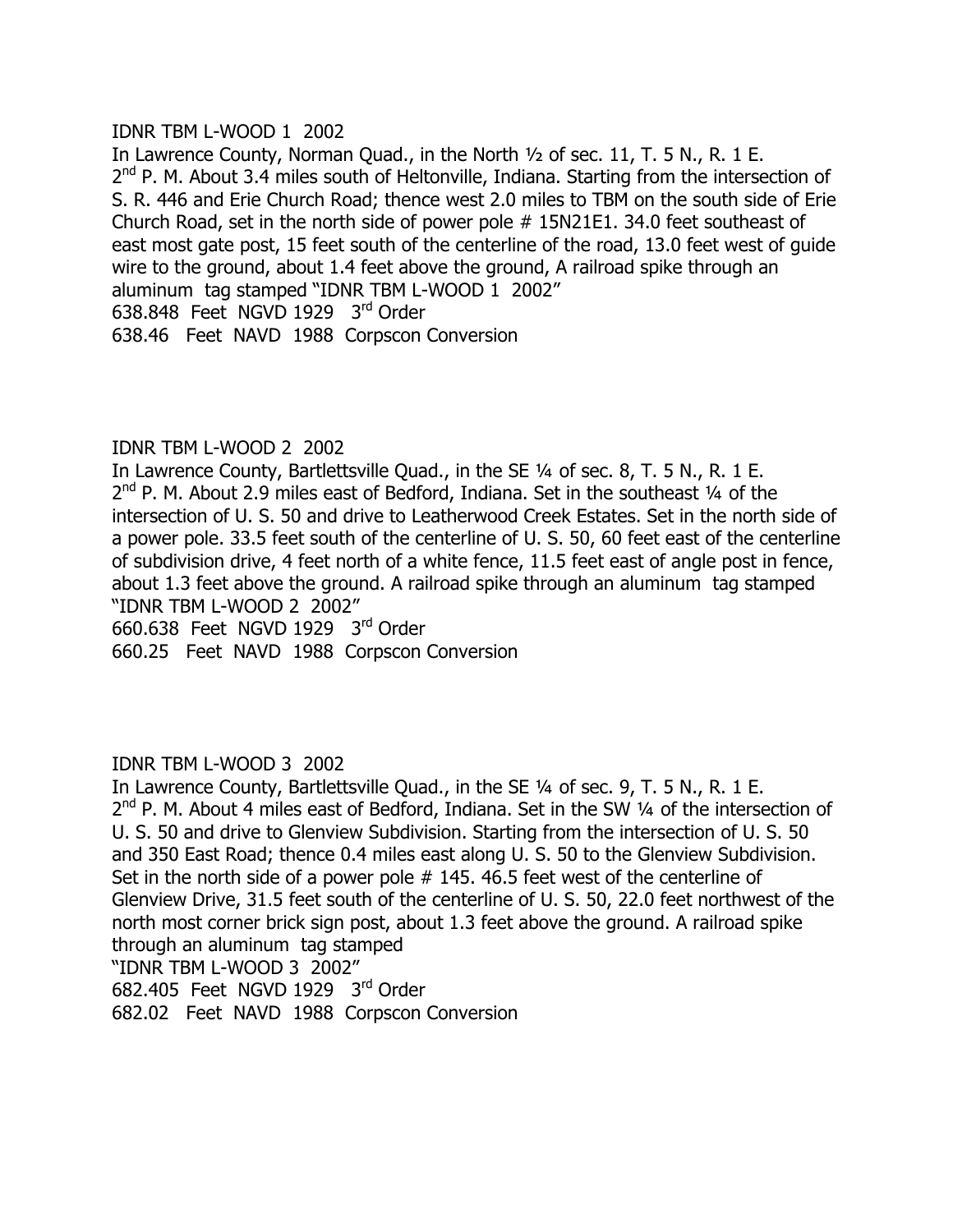IDNR TBM L-WOOD 1 2002

In Lawrence County, Norman Quad., in the North ½ of sec. 11, T. 5 N., R. 1 E. 2nd P. M. About 3.4 miles south of Heltonville, Indiana. Starting from the intersection of S. R. 446 and Erie Church Road; thence west 2.0 miles to TBM on the south side of Erie Church Road, set in the north side of power pole # 15N21E1. 34.0 feet southeast of east most gate post, 15 feet south of the centerline of the road, 13.0 feet west of guide wire to the ground, about 1.4 feet above the ground, A railroad spike through an aluminum tag stamped "IDNR TBM L-WOOD 1 2002"

638.848 Feet NGVD 1929 3rd Order

638.46 Feet NAVD 1988 Corpscon Conversion

IDNR TBM L-WOOD 2 2002

In Lawrence County, Bartlettsville Quad., in the SE ¼ of sec. 8, T. 5 N., R. 1 E. 2nd P. M. About 2.9 miles east of Bedford, Indiana. Set in the southeast ¼ of the intersection of U. S. 50 and drive to Leatherwood Creek Estates. Set in the north side of a power pole. 33.5 feet south of the centerline of U. S. 50, 60 feet east of the centerline of subdivision drive, 4 feet north of a white fence, 11.5 feet east of angle post in fence, about 1.3 feet above the ground. A railroad spike through an aluminum tag stamped "IDNR TBM L-WOOD 2 2002"

660.638 Feet NGVD 1929 3rd Order

660.25 Feet NAVD 1988 Corpscon Conversion

IDNR TBM L-WOOD 3 2002

In Lawrence County, Bartlettsville Quad., in the SE ¼ of sec. 9, T. 5 N., R. 1 E. 2nd P. M. About 4 miles east of Bedford, Indiana. Set in the SW ¼ of the intersection of U. S. 50 and drive to Glenview Subdivision. Starting from the intersection of U. S. 50 and 350 East Road; thence 0.4 miles east along U. S. 50 to the Glenview Subdivision. Set in the north side of a power pole # 145. 46.5 feet west of the centerline of Glenview Drive, 31.5 feet south of the centerline of U. S. 50, 22.0 feet northwest of the north most corner brick sign post, about 1.3 feet above the ground. A railroad spike through an aluminum tag stamped "IDNR TBM L-WOOD 3 2002"

682.405 Feet NGVD 1929 3rd Order

682.02 Feet NAVD 1988 Corpscon Conversion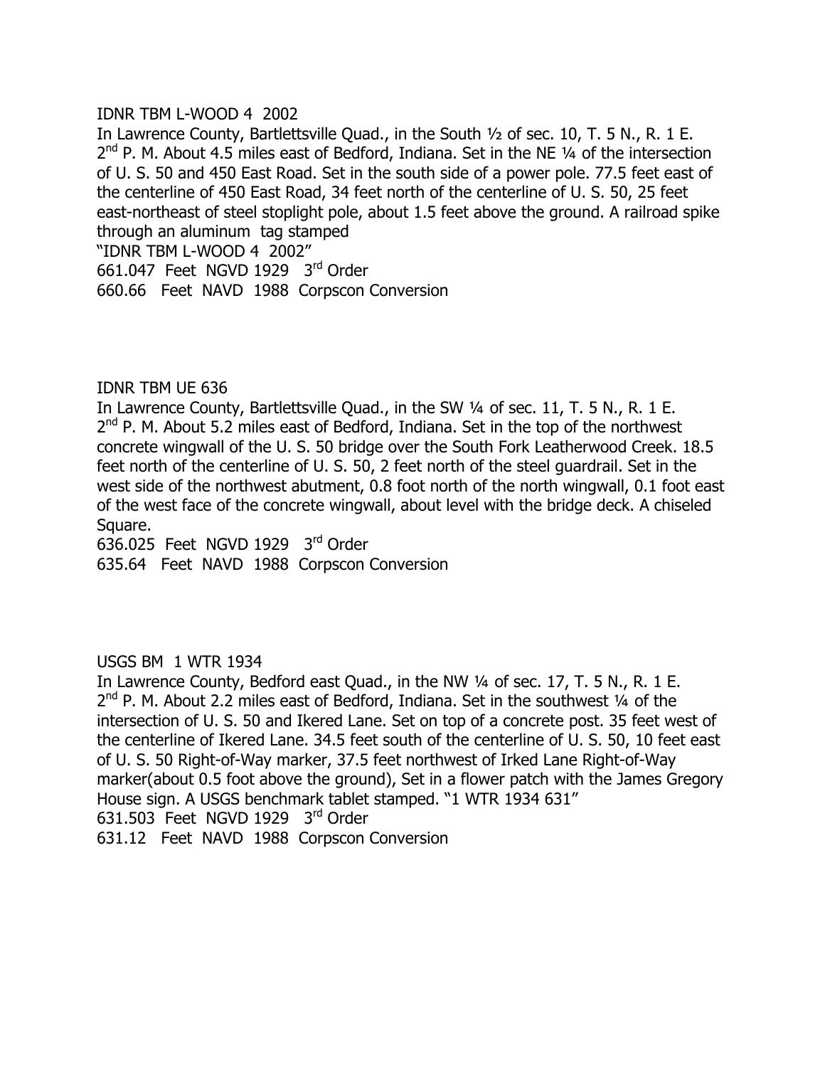IDNR TBM L-WOOD 4 2002

In Lawrence County, Bartlettsville Quad., in the South ½ of sec. 10, T. 5 N., R. 1 E. 2nd P. M. About 4.5 miles east of Bedford, Indiana. Set in the NE ¼ of the intersection of U. S. 50 and 450 East Road. Set in the south side of a power pole. 77.5 feet east of the centerline of 450 East Road, 34 feet north of the centerline of U. S. 50, 25 feet east-northeast of steel stoplight pole, about 1.5 feet above the ground. A railroad spike through an aluminum tag stamped

"IDNR TBM L-WOOD 4 2002"

661.047 Feet NGVD 1929 3rd Order

660.66 Feet NAVD 1988 Corpscon Conversion

IDNR TBM UE 636

In Lawrence County, Bartlettsville Quad., in the SW ¼ of sec. 11, T. 5 N., R. 1 E. 2nd P. M. About 5.2 miles east of Bedford, Indiana. Set in the top of the northwest concrete wingwall of the U. S. 50 bridge over the South Fork Leatherwood Creek. 18.5 feet north of the centerline of U. S. 50, 2 feet north of the steel guardrail. Set in the west side of the northwest abutment, 0.8 foot north of the north wingwall, 0.1 foot east of the west face of the concrete wingwall, about level with the bridge deck. A chiseled Square.

636.025 Feet NGVD 1929 3rd Order

635.64 Feet NAVD 1988 Corpscon Conversion

USGS BM 1 WTR 1934

In Lawrence County, Bedford east Quad., in the NW ¼ of sec. 17, T. 5 N., R. 1 E. 2nd P. M. About 2.2 miles east of Bedford, Indiana. Set in the southwest ¼ of the intersection of U. S. 50 and Ikered Lane. Set on top of a concrete post. 35 feet west of the centerline of Ikered Lane. 34.5 feet south of the centerline of U. S. 50, 10 feet east of U. S. 50 Right-of-Way marker, 37.5 feet northwest of Irked Lane Right-of-Way marker(about 0.5 foot above the ground), Set in a flower patch with the James Gregory House sign. A USGS benchmark tablet stamped. "1 WTR 1934 631"

631.503 Feet NGVD 1929 3rd Order

631.12 Feet NAVD 1988 Corpscon Conversion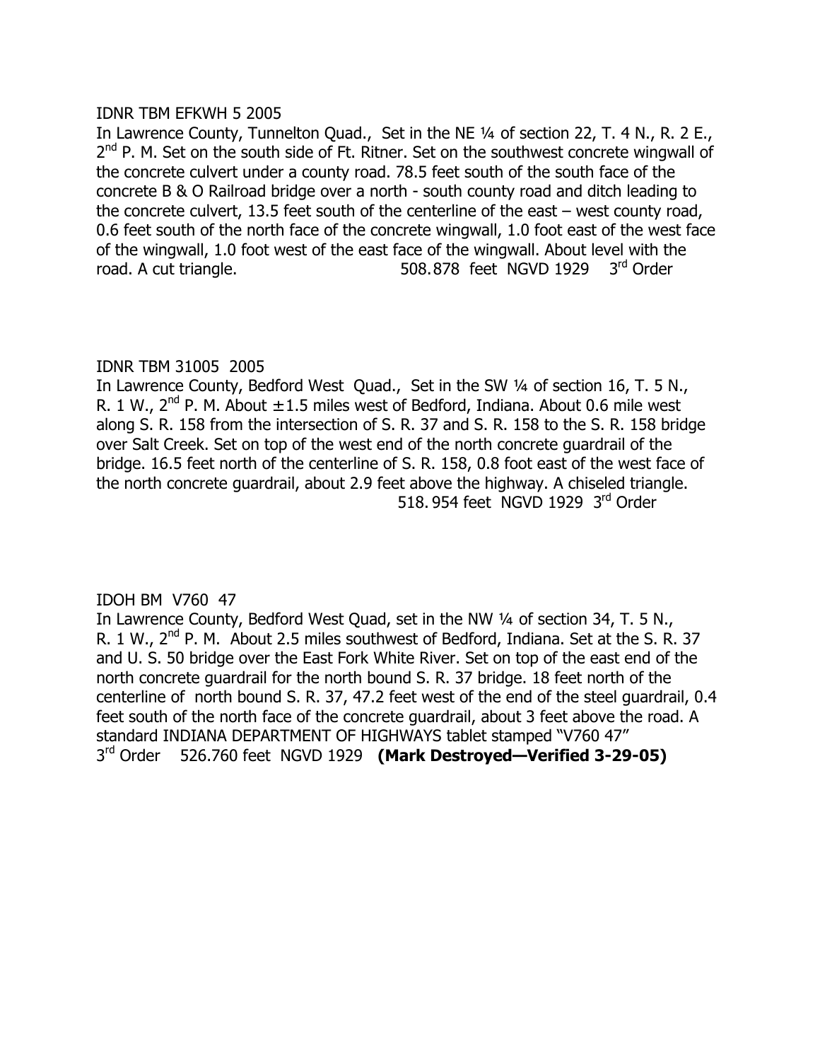IDNR TBM EFKWH 5 2005

In Lawrence County, Tunnelton Quad., Set in the NE ¼ of section 22, T. 4 N., R. 2 E., 2nd P. M. Set on the south side of Ft. Ritner. Set on the southwest concrete wingwall of the concrete culvert under a county road. 78.5 feet south of the south face of the concrete B & O Railroad bridge over a north - south county road and ditch leading to the concrete culvert, 13.5 feet south of the centerline of the east – west county road, 0.6 feet south of the north face of the concrete wingwall, 1.0 foot east of the west face of the wingwall, 1.0 foot west of the east face of the wingwall. About level with the road. A cut triangle. 508.878 feet NGVD 1929 3rd Order

IDNR TBM 31005 2005

In Lawrence County, Bedford West Quad., Set in the SW ¼ of section 16, T. 5 N., R. 1 W., 2nd P. M. About ±1.5 miles west of Bedford, Indiana. About 0.6 mile west along S. R. 158 from the intersection of S. R. 37 and S. R. 158 to the S. R. 158 bridge over Salt Creek. Set on top of the west end of the north concrete guardrail of the bridge. 16.5 feet north of the centerline of S. R. 158, 0.8 foot east of the west face of the north concrete guardrail, about 2.9 feet above the highway. A chiseled triangle. 518.954 feet NGVD 1929 3rd Order

IDOH BM V760 47

In Lawrence County, Bedford West Quad, set in the NW ¼ of section 34, T. 5 N., R. 1 W., 2nd P. M. About 2.5 miles southwest of Bedford, Indiana. Set at the S. R. 37 and U. S. 50 bridge over the East Fork White River. Set on top of the east end of the north concrete guardrail for the north bound S. R. 37 bridge. 18 feet north of the centerline of north bound S. R. 37, 47.2 feet west of the end of the steel guardrail, 0.4 feet south of the north face of the concrete guardrail, about 3 feet above the road. A standard INDIANA DEPARTMENT OF HIGHWAYS tablet stamped "V760 47" 3rd Order 526.760 feet NGVD 1929 **(Mark Destroyed—Verified 3-29-05)**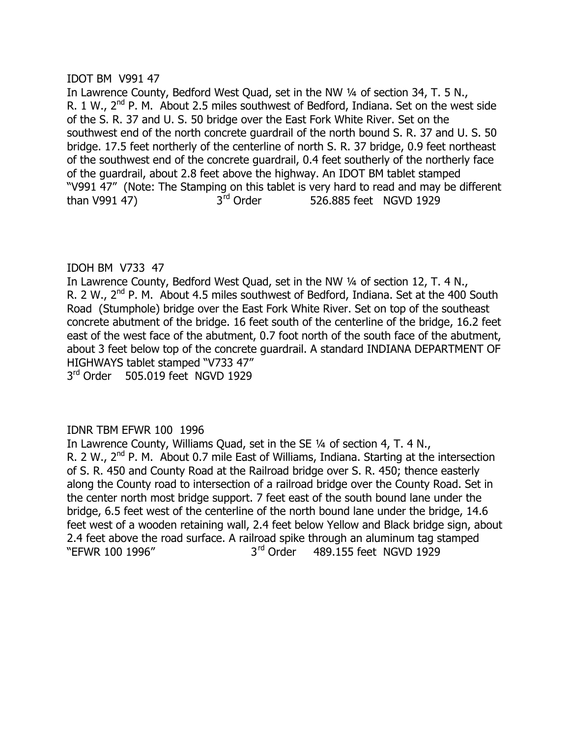IDOT BM V991 47

In Lawrence County, Bedford West Quad, set in the NW ¼ of section 34, T. 5 N., R. 1 W., 2nd P. M. About 2.5 miles southwest of Bedford, Indiana. Set on the west side of the S. R. 37 and U. S. 50 bridge over the East Fork White River. Set on the southwest end of the north concrete guardrail of the north bound S. R. 37 and U. S. 50 bridge. 17.5 feet northerly of the centerline of north S. R. 37 bridge, 0.9 feet northeast of the southwest end of the concrete guardrail, 0.4 feet southerly of the northerly face of the guardrail, about 2.8 feet above the highway. An IDOT BM tablet stamped "V991 47" (Note: The Stamping on this tablet is very hard to read and may be different than V991 47) 3rd Order 526.885 feet NGVD 1929

IDOH BM V733 47

In Lawrence County, Bedford West Quad, set in the NW ¼ of section 12, T. 4 N., R. 2 W., 2nd P. M. About 4.5 miles southwest of Bedford, Indiana. Set at the 400 South Road (Stumphole) bridge over the East Fork White River. Set on top of the southeast concrete abutment of the bridge. 16 feet south of the centerline of the bridge, 16.2 feet east of the west face of the abutment, 0.7 foot north of the south face of the abutment, about 3 feet below top of the concrete guardrail. A standard INDIANA DEPARTMENT OF HIGHWAYS tablet stamped "V733 47"

3rd Order 505.019 feet NGVD 1929

IDNR TBM EFWR 100 1996

In Lawrence County, Williams Quad, set in the SE ¼ of section 4, T. 4 N., R. 2 W., 2nd P. M. About 0.7 mile East of Williams, Indiana. Starting at the intersection of S. R. 450 and County Road at the Railroad bridge over S. R. 450; thence easterly along the County road to intersection of a railroad bridge over the County Road. Set in the center north most bridge support. 7 feet east of the south bound lane under the bridge, 6.5 feet west of the centerline of the north bound lane under the bridge, 14.6 feet west of a wooden retaining wall, 2.4 feet below Yellow and Black bridge sign, about 2.4 feet above the road surface. A railroad spike through an aluminum tag stamped "EFWR 100 1996" 3rd Order 489.155 feet NGVD 1929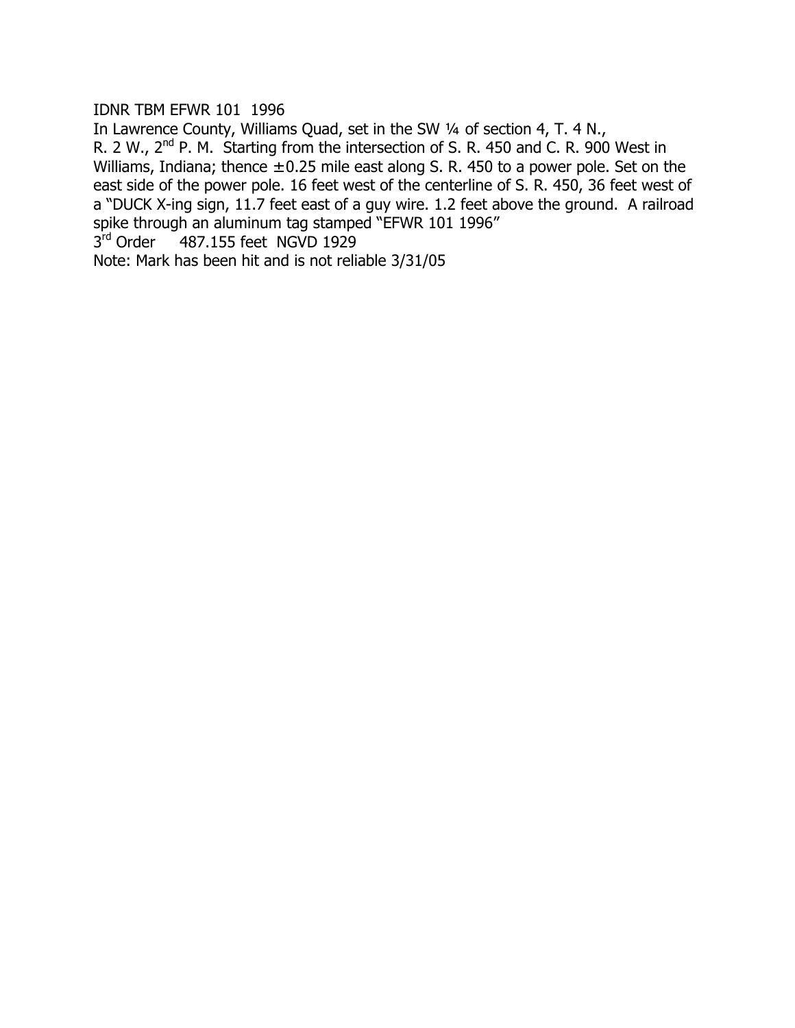IDNR TBM EFWR 101 1996

In Lawrence County, Williams Quad, set in the SW ¼ of section 4, T. 4 N., R. 2 W., 2nd P. M. Starting from the intersection of S. R. 450 and C. R. 900 West in Williams, Indiana; thence ±0.25 mile east along S. R. 450 to a power pole. Set on the east side of the power pole. 16 feet west of the centerline of S. R. 450, 36 feet west of a "DUCK X-ing sign, 11.7 feet east of a guy wire. 1.2 feet above the ground. A railroad spike through an aluminum tag stamped "EFWR 101 1996"

3rd Order 487.155 feet NGVD 1929

Note: Mark has been hit and is not reliable 3/31/05